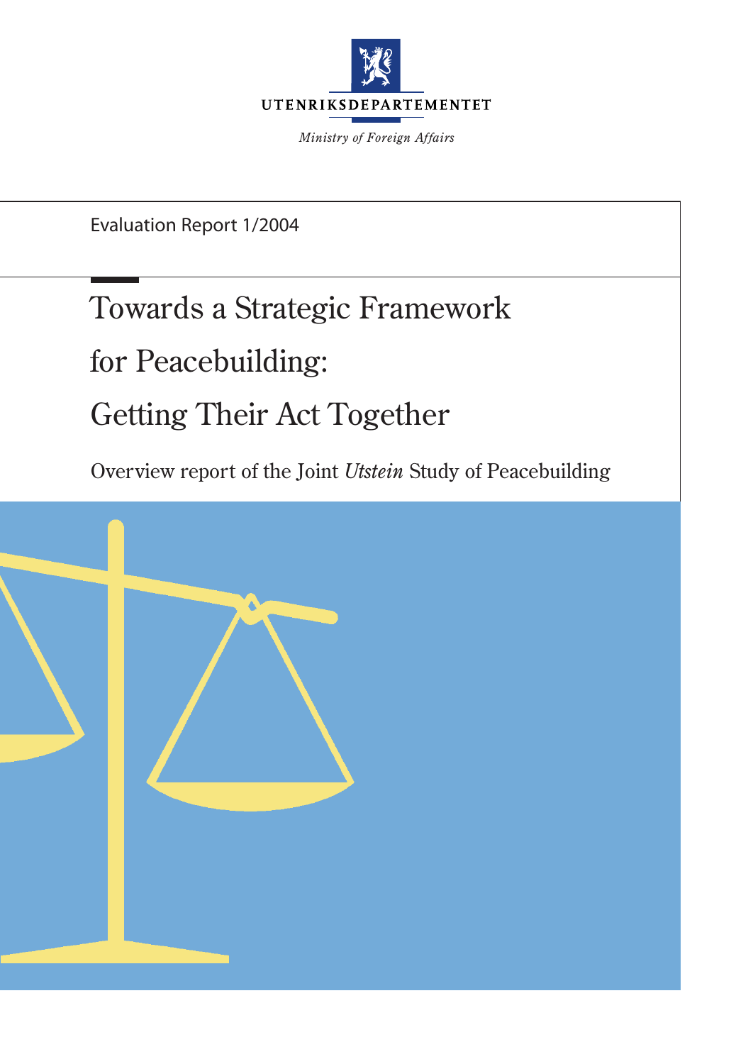UTENRIKSDEPARTEMENTET

*Ministry of Foreign Affairs*

Evaluation Report 1/2004

# Towards a Strategic Framework for Peacebuilding: Getting Their Act Together

Overview report of the Joint *Utstein* Study of Peacebuilding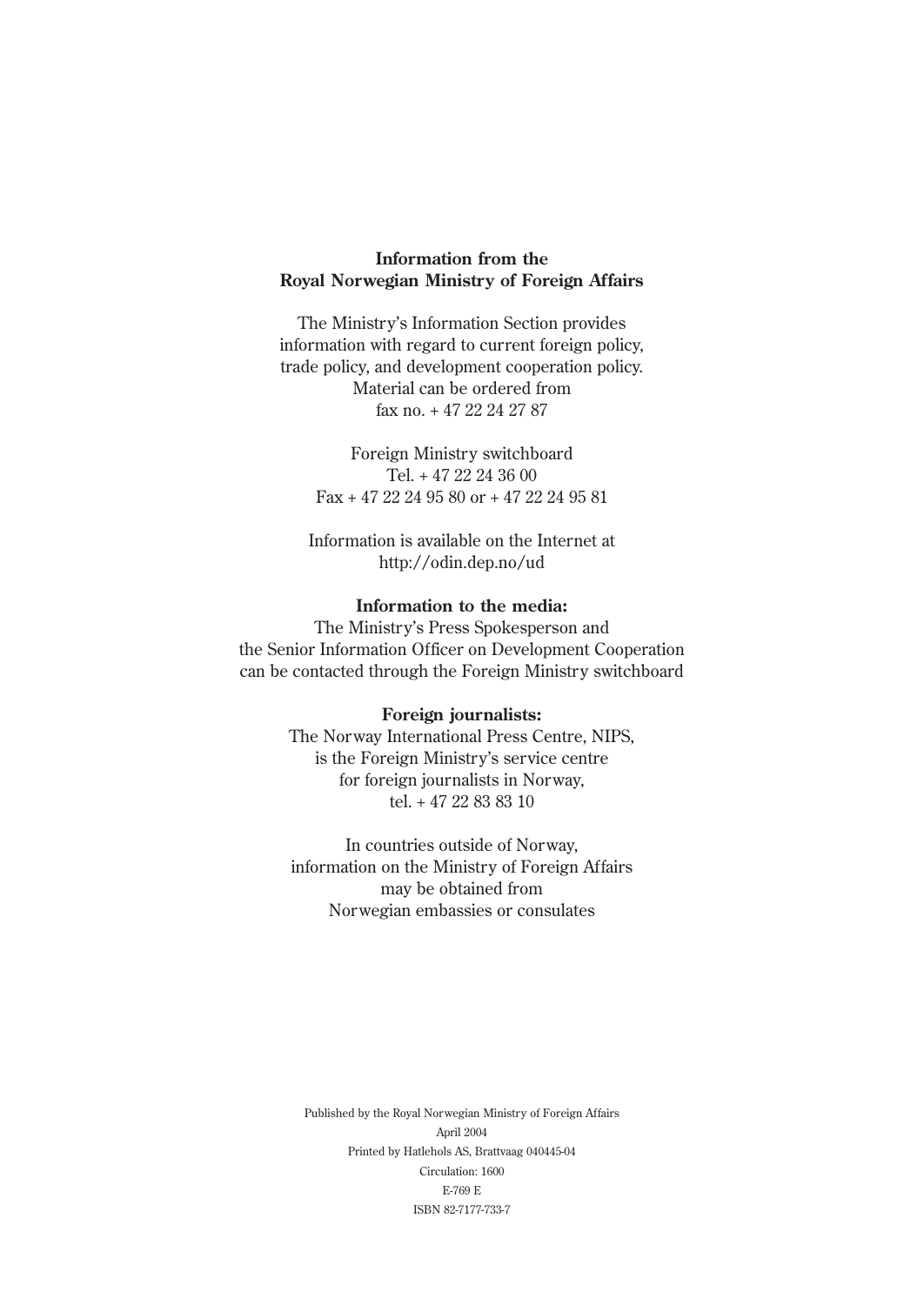**Information from the Royal Norwegian Ministry of Foreign Affairs**

The Ministry's Information Section provides information with regard to current foreign policy, trade policy, and development cooperation policy. Material can be ordered from fax no. + 47 22 24 27 87

Foreign Ministry switchboard
Tel. + 47 22 24 36 00
Fax + 47 22 24 95 80 or + 47 22 24 95 81

Information is available on the Internet at http://odin.dep.no/ud

**Information to the media:**
The Ministry's Press Spokesperson and the Senior Information Officer on Development Cooperation can be contacted through the Foreign Ministry switchboard

**Foreign journalists:**
The Norway International Press Centre, NIPS, is the Foreign Ministry's service centre for foreign journalists in Norway, tel. + 47 22 83 83 10

In countries outside of Norway, information on the Ministry of Foreign Affairs may be obtained from Norwegian embassies or consulates

Published by the Royal Norwegian Ministry of Foreign Affairs
April 2004
Printed by Hatlehols AS, Brattvaag 040445-04
Circulation: 1600
E-769 E
ISBN 82-7177-733-7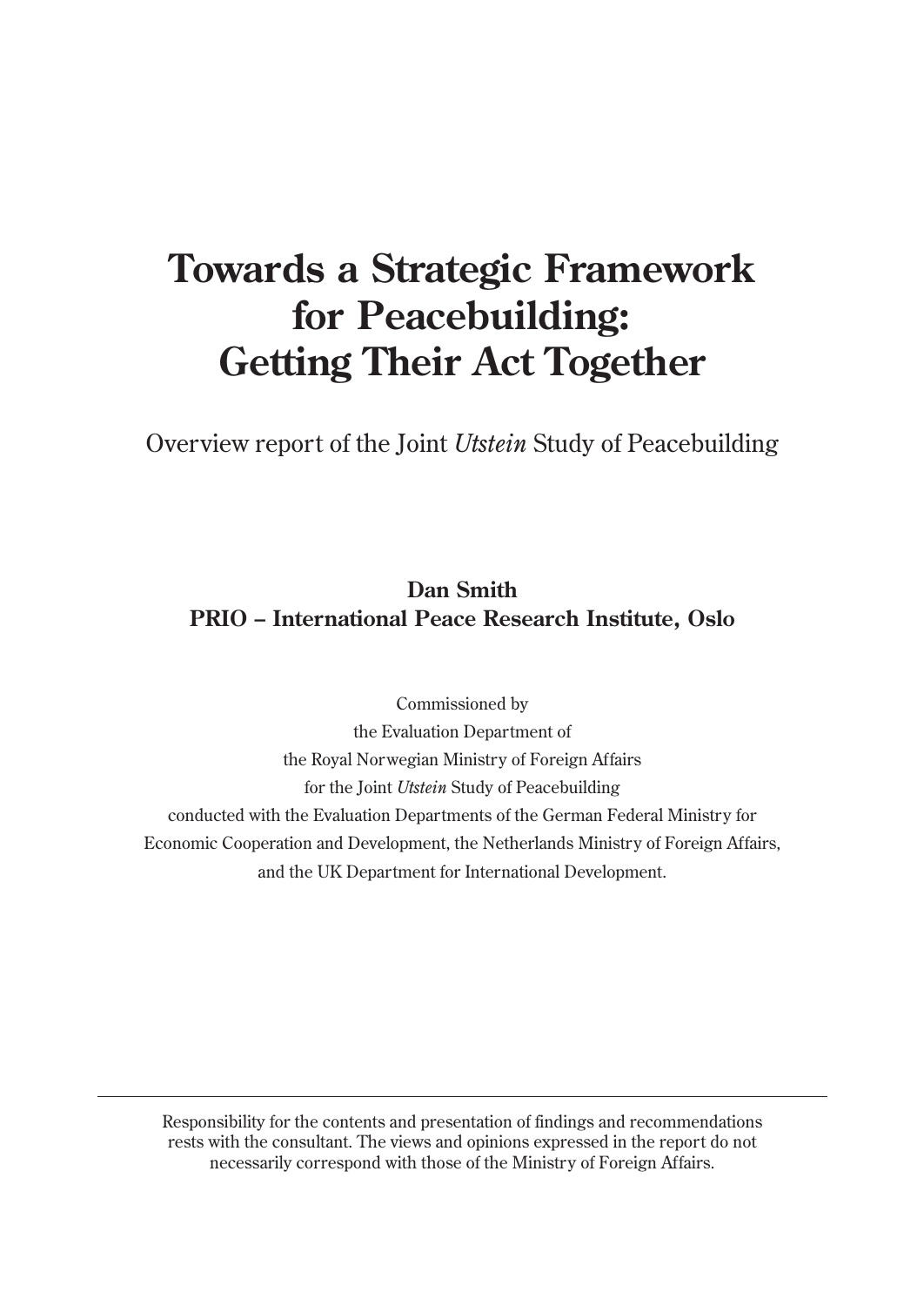# Towards a Strategic Framework for Peacebuilding: Getting Their Act Together

Overview report of the Joint *Utstein* Study of Peacebuilding

**Dan Smith**
**PRIO – International Peace Research Institute, Oslo**

Commissioned by
the Evaluation Department of
the Royal Norwegian Ministry of Foreign Affairs
for the Joint *Utstein* Study of Peacebuilding
conducted with the Evaluation Departments of the German Federal Ministry for Economic Cooperation and Development, the Netherlands Ministry of Foreign Affairs, and the UK Department for International Development.

---

Responsibility for the contents and presentation of findings and recommendations rests with the consultant. The views and opinions expressed in the report do not necessarily correspond with those of the Ministry of Foreign Affairs.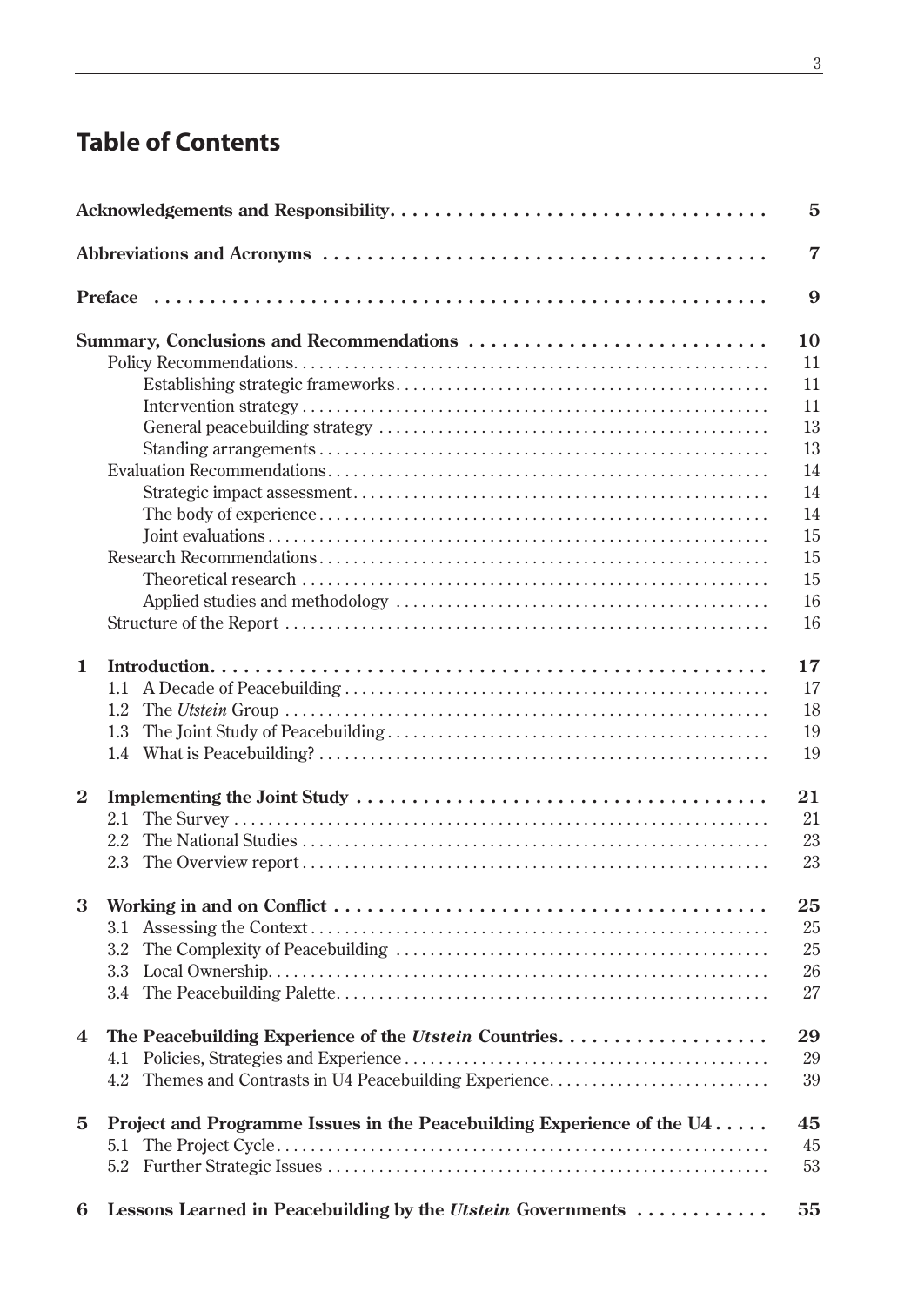# Table of Contents

| | |
|---|---|
| **Acknowledgements and Responsibility** | **5** |
| **Abbreviations and Acronyms** | **7** |
| **Preface** | **9** |
| **Summary, Conclusions and Recommendations** | **10** |
| Policy Recommendations | 11 |
| Establishing strategic frameworks | 11 |
| Intervention strategy | 11 |
| General peacebuilding strategy | 13 |
| Standing arrangements | 13 |
| Evaluation Recommendations | 14 |
| Strategic impact assessment | 14 |
| The body of experience | 14 |
| Joint evaluations | 15 |
| Research Recommendations | 15 |
| Theoretical research | 15 |
| Applied studies and methodology | 16 |
| Structure of the Report | 16 |
| **1 Introduction** | **17** |
| 1.1 A Decade of Peacebuilding | 17 |
| 1.2 The *Utstein* Group | 18 |
| 1.3 The Joint Study of Peacebuilding | 19 |
| 1.4 What is Peacebuilding? | 19 |
| **2 Implementing the Joint Study** | **21** |
| 2.1 The Survey | 21 |
| 2.2 The National Studies | 23 |
| 2.3 The Overview report | 23 |
| **3 Working in and on Conflict** | **25** |
| 3.1 Assessing the Context | 25 |
| 3.2 The Complexity of Peacebuilding | 25 |
| 3.3 Local Ownership | 26 |
| 3.4 The Peacebuilding Palette | 27 |
| **4 The Peacebuilding Experience of the *Utstein* Countries** | **29** |
| 4.1 Policies, Strategies and Experience | 29 |
| 4.2 Themes and Contrasts in U4 Peacebuilding Experience | 39 |
| **5 Project and Programme Issues in the Peacebuilding Experience of the U4** | **45** |
| 5.1 The Project Cycle | 45 |
| 5.2 Further Strategic Issues | 53 |
| **6 Lessons Learned in Peacebuilding by the *Utstein* Governments** | **55** |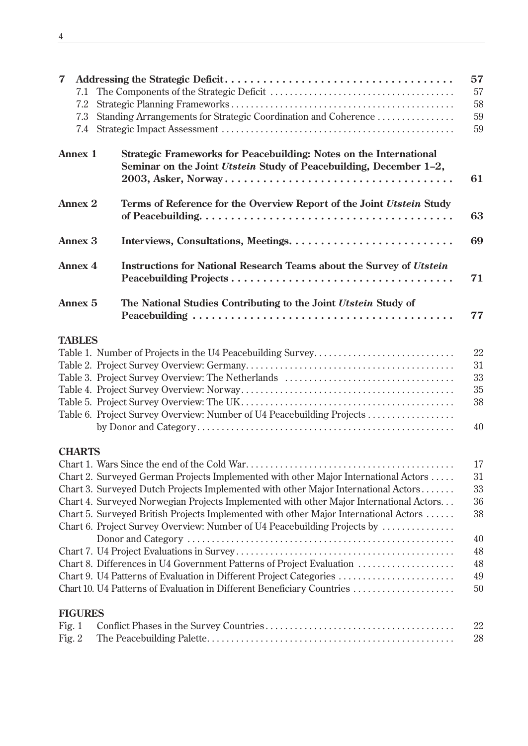**7 Addressing the Strategic Deficit** ..... **57**

- 7.1 The Components of the Strategic Deficit ..... 57
- 7.2 Strategic Planning Frameworks ..... 58
- 7.3 Standing Arrangements for Strategic Coordination and Coherence ..... 59
- 7.4 Strategic Impact Assessment ..... 59

**Annex 1 Strategic Frameworks for Peacebuilding: Notes on the International Seminar on the Joint *Utstein* Study of Peacebuilding, December 1–2, 2003, Asker, Norway** ..... **61**

**Annex 2 Terms of Reference for the Overview Report of the Joint *Utstein* Study of Peacebuilding** ..... **63**

**Annex 3 Interviews, Consultations, Meetings** ..... **69**

**Annex 4 Instructions for National Research Teams about the Survey of *Utstein* Peacebuilding Projects** ..... **71**

**Annex 5 The National Studies Contributing to the Joint *Utstein* Study of Peacebuilding** ..... **77**

**TABLES**

- Table 1. Number of Projects in the U4 Peacebuilding Survey ..... 22
- Table 2. Project Survey Overview: Germany ..... 31
- Table 3. Project Survey Overview: The Netherlands ..... 33
- Table 4. Project Survey Overview: Norway ..... 35
- Table 5. Project Survey Overview: The UK ..... 38
- Table 6. Project Survey Overview: Number of U4 Peacebuilding Projects by Donor and Category ..... 40

**CHARTS**

- Chart 1. Wars Since the end of the Cold War ..... 17
- Chart 2. Surveyed German Projects Implemented with other Major International Actors ..... 31
- Chart 3. Surveyed Dutch Projects Implemented with other Major International Actors ..... 33
- Chart 4. Surveyed Norwegian Projects Implemented with other Major International Actors ..... 36
- Chart 5. Surveyed British Projects Implemented with other Major International Actors ..... 38
- Chart 6. Project Survey Overview: Number of U4 Peacebuilding Projects by Donor and Category ..... 40
- Chart 7. U4 Project Evaluations in Survey ..... 48
- Chart 8. Differences in U4 Government Patterns of Project Evaluation ..... 48
- Chart 9. U4 Patterns of Evaluation in Different Project Categories ..... 49
- Chart 10. U4 Patterns of Evaluation in Different Beneficiary Countries ..... 50

**FIGURES**

- Fig. 1 Conflict Phases in the Survey Countries ..... 22
- Fig. 2 The Peacebuilding Palette ..... 28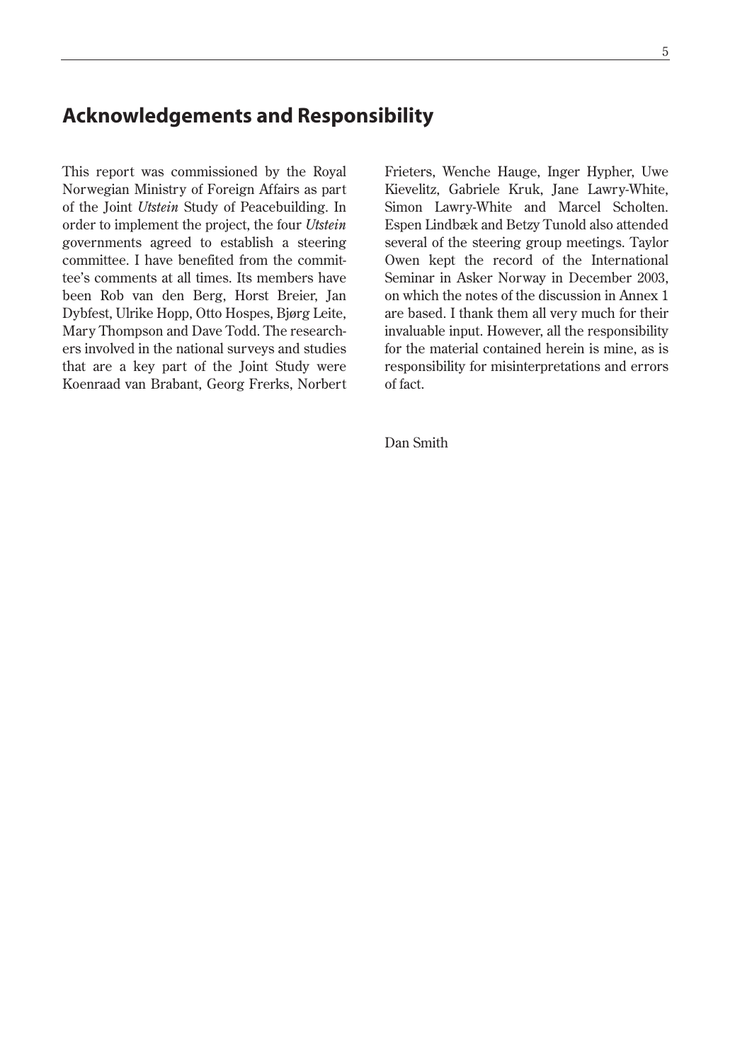## Acknowledgements and Responsibility

This report was commissioned by the Royal Norwegian Ministry of Foreign Affairs as part of the Joint *Utstein* Study of Peacebuilding. In order to implement the project, the four *Utstein* governments agreed to establish a steering committee. I have benefited from the committee's comments at all times. Its members have been Rob van den Berg, Horst Breier, Jan Dybfest, Ulrike Hopp, Otto Hospes, Bjørg Leite, Mary Thompson and Dave Todd. The researchers involved in the national surveys and studies that are a key part of the Joint Study were Koenraad van Brabant, Georg Frerks, Norbert Frieters, Wenche Hauge, Inger Hypher, Uwe Kievelitz, Gabriele Kruk, Jane Lawry-White, Simon Lawry-White and Marcel Scholten. Espen Lindbæk and Betzy Tunold also attended several of the steering group meetings. Taylor Owen kept the record of the International Seminar in Asker Norway in December 2003, on which the notes of the discussion in Annex 1 are based. I thank them all very much for their invaluable input. However, all the responsibility for the material contained herein is mine, as is responsibility for misinterpretations and errors of fact.

Dan Smith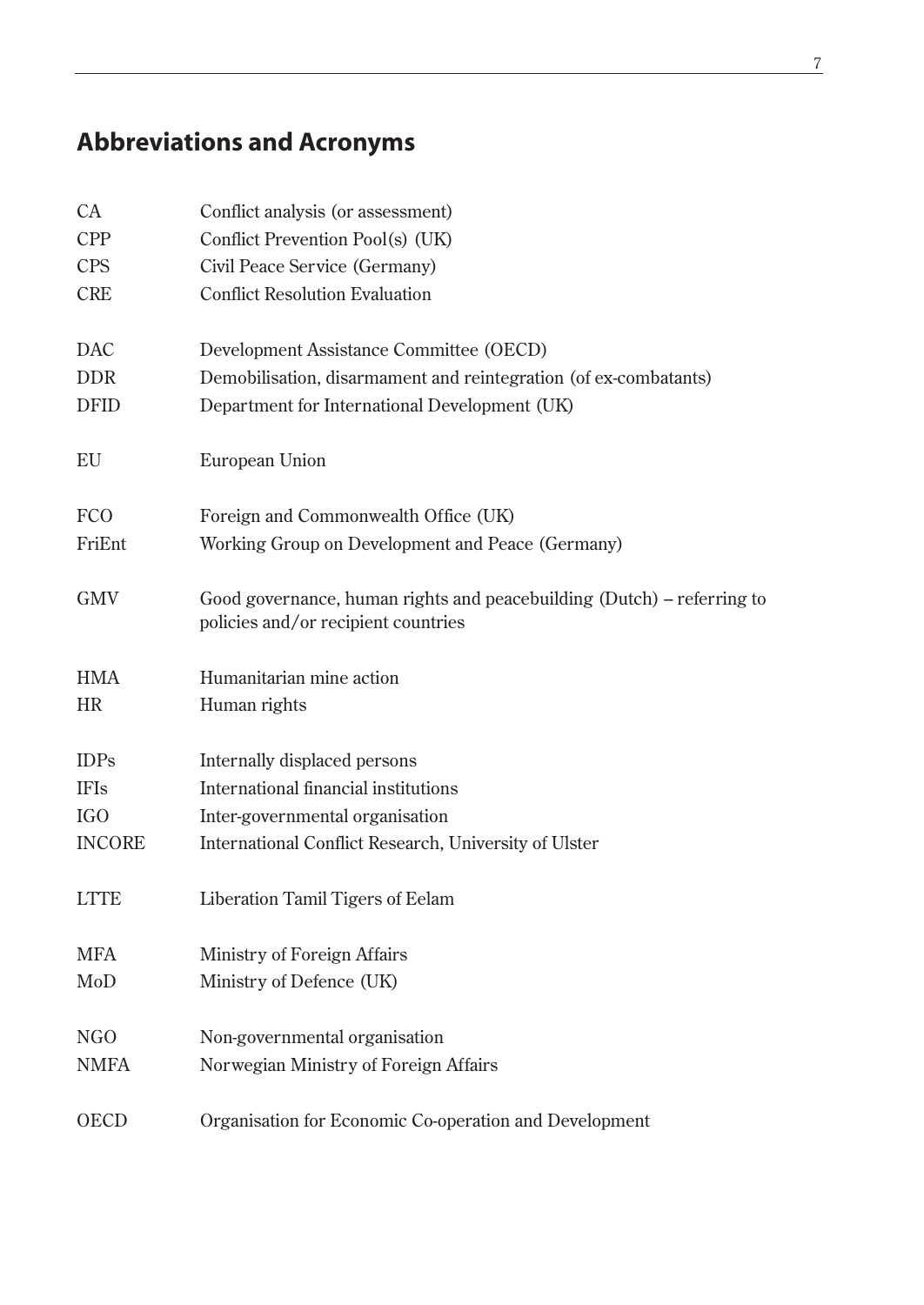## Abbreviations and Acronyms

| | |
|---|---|
| CA | Conflict analysis (or assessment) |
| CPP | Conflict Prevention Pool(s) (UK) |
| CPS | Civil Peace Service (Germany) |
| CRE | Conflict Resolution Evaluation |
| DAC | Development Assistance Committee (OECD) |
| DDR | Demobilisation, disarmament and reintegration (of ex-combatants) |
| DFID | Department for International Development (UK) |
| EU | European Union |
| FCO | Foreign and Commonwealth Office (UK) |
| FriEnt | Working Group on Development and Peace (Germany) |
| GMV | Good governance, human rights and peacebuilding (Dutch) – referring to policies and/or recipient countries |
| HMA | Humanitarian mine action |
| HR | Human rights |
| IDPs | Internally displaced persons |
| IFIs | International financial institutions |
| IGO | Inter-governmental organisation |
| INCORE | International Conflict Research, University of Ulster |
| LTTE | Liberation Tamil Tigers of Eelam |
| MFA | Ministry of Foreign Affairs |
| MoD | Ministry of Defence (UK) |
| NGO | Non-governmental organisation |
| NMFA | Norwegian Ministry of Foreign Affairs |
| OECD | Organisation for Economic Co-operation and Development |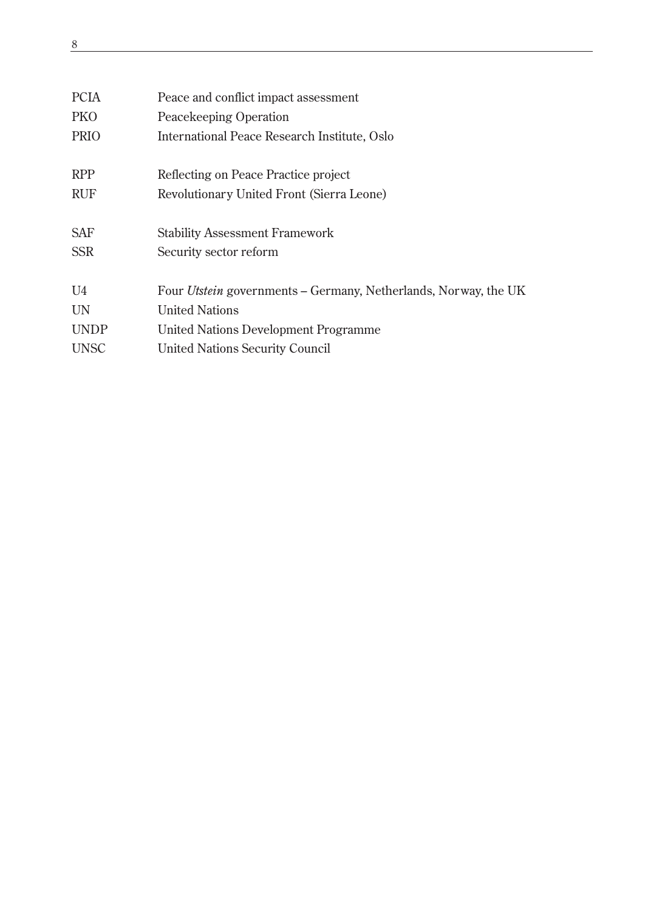| | |
|---|---|
| PCIA | Peace and conflict impact assessment |
| PKO | Peacekeeping Operation |
| PRIO | International Peace Research Institute, Oslo |
| RPP | Reflecting on Peace Practice project |
| RUF | Revolutionary United Front (Sierra Leone) |
| SAF | Stability Assessment Framework |
| SSR | Security sector reform |
| U4 | Four *Utstein* governments – Germany, Netherlands, Norway, the UK |
| UN | United Nations |
| UNDP | United Nations Development Programme |
| UNSC | United Nations Security Council |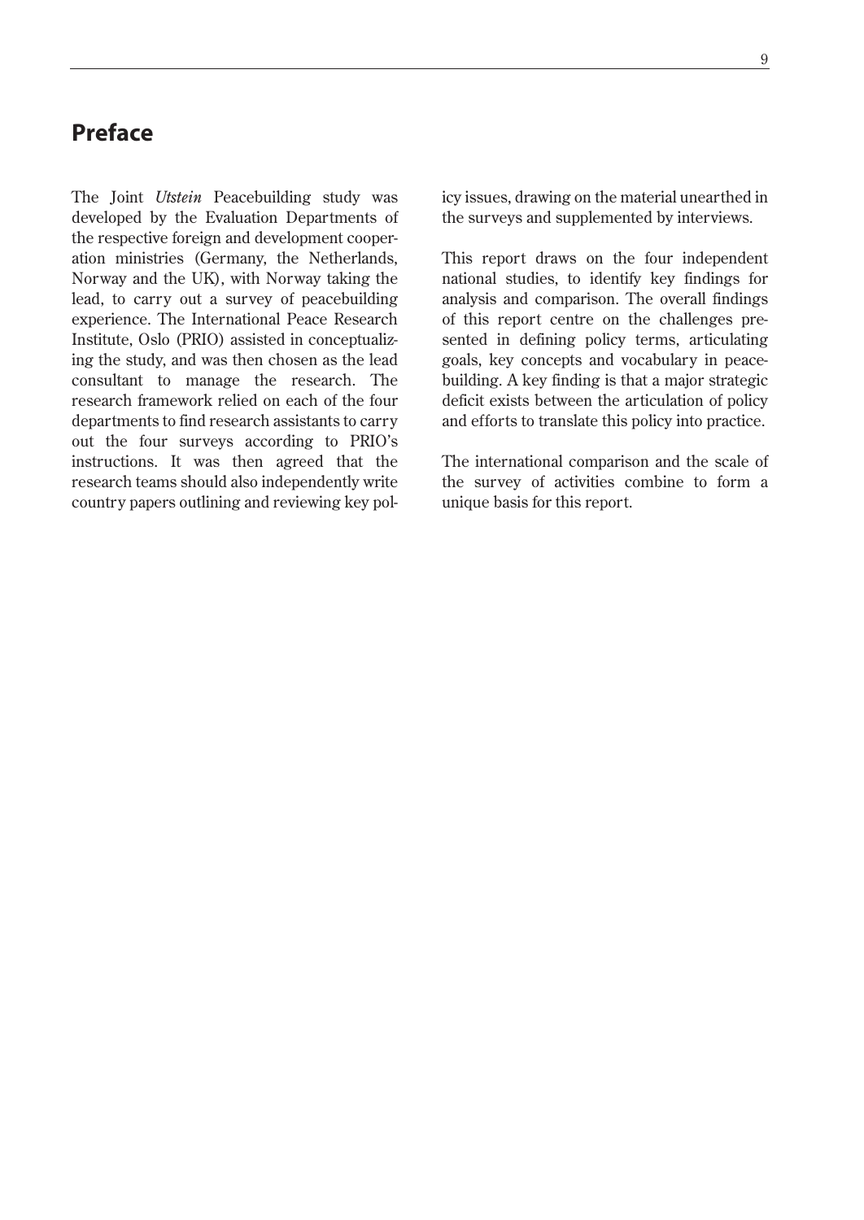# Preface

The Joint *Utstein* Peacebuilding study was developed by the Evaluation Departments of the respective foreign and development cooperation ministries (Germany, the Netherlands, Norway and the UK), with Norway taking the lead, to carry out a survey of peacebuilding experience. The International Peace Research Institute, Oslo (PRIO) assisted in conceptualizing the study, and was then chosen as the lead consultant to manage the research. The research framework relied on each of the four departments to find research assistants to carry out the four surveys according to PRIO's instructions. It was then agreed that the research teams should also independently write country papers outlining and reviewing key policy issues, drawing on the material unearthed in the surveys and supplemented by interviews.

This report draws on the four independent national studies, to identify key findings for analysis and comparison. The overall findings of this report centre on the challenges presented in defining policy terms, articulating goals, key concepts and vocabulary in peacebuilding. A key finding is that a major strategic deficit exists between the articulation of policy and efforts to translate this policy into practice.

The international comparison and the scale of the survey of activities combine to form a unique basis for this report.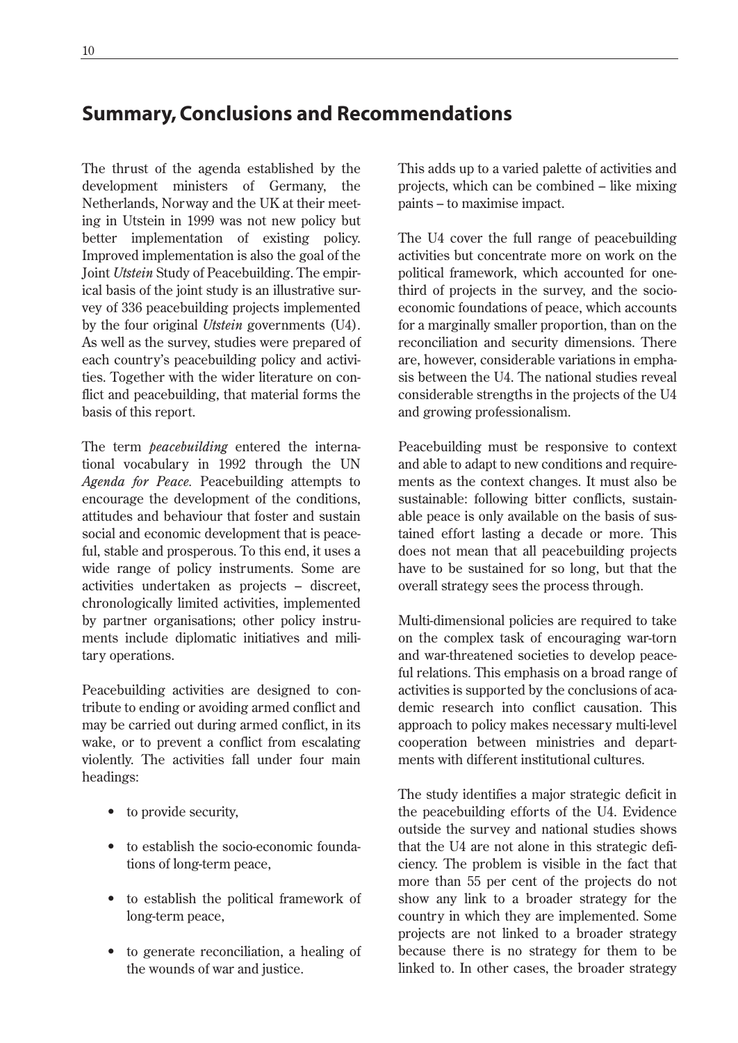## Summary, Conclusions and Recommendations

The thrust of the agenda established by the development ministers of Germany, the Netherlands, Norway and the UK at their meeting in Utstein in 1999 was not new policy but better implementation of existing policy. Improved implementation is also the goal of the Joint *Utstein* Study of Peacebuilding. The empirical basis of the joint study is an illustrative survey of 336 peacebuilding projects implemented by the four original *Utstein* governments (U4). As well as the survey, studies were prepared of each country's peacebuilding policy and activities. Together with the wider literature on conflict and peacebuilding, that material forms the basis of this report.

The term *peacebuilding* entered the international vocabulary in 1992 through the UN *Agenda for Peace.* Peacebuilding attempts to encourage the development of the conditions, attitudes and behaviour that foster and sustain social and economic development that is peaceful, stable and prosperous. To this end, it uses a wide range of policy instruments. Some are activities undertaken as projects – discreet, chronologically limited activities, implemented by partner organisations; other policy instruments include diplomatic initiatives and military operations.

Peacebuilding activities are designed to contribute to ending or avoiding armed conflict and may be carried out during armed conflict, in its wake, or to prevent a conflict from escalating violently. The activities fall under four main headings:

- to provide security,
- to establish the socio-economic foundations of long-term peace,
- to establish the political framework of long-term peace,
- to generate reconciliation, a healing of the wounds of war and justice.

This adds up to a varied palette of activities and projects, which can be combined – like mixing paints – to maximise impact.

The U4 cover the full range of peacebuilding activities but concentrate more on work on the political framework, which accounted for one-third of projects in the survey, and the socio-economic foundations of peace, which accounts for a marginally smaller proportion, than on the reconciliation and security dimensions. There are, however, considerable variations in emphasis between the U4. The national studies reveal considerable strengths in the projects of the U4 and growing professionalism.

Peacebuilding must be responsive to context and able to adapt to new conditions and requirements as the context changes. It must also be sustainable: following bitter conflicts, sustainable peace is only available on the basis of sustained effort lasting a decade or more. This does not mean that all peacebuilding projects have to be sustained for so long, but that the overall strategy sees the process through.

Multi-dimensional policies are required to take on the complex task of encouraging war-torn and war-threatened societies to develop peaceful relations. This emphasis on a broad range of activities is supported by the conclusions of academic research into conflict causation. This approach to policy makes necessary multi-level cooperation between ministries and departments with different institutional cultures.

The study identifies a major strategic deficit in the peacebuilding efforts of the U4. Evidence outside the survey and national studies shows that the U4 are not alone in this strategic deficiency. The problem is visible in the fact that more than 55 per cent of the projects do not show any link to a broader strategy for the country in which they are implemented. Some projects are not linked to a broader strategy because there is no strategy for them to be linked to. In other cases, the broader strategy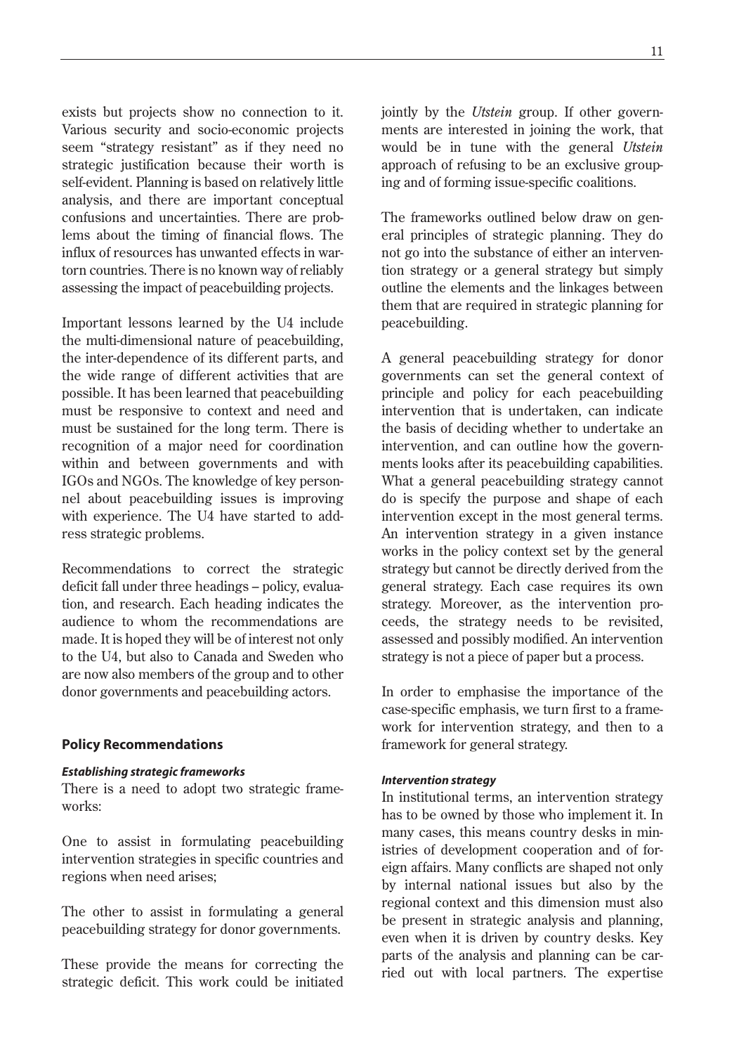exists but projects show no connection to it. Various security and socio-economic projects seem "strategy resistant" as if they need no strategic justification because their worth is self-evident. Planning is based on relatively little analysis, and there are important conceptual confusions and uncertainties. There are problems about the timing of financial flows. The influx of resources has unwanted effects in war-torn countries. There is no known way of reliably assessing the impact of peacebuilding projects.

Important lessons learned by the U4 include the multi-dimensional nature of peacebuilding, the inter-dependence of its different parts, and the wide range of different activities that are possible. It has been learned that peacebuilding must be responsive to context and need and must be sustained for the long term. There is recognition of a major need for coordination within and between governments and with IGOs and NGOs. The knowledge of key personnel about peacebuilding issues is improving with experience. The U4 have started to address strategic problems.

Recommendations to correct the strategic deficit fall under three headings – policy, evaluation, and research. Each heading indicates the audience to whom the recommendations are made. It is hoped they will be of interest not only to the U4, but also to Canada and Sweden who are now also members of the group and to other donor governments and peacebuilding actors.

## Policy Recommendations

### *Establishing strategic frameworks*

There is a need to adopt two strategic frameworks:

One to assist in formulating peacebuilding intervention strategies in specific countries and regions when need arises;

The other to assist in formulating a general peacebuilding strategy for donor governments.

These provide the means for correcting the strategic deficit. This work could be initiated jointly by the *Utstein* group. If other governments are interested in joining the work, that would be in tune with the general *Utstein* approach of refusing to be an exclusive grouping and of forming issue-specific coalitions.

The frameworks outlined below draw on general principles of strategic planning. They do not go into the substance of either an intervention strategy or a general strategy but simply outline the elements and the linkages between them that are required in strategic planning for peacebuilding.

A general peacebuilding strategy for donor governments can set the general context of principle and policy for each peacebuilding intervention that is undertaken, can indicate the basis of deciding whether to undertake an intervention, and can outline how the governments looks after its peacebuilding capabilities. What a general peacebuilding strategy cannot do is specify the purpose and shape of each intervention except in the most general terms. An intervention strategy in a given instance works in the policy context set by the general strategy but cannot be directly derived from the general strategy. Each case requires its own strategy. Moreover, as the intervention proceeds, the strategy needs to be revisited, assessed and possibly modified. An intervention strategy is not a piece of paper but a process.

In order to emphasise the importance of the case-specific emphasis, we turn first to a framework for intervention strategy, and then to a framework for general strategy.

#### *Intervention strategy*

In institutional terms, an intervention strategy has to be owned by those who implement it. In many cases, this means country desks in ministries of development cooperation and of foreign affairs. Many conflicts are shaped not only by internal national issues but also by the regional context and this dimension must also be present in strategic analysis and planning, even when it is driven by country desks. Key parts of the analysis and planning can be carried out with local partners. The expertise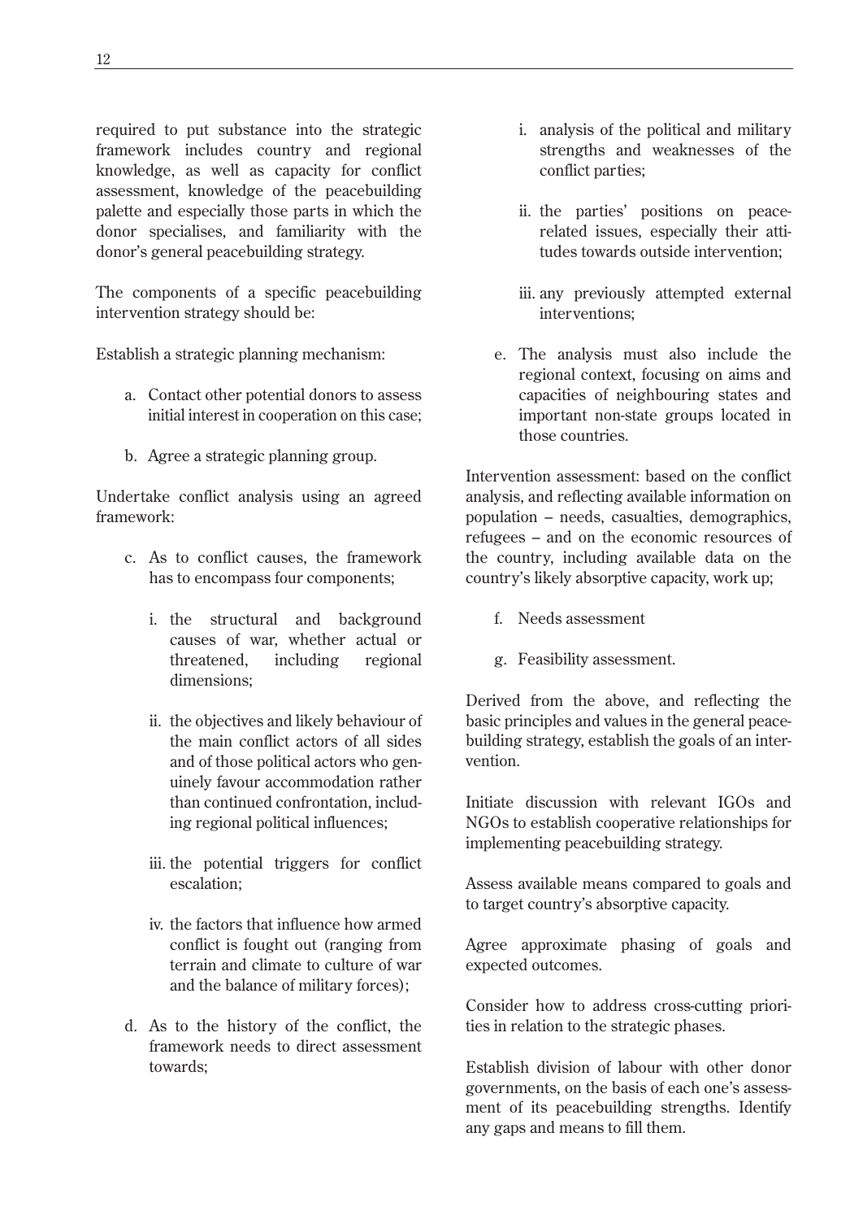required to put substance into the strategic framework includes country and regional knowledge, as well as capacity for conflict assessment, knowledge of the peacebuilding palette and especially those parts in which the donor specialises, and familiarity with the donor's general peacebuilding strategy.

The components of a specific peacebuilding intervention strategy should be:

Establish a strategic planning mechanism:

a. Contact other potential donors to assess initial interest in cooperation on this case;

b. Agree a strategic planning group.

Undertake conflict analysis using an agreed framework:

c. As to conflict causes, the framework has to encompass four components;

   i. the structural and background causes of war, whether actual or threatened, including regional dimensions;

   ii. the objectives and likely behaviour of the main conflict actors of all sides and of those political actors who genuinely favour accommodation rather than continued confrontation, including regional political influences;

   iii. the potential triggers for conflict escalation;

   iv. the factors that influence how armed conflict is fought out (ranging from terrain and climate to culture of war and the balance of military forces);

d. As to the history of the conflict, the framework needs to direct assessment towards;

   i. analysis of the political and military strengths and weaknesses of the conflict parties;

   ii. the parties' positions on peace-related issues, especially their attitudes towards outside intervention;

   iii. any previously attempted external interventions;

e. The analysis must also include the regional context, focusing on aims and capacities of neighbouring states and important non-state groups located in those countries.

Intervention assessment: based on the conflict analysis, and reflecting available information on population – needs, casualties, demographics, refugees – and on the economic resources of the country, including available data on the country's likely absorptive capacity, work up;

f. Needs assessment

g. Feasibility assessment.

Derived from the above, and reflecting the basic principles and values in the general peacebuilding strategy, establish the goals of an intervention.

Initiate discussion with relevant IGOs and NGOs to establish cooperative relationships for implementing peacebuilding strategy.

Assess available means compared to goals and to target country's absorptive capacity.

Agree approximate phasing of goals and expected outcomes.

Consider how to address cross-cutting priorities in relation to the strategic phases.

Establish division of labour with other donor governments, on the basis of each one's assessment of its peacebuilding strengths. Identify any gaps and means to fill them.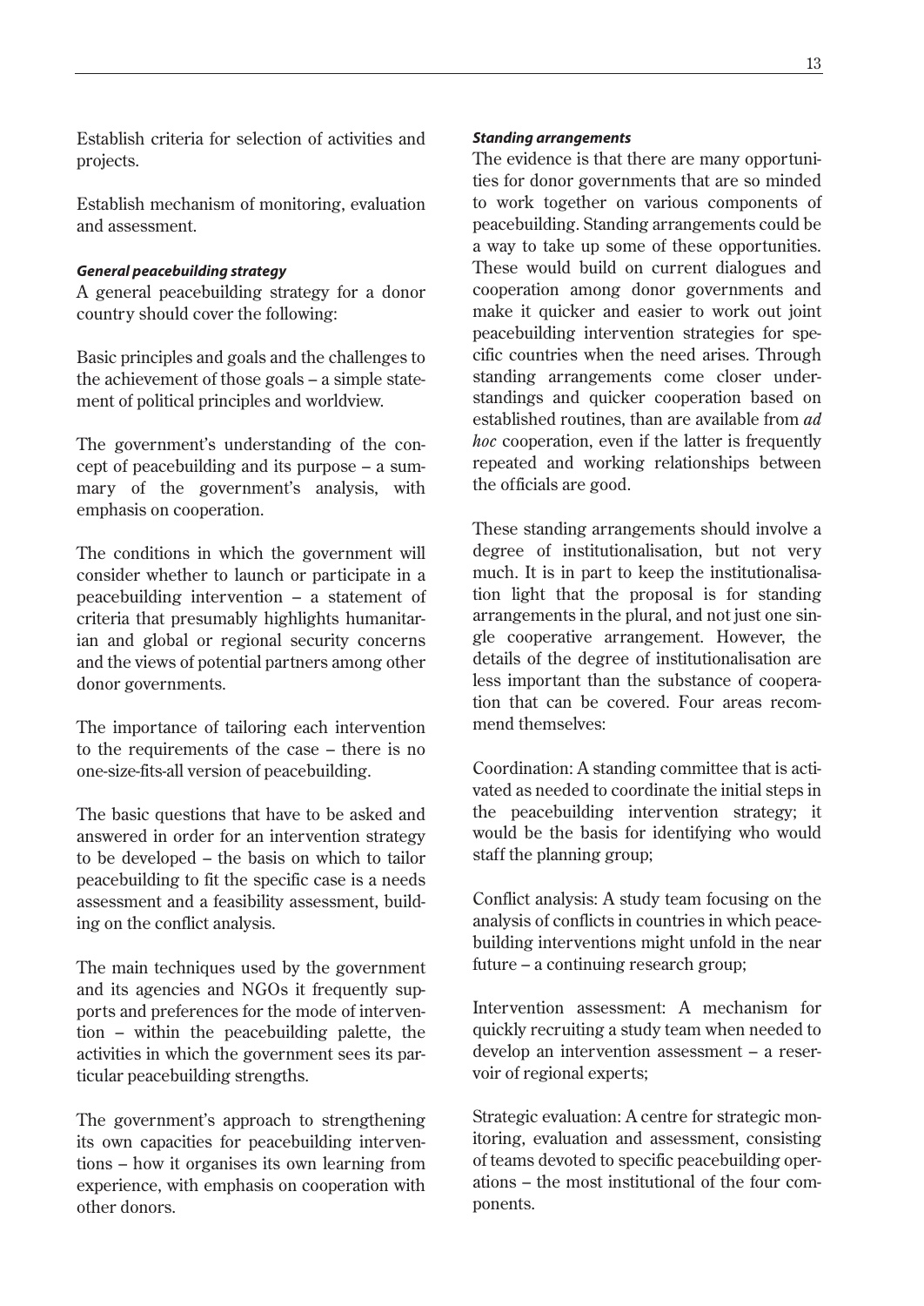Establish criteria for selection of activities and projects.

Establish mechanism of monitoring, evaluation and assessment.

***General peacebuilding strategy***

A general peacebuilding strategy for a donor country should cover the following:

Basic principles and goals and the challenges to the achievement of those goals – a simple statement of political principles and worldview.

The government's understanding of the concept of peacebuilding and its purpose – a summary of the government's analysis, with emphasis on cooperation.

The conditions in which the government will consider whether to launch or participate in a peacebuilding intervention – a statement of criteria that presumably highlights humanitarian and global or regional security concerns and the views of potential partners among other donor governments.

The importance of tailoring each intervention to the requirements of the case – there is no one-size-fits-all version of peacebuilding.

The basic questions that have to be asked and answered in order for an intervention strategy to be developed – the basis on which to tailor peacebuilding to fit the specific case is a needs assessment and a feasibility assessment, building on the conflict analysis.

The main techniques used by the government and its agencies and NGOs it frequently supports and preferences for the mode of intervention – within the peacebuilding palette, the activities in which the government sees its particular peacebuilding strengths.

The government's approach to strengthening its own capacities for peacebuilding interventions – how it organises its own learning from experience, with emphasis on cooperation with other donors.

***Standing arrangements***

The evidence is that there are many opportunities for donor governments that are so minded to work together on various components of peacebuilding. Standing arrangements could be a way to take up some of these opportunities. These would build on current dialogues and cooperation among donor governments and make it quicker and easier to work out joint peacebuilding intervention strategies for specific countries when the need arises. Through standing arrangements come closer understandings and quicker cooperation based on established routines, than are available from *ad hoc* cooperation, even if the latter is frequently repeated and working relationships between the officials are good.

These standing arrangements should involve a degree of institutionalisation, but not very much. It is in part to keep the institutionalisation light that the proposal is for standing arrangements in the plural, and not just one single cooperative arrangement. However, the details of the degree of institutionalisation are less important than the substance of cooperation that can be covered. Four areas recommend themselves:

Coordination: A standing committee that is activated as needed to coordinate the initial steps in the peacebuilding intervention strategy; it would be the basis for identifying who would staff the planning group;

Conflict analysis: A study team focusing on the analysis of conflicts in countries in which peacebuilding interventions might unfold in the near future – a continuing research group;

Intervention assessment: A mechanism for quickly recruiting a study team when needed to develop an intervention assessment – a reservoir of regional experts;

Strategic evaluation: A centre for strategic monitoring, evaluation and assessment, consisting of teams devoted to specific peacebuilding operations – the most institutional of the four components.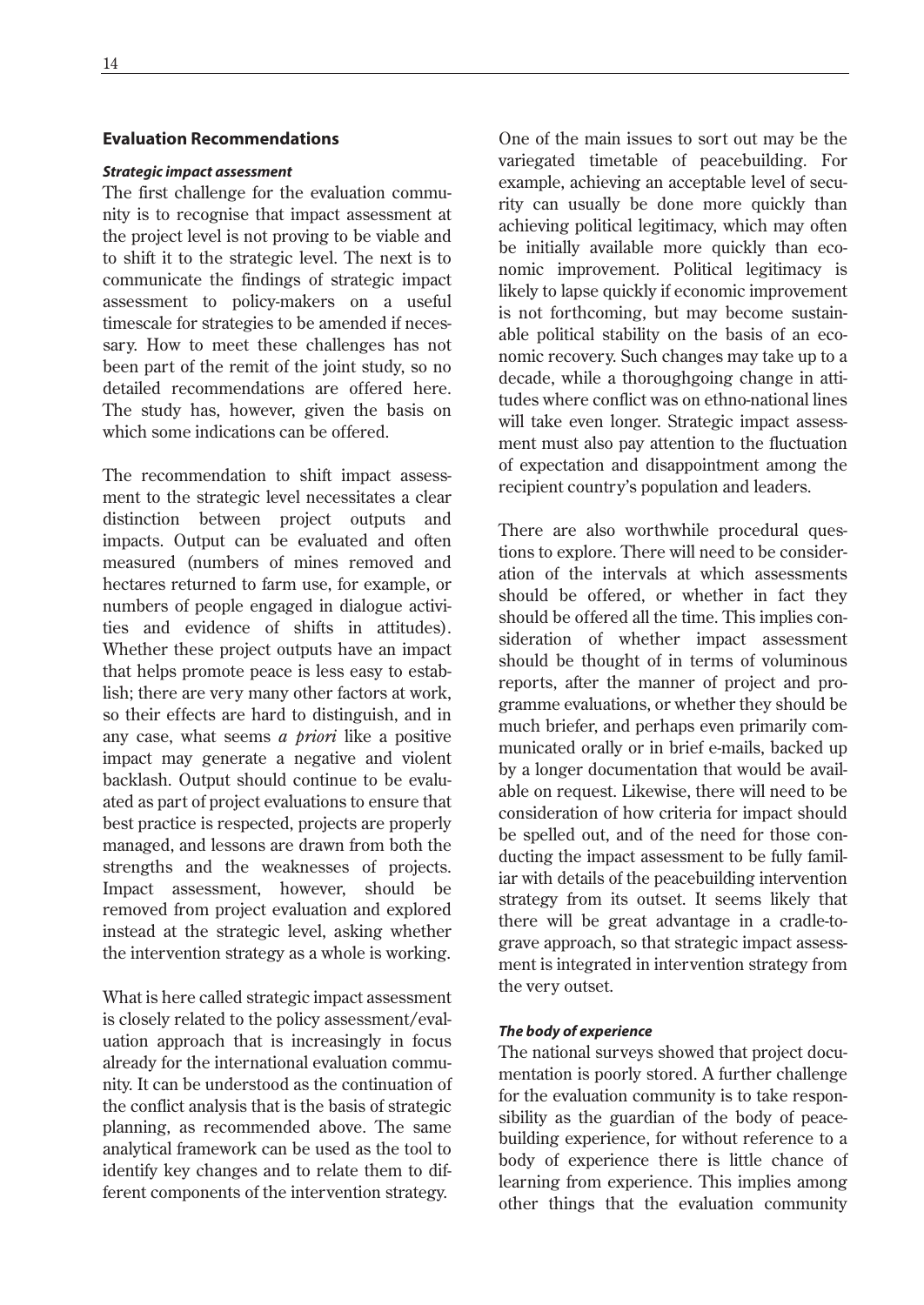## Evaluation Recommendations

***Strategic impact assessment***

The first challenge for the evaluation community is to recognise that impact assessment at the project level is not proving to be viable and to shift it to the strategic level. The next is to communicate the findings of strategic impact assessment to policy-makers on a useful timescale for strategies to be amended if necessary. How to meet these challenges has not been part of the remit of the joint study, so no detailed recommendations are offered here. The study has, however, given the basis on which some indications can be offered.

The recommendation to shift impact assessment to the strategic level necessitates a clear distinction between project outputs and impacts. Output can be evaluated and often measured (numbers of mines removed and hectares returned to farm use, for example, or numbers of people engaged in dialogue activities and evidence of shifts in attitudes). Whether these project outputs have an impact that helps promote peace is less easy to establish; there are very many other factors at work, so their effects are hard to distinguish, and in any case, what seems *a priori* like a positive impact may generate a negative and violent backlash. Output should continue to be evaluated as part of project evaluations to ensure that best practice is respected, projects are properly managed, and lessons are drawn from both the strengths and the weaknesses of projects. Impact assessment, however, should be removed from project evaluation and explored instead at the strategic level, asking whether the intervention strategy as a whole is working.

What is here called strategic impact assessment is closely related to the policy assessment/evaluation approach that is increasingly in focus already for the international evaluation community. It can be understood as the continuation of the conflict analysis that is the basis of strategic planning, as recommended above. The same analytical framework can be used as the tool to identify key changes and to relate them to different components of the intervention strategy.

One of the main issues to sort out may be the variegated timetable of peacebuilding. For example, achieving an acceptable level of security can usually be done more quickly than achieving political legitimacy, which may often be initially available more quickly than economic improvement. Political legitimacy is likely to lapse quickly if economic improvement is not forthcoming, but may become sustainable political stability on the basis of an economic recovery. Such changes may take up to a decade, while a thoroughgoing change in attitudes where conflict was on ethno-national lines will take even longer. Strategic impact assessment must also pay attention to the fluctuation of expectation and disappointment among the recipient country's population and leaders.

There are also worthwhile procedural questions to explore. There will need to be consideration of the intervals at which assessments should be offered, or whether in fact they should be offered all the time. This implies consideration of whether impact assessment should be thought of in terms of voluminous reports, after the manner of project and programme evaluations, or whether they should be much briefer, and perhaps even primarily communicated orally or in brief e-mails, backed up by a longer documentation that would be available on request. Likewise, there will need to be consideration of how criteria for impact should be spelled out, and of the need for those conducting the impact assessment to be fully familiar with details of the peacebuilding intervention strategy from its outset. It seems likely that there will be great advantage in a cradle-to-grave approach, so that strategic impact assessment is integrated in intervention strategy from the very outset.

***The body of experience***

The national surveys showed that project documentation is poorly stored. A further challenge for the evaluation community is to take responsibility as the guardian of the body of peacebuilding experience, for without reference to a body of experience there is little chance of learning from experience. This implies among other things that the evaluation community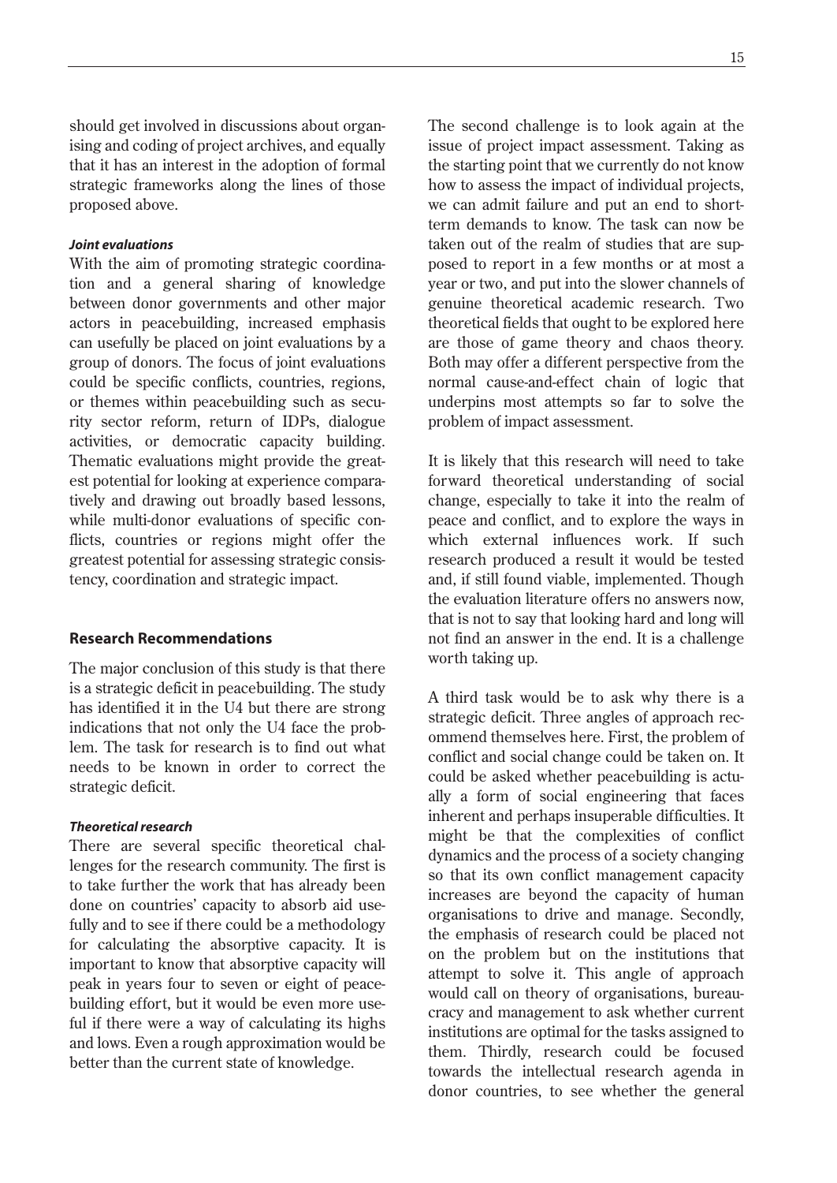should get involved in discussions about organising and coding of project archives, and equally that it has an interest in the adoption of formal strategic frameworks along the lines of those proposed above.

#### *Joint evaluations*

With the aim of promoting strategic coordination and a general sharing of knowledge between donor governments and other major actors in peacebuilding, increased emphasis can usefully be placed on joint evaluations by a group of donors. The focus of joint evaluations could be specific conflicts, countries, regions, or themes within peacebuilding such as security sector reform, return of IDPs, dialogue activities, or democratic capacity building. Thematic evaluations might provide the greatest potential for looking at experience comparatively and drawing out broadly based lessons, while multi-donor evaluations of specific conflicts, countries or regions might offer the greatest potential for assessing strategic consistency, coordination and strategic impact.

### Research Recommendations

The major conclusion of this study is that there is a strategic deficit in peacebuilding. The study has identified it in the U4 but there are strong indications that not only the U4 face the problem. The task for research is to find out what needs to be known in order to correct the strategic deficit.

#### *Theoretical research*

There are several specific theoretical challenges for the research community. The first is to take further the work that has already been done on countries' capacity to absorb aid usefully and to see if there could be a methodology for calculating the absorptive capacity. It is important to know that absorptive capacity will peak in years four to seven or eight of peacebuilding effort, but it would be even more useful if there were a way of calculating its highs and lows. Even a rough approximation would be better than the current state of knowledge.

The second challenge is to look again at the issue of project impact assessment. Taking as the starting point that we currently do not know how to assess the impact of individual projects, we can admit failure and put an end to short-term demands to know. The task can now be taken out of the realm of studies that are supposed to report in a few months or at most a year or two, and put into the slower channels of genuine theoretical academic research. Two theoretical fields that ought to be explored here are those of game theory and chaos theory. Both may offer a different perspective from the normal cause-and-effect chain of logic that underpins most attempts so far to solve the problem of impact assessment.

It is likely that this research will need to take forward theoretical understanding of social change, especially to take it into the realm of peace and conflict, and to explore the ways in which external influences work. If such research produced a result it would be tested and, if still found viable, implemented. Though the evaluation literature offers no answers now, that is not to say that looking hard and long will not find an answer in the end. It is a challenge worth taking up.

A third task would be to ask why there is a strategic deficit. Three angles of approach recommend themselves here. First, the problem of conflict and social change could be taken on. It could be asked whether peacebuilding is actually a form of social engineering that faces inherent and perhaps insuperable difficulties. It might be that the complexities of conflict dynamics and the process of a society changing so that its own conflict management capacity increases are beyond the capacity of human organisations to drive and manage. Secondly, the emphasis of research could be placed not on the problem but on the institutions that attempt to solve it. This angle of approach would call on theory of organisations, bureaucracy and management to ask whether current institutions are optimal for the tasks assigned to them. Thirdly, research could be focused towards the intellectual research agenda in donor countries, to see whether the general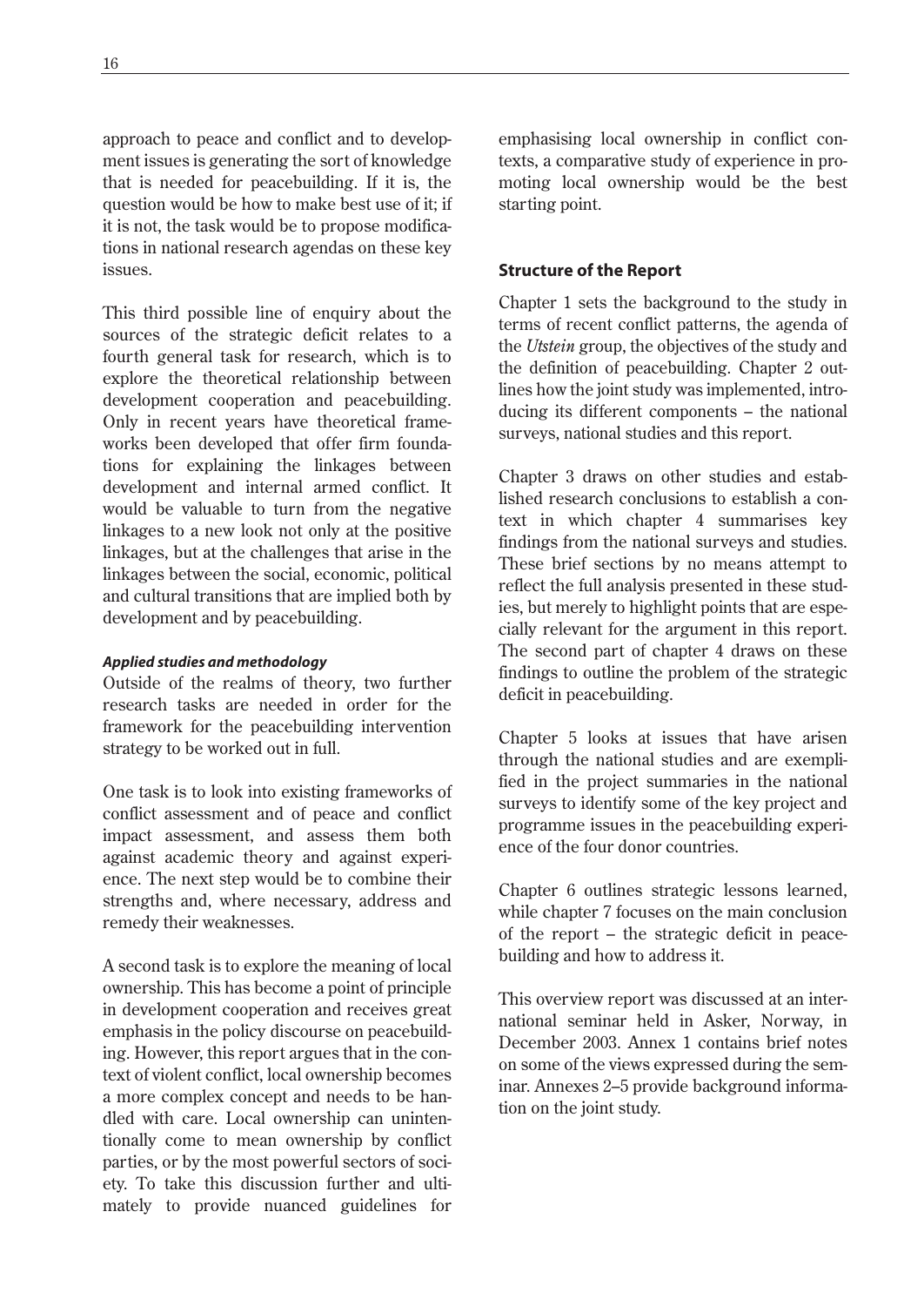approach to peace and conflict and to development issues is generating the sort of knowledge that is needed for peacebuilding. If it is, the question would be how to make best use of it; if it is not, the task would be to propose modifications in national research agendas on these key issues.

This third possible line of enquiry about the sources of the strategic deficit relates to a fourth general task for research, which is to explore the theoretical relationship between development cooperation and peacebuilding. Only in recent years have theoretical frameworks been developed that offer firm foundations for explaining the linkages between development and internal armed conflict. It would be valuable to turn from the negative linkages to a new look not only at the positive linkages, but at the challenges that arise in the linkages between the social, economic, political and cultural transitions that are implied both by development and by peacebuilding.

#### *Applied studies and methodology*

Outside of the realms of theory, two further research tasks are needed in order for the framework for the peacebuilding intervention strategy to be worked out in full.

One task is to look into existing frameworks of conflict assessment and of peace and conflict impact assessment, and assess them both against academic theory and against experience. The next step would be to combine their strengths and, where necessary, address and remedy their weaknesses.

A second task is to explore the meaning of local ownership. This has become a point of principle in development cooperation and receives great emphasis in the policy discourse on peacebuilding. However, this report argues that in the context of violent conflict, local ownership becomes a more complex concept and needs to be handled with care. Local ownership can unintentionally come to mean ownership by conflict parties, or by the most powerful sectors of society. To take this discussion further and ultimately to provide nuanced guidelines for emphasising local ownership in conflict contexts, a comparative study of experience in promoting local ownership would be the best starting point.

### Structure of the Report

Chapter 1 sets the background to the study in terms of recent conflict patterns, the agenda of the *Utstein* group, the objectives of the study and the definition of peacebuilding. Chapter 2 outlines how the joint study was implemented, introducing its different components – the national surveys, national studies and this report.

Chapter 3 draws on other studies and established research conclusions to establish a context in which chapter 4 summarises key findings from the national surveys and studies. These brief sections by no means attempt to reflect the full analysis presented in these studies, but merely to highlight points that are especially relevant for the argument in this report. The second part of chapter 4 draws on these findings to outline the problem of the strategic deficit in peacebuilding.

Chapter 5 looks at issues that have arisen through the national studies and are exemplified in the project summaries in the national surveys to identify some of the key project and programme issues in the peacebuilding experience of the four donor countries.

Chapter 6 outlines strategic lessons learned, while chapter 7 focuses on the main conclusion of the report – the strategic deficit in peacebuilding and how to address it.

This overview report was discussed at an international seminar held in Asker, Norway, in December 2003. Annex 1 contains brief notes on some of the views expressed during the seminar. Annexes 2–5 provide background information on the joint study.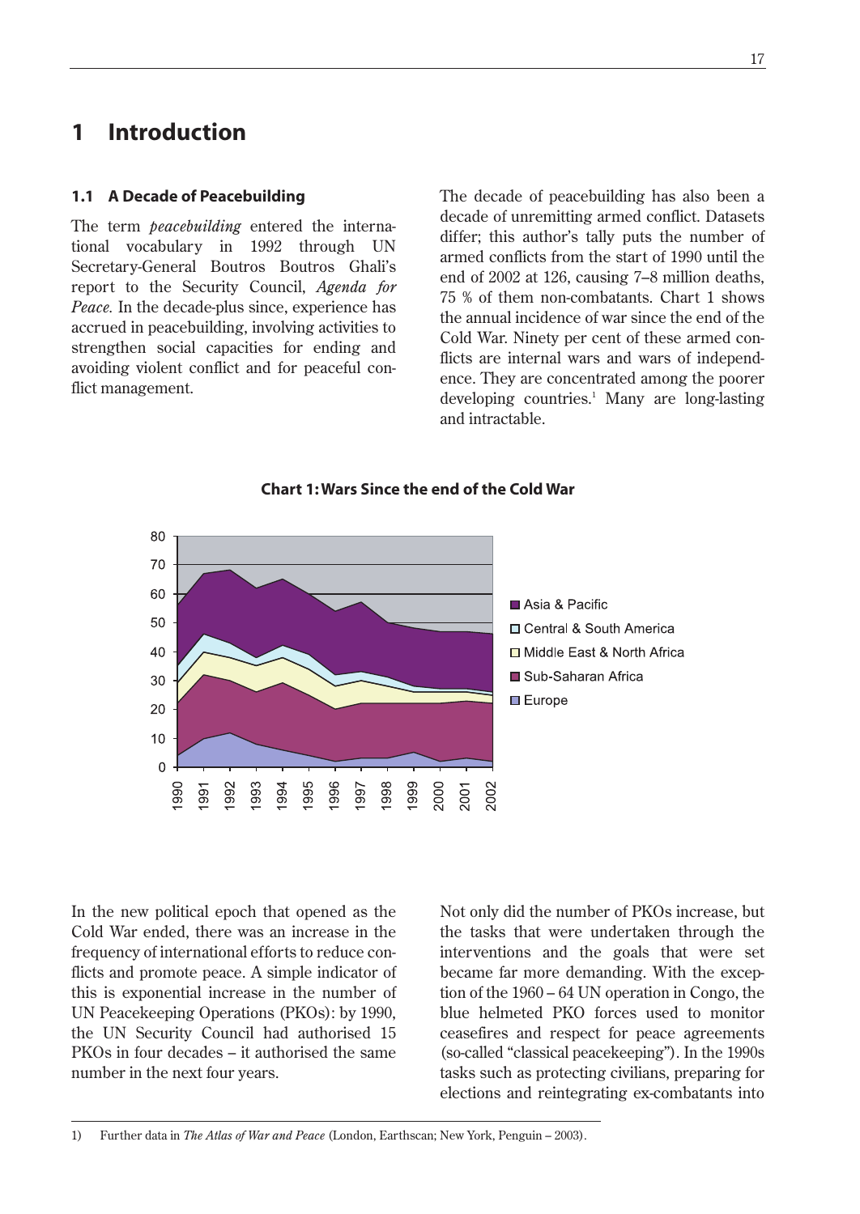# 1 Introduction

## 1.1 A Decade of Peacebuilding

The term *peacebuilding* entered the international vocabulary in 1992 through UN Secretary-General Boutros Boutros Ghali's report to the Security Council, *Agenda for Peace.* In the decade-plus since, experience has accrued in peacebuilding, involving activities to strengthen social capacities for ending and avoiding violent conflict and for peaceful conflict management.

The decade of peacebuilding has also been a decade of unremitting armed conflict. Datasets differ; this author's tally puts the number of armed conflicts from the start of 1990 until the end of 2002 at 126, causing 7–8 million deaths, 75 % of them non-combatants. Chart 1 shows the annual incidence of war since the end of the Cold War. Ninety per cent of these armed conflicts are internal wars and wars of independence. They are concentrated among the poorer developing countries.[1] Many are long-lasting and intractable.

**Chart 1: Wars Since the end of the Cold War**

In the new political epoch that opened as the Cold War ended, there was an increase in the frequency of international efforts to reduce conflicts and promote peace. A simple indicator of this is exponential increase in the number of UN Peacekeeping Operations (PKOs): by 1990, the UN Security Council had authorised 15 PKOs in four decades – it authorised the same number in the next four years.

Not only did the number of PKOs increase, but the tasks that were undertaken through the interventions and the goals that were set became far more demanding. With the exception of the 1960 – 64 UN operation in Congo, the blue helmeted PKO forces used to monitor ceasefires and respect for peace agreements (so-called "classical peacekeeping"). In the 1990s tasks such as protecting civilians, preparing for elections and reintegrating ex-combatants into

1) Further data in *The Atlas of War and Peace* (London, Earthscan; New York, Penguin – 2003).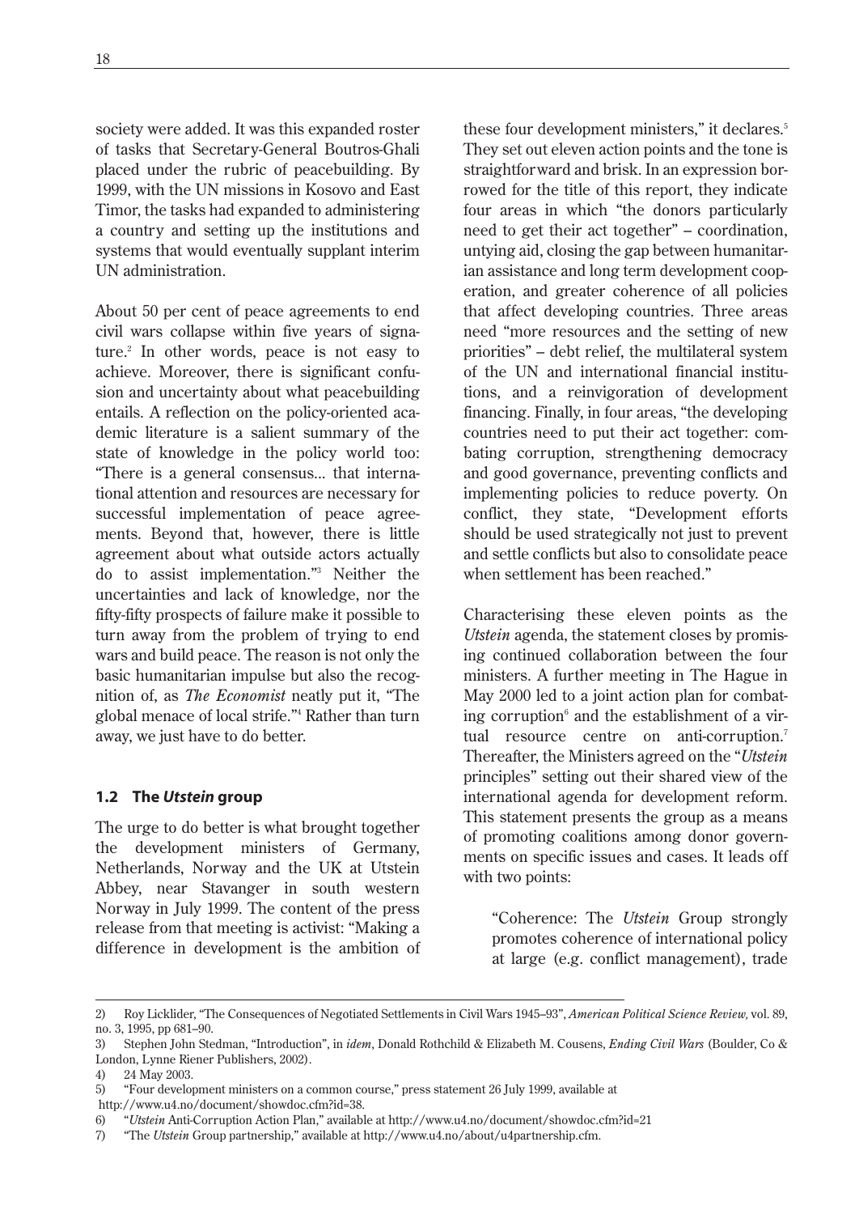society were added. It was this expanded roster of tasks that Secretary-General Boutros-Ghali placed under the rubric of peacebuilding. By 1999, with the UN missions in Kosovo and East Timor, the tasks had expanded to administering a country and setting up the institutions and systems that would eventually supplant interim UN administration.

About 50 per cent of peace agreements to end civil wars collapse within five years of signature.[2] In other words, peace is not easy to achieve. Moreover, there is significant confusion and uncertainty about what peacebuilding entails. A reflection on the policy-oriented academic literature is a salient summary of the state of knowledge in the policy world too: "There is a general consensus... that international attention and resources are necessary for successful implementation of peace agreements. Beyond that, however, there is little agreement about what outside actors actually do to assist implementation."[3] Neither the uncertainties and lack of knowledge, nor the fifty-fifty prospects of failure make it possible to turn away from the problem of trying to end wars and build peace. The reason is not only the basic humanitarian impulse but also the recognition of, as *The Economist* neatly put it, "The global menace of local strife."[4] Rather than turn away, we just have to do better.

## 1.2 The *Utstein* group

The urge to do better is what brought together the development ministers of Germany, Netherlands, Norway and the UK at Utstein Abbey, near Stavanger in south western Norway in July 1999. The content of the press release from that meeting is activist: "Making a difference in development is the ambition of these four development ministers," it declares.[5] They set out eleven action points and the tone is straightforward and brisk. In an expression borrowed for the title of this report, they indicate four areas in which "the donors particularly need to get their act together" – coordination, untying aid, closing the gap between humanitarian assistance and long term development cooperation, and greater coherence of all policies that affect developing countries. Three areas need "more resources and the setting of new priorities" – debt relief, the multilateral system of the UN and international financial institutions, and a reinvigoration of development financing. Finally, in four areas, "the developing countries need to put their act together: combating corruption, strengthening democracy and good governance, preventing conflicts and implementing policies to reduce poverty. On conflict, they state, "Development efforts should be used strategically not just to prevent and settle conflicts but also to consolidate peace when settlement has been reached."

Characterising these eleven points as the *Utstein* agenda, the statement closes by promising continued collaboration between the four ministers. A further meeting in The Hague in May 2000 led to a joint action plan for combating corruption[6] and the establishment of a virtual resource centre on anti-corruption.[7] Thereafter, the Ministers agreed on the "*Utstein* principles" setting out their shared view of the international agenda for development reform. This statement presents the group as a means of promoting coalitions among donor governments on specific issues and cases. It leads off with two points:

> "Coherence: The *Utstein* Group strongly promotes coherence of international policy at large (e.g. conflict management), trade

---

2) Roy Licklider, "The Consequences of Negotiated Settlements in Civil Wars 1945–93", *American Political Science Review,* vol. 89, no. 3, 1995, pp 681–90.

3) Stephen John Stedman, "Introduction", in *idem*, Donald Rothchild & Elizabeth M. Cousens, *Ending Civil Wars* (Boulder, Co & London, Lynne Riener Publishers, 2002).

4) 24 May 2003.

5) "Four development ministers on a common course," press statement 26 July 1999, available at http://www.u4.no/document/showdoc.cfm?id=38.

6) "*Utstein* Anti-Corruption Action Plan," available at http://www.u4.no/document/showdoc.cfm?id=21

7) "The *Utstein* Group partnership," available at http://www.u4.no/about/u4partnership.cfm.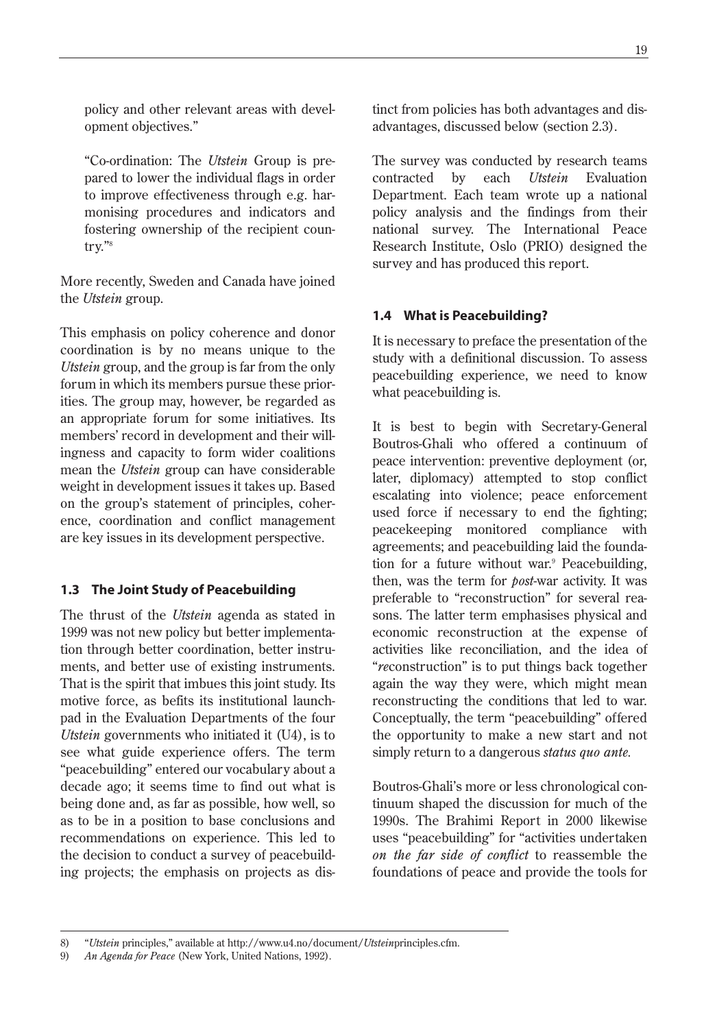policy and other relevant areas with development objectives."

> "Co-ordination: The *Utstein* Group is prepared to lower the individual flags in order to improve effectiveness through e.g. harmonising procedures and indicators and fostering ownership of the recipient country."[8]

More recently, Sweden and Canada have joined the *Utstein* group.

This emphasis on policy coherence and donor coordination is by no means unique to the *Utstein* group, and the group is far from the only forum in which its members pursue these priorities. The group may, however, be regarded as an appropriate forum for some initiatives. Its members' record in development and their willingness and capacity to form wider coalitions mean the *Utstein* group can have considerable weight in development issues it takes up. Based on the group's statement of principles, coherence, coordination and conflict management are key issues in its development perspective.

### 1.3 The Joint Study of Peacebuilding

The thrust of the *Utstein* agenda as stated in 1999 was not new policy but better implementation through better coordination, better instruments, and better use of existing instruments. That is the spirit that imbues this joint study. Its motive force, as befits its institutional launchpad in the Evaluation Departments of the four *Utstein* governments who initiated it (U4), is to see what guide experience offers. The term "peacebuilding" entered our vocabulary about a decade ago; it seems time to find out what is being done and, as far as possible, how well, so as to be in a position to base conclusions and recommendations on experience. This led to the decision to conduct a survey of peacebuilding projects; the emphasis on projects as distinct from policies has both advantages and disadvantages, discussed below (section 2.3).

The survey was conducted by research teams contracted by each *Utstein* Evaluation Department. Each team wrote up a national policy analysis and the findings from their national survey. The International Peace Research Institute, Oslo (PRIO) designed the survey and has produced this report.

### 1.4 What is Peacebuilding?

It is necessary to preface the presentation of the study with a definitional discussion. To assess peacebuilding experience, we need to know what peacebuilding is.

It is best to begin with Secretary-General Boutros-Ghali who offered a continuum of peace intervention: preventive deployment (or, later, diplomacy) attempted to stop conflict escalating into violence; peace enforcement used force if necessary to end the fighting; peacekeeping monitored compliance with agreements; and peacebuilding laid the foundation for a future without war.[9] Peacebuilding, then, was the term for *post*-war activity. It was preferable to "reconstruction" for several reasons. The latter term emphasises physical and economic reconstruction at the expense of activities like reconciliation, and the idea of "*re*construction" is to put things back together again the way they were, which might mean reconstructing the conditions that led to war. Conceptually, the term "peacebuilding" offered the opportunity to make a new start and not simply return to a dangerous *status quo ante.*

Boutros-Ghali's more or less chronological continuum shaped the discussion for much of the 1990s. The Brahimi Report in 2000 likewise uses "peacebuilding" for "activities undertaken *on the far side of conflict* to reassemble the foundations of peace and provide the tools for

---

8) "*Utstein* principles," available at http://www.u4.no/document/*Utstein*principles.cfm.

9) *An Agenda for Peace* (New York, United Nations, 1992).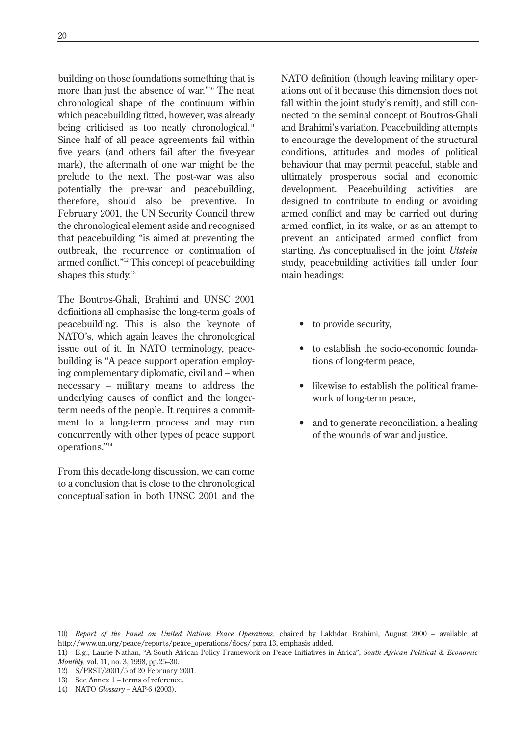building on those foundations something that is more than just the absence of war."[10] The neat chronological shape of the continuum within which peacebuilding fitted, however, was already being criticised as too neatly chronological.[11] Since half of all peace agreements fail within five years (and others fail after the five-year mark), the aftermath of one war might be the prelude to the next. The post-war was also potentially the pre-war and peacebuilding, therefore, should also be preventive. In February 2001, the UN Security Council threw the chronological element aside and recognised that peacebuilding "is aimed at preventing the outbreak, the recurrence or continuation of armed conflict."[12] This concept of peacebuilding shapes this study.[13]

The Boutros-Ghali, Brahimi and UNSC 2001 definitions all emphasise the long-term goals of peacebuilding. This is also the keynote of NATO's, which again leaves the chronological issue out of it. In NATO terminology, peacebuilding is "A peace support operation employing complementary diplomatic, civil and – when necessary – military means to address the underlying causes of conflict and the longer-term needs of the people. It requires a commitment to a long-term process and may run concurrently with other types of peace support operations."[14]

From this decade-long discussion, we can come to a conclusion that is close to the chronological conceptualisation in both UNSC 2001 and the NATO definition (though leaving military operations out of it because this dimension does not fall within the joint study's remit), and still connected to the seminal concept of Boutros-Ghali and Brahimi's variation. Peacebuilding attempts to encourage the development of the structural conditions, attitudes and modes of political behaviour that may permit peaceful, stable and ultimately prosperous social and economic development. Peacebuilding activities are designed to contribute to ending or avoiding armed conflict and may be carried out during armed conflict, in its wake, or as an attempt to prevent an anticipated armed conflict from starting. As conceptualised in the joint *Utstein* study, peacebuilding activities fall under four main headings:

- to provide security,
- to establish the socio-economic foundations of long-term peace,
- likewise to establish the political framework of long-term peace,
- and to generate reconciliation, a healing of the wounds of war and justice.

---

10) *Report of the Panel on United Nations Peace Operations,* chaired by Lakhdar Brahimi, August 2000 – available at http://www.un.org/peace/reports/peace_operations/docs/ para 13, emphasis added.

11) E.g., Laurie Nathan, "A South African Policy Framework on Peace Initiatives in Africa", *South African Political & Economic Monthly,* vol. 11, no. 3, 1998, pp.25–30.

12) S/PRST/2001/5 of 20 February 2001.

13) See Annex 1 – terms of reference.

14) NATO *Glossary* – AAP-6 (2003).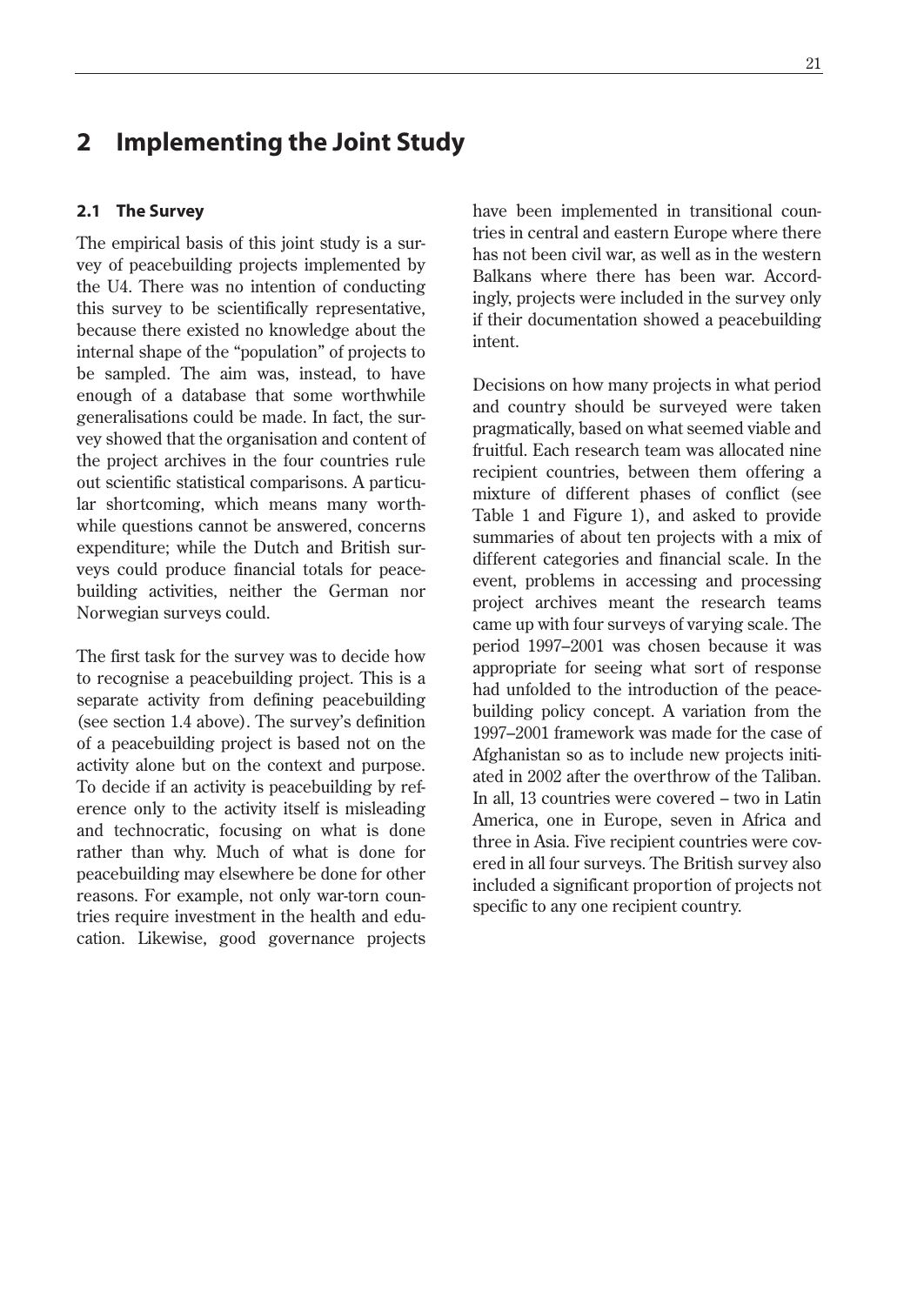# 2 Implementing the Joint Study

## 2.1 The Survey

The empirical basis of this joint study is a survey of peacebuilding projects implemented by the U4. There was no intention of conducting this survey to be scientifically representative, because there existed no knowledge about the internal shape of the "population" of projects to be sampled. The aim was, instead, to have enough of a database that some worthwhile generalisations could be made. In fact, the survey showed that the organisation and content of the project archives in the four countries rule out scientific statistical comparisons. A particular shortcoming, which means many worthwhile questions cannot be answered, concerns expenditure; while the Dutch and British surveys could produce financial totals for peacebuilding activities, neither the German nor Norwegian surveys could.

The first task for the survey was to decide how to recognise a peacebuilding project. This is a separate activity from defining peacebuilding (see section 1.4 above). The survey's definition of a peacebuilding project is based not on the activity alone but on the context and purpose. To decide if an activity is peacebuilding by reference only to the activity itself is misleading and technocratic, focusing on what is done rather than why. Much of what is done for peacebuilding may elsewhere be done for other reasons. For example, not only war-torn countries require investment in the health and education. Likewise, good governance projects have been implemented in transitional countries in central and eastern Europe where there has not been civil war, as well as in the western Balkans where there has been war. Accordingly, projects were included in the survey only if their documentation showed a peacebuilding intent.

Decisions on how many projects in what period and country should be surveyed were taken pragmatically, based on what seemed viable and fruitful. Each research team was allocated nine recipient countries, between them offering a mixture of different phases of conflict (see Table 1 and Figure 1), and asked to provide summaries of about ten projects with a mix of different categories and financial scale. In the event, problems in accessing and processing project archives meant the research teams came up with four surveys of varying scale. The period 1997–2001 was chosen because it was appropriate for seeing what sort of response had unfolded to the introduction of the peacebuilding policy concept. A variation from the 1997–2001 framework was made for the case of Afghanistan so as to include new projects initiated in 2002 after the overthrow of the Taliban. In all, 13 countries were covered – two in Latin America, one in Europe, seven in Africa and three in Asia. Five recipient countries were covered in all four surveys. The British survey also included a significant proportion of projects not specific to any one recipient country.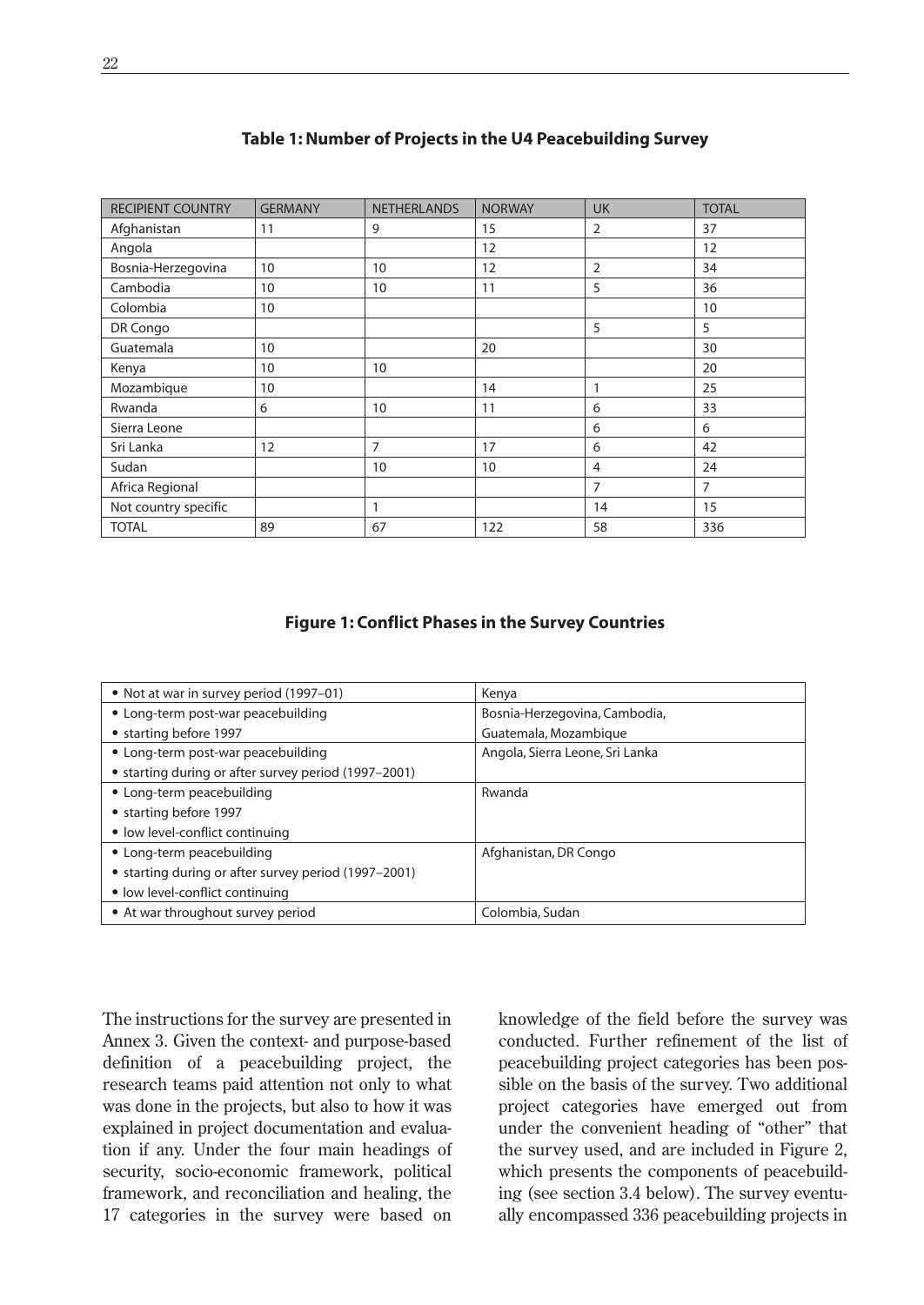**Table 1: Number of Projects in the U4 Peacebuilding Survey**

| RECIPIENT COUNTRY | GERMANY | NETHERLANDS | NORWAY | UK | TOTAL |
|---|---|---|---|---|---|
| Afghanistan | 11 | 9 | 15 | 2 | 37 |
| Angola | | | 12 | | 12 |
| Bosnia-Herzegovina | 10 | 10 | 12 | 2 | 34 |
| Cambodia | 10 | 10 | 11 | 5 | 36 |
| Colombia | 10 | | | | 10 |
| DR Congo | | | | 5 | 5 |
| Guatemala | 10 | | 20 | | 30 |
| Kenya | 10 | 10 | | | 20 |
| Mozambique | 10 | | 14 | 1 | 25 |
| Rwanda | 6 | 10 | 11 | 6 | 33 |
| Sierra Leone | | | | 6 | 6 |
| Sri Lanka | 12 | 7 | 17 | 6 | 42 |
| Sudan | | 10 | 10 | 4 | 24 |
| Africa Regional | | | | 7 | 7 |
| Not country specific | | 1 | | 14 | 15 |
| TOTAL | 89 | 67 | 122 | 58 | 336 |

**Figure 1: Conflict Phases in the Survey Countries**

| Phase | Countries |
|---|---|
| • Not at war in survey period (1997–01) | Kenya |
| • Long-term post-war peacebuilding<br>• starting before 1997 | Bosnia-Herzegovina, Cambodia, Guatemala, Mozambique |
| • Long-term post-war peacebuilding<br>• starting during or after survey period (1997–2001) | Angola, Sierra Leone, Sri Lanka |
| • Long-term peacebuilding<br>• starting before 1997<br>• low level-conflict continuing | Rwanda |
| • Long-term peacebuilding<br>• starting during or after survey period (1997–2001)<br>• low level-conflict continuing | Afghanistan, DR Congo |
| • At war throughout survey period | Colombia, Sudan |

The instructions for the survey are presented in Annex 3. Given the context- and purpose-based definition of a peacebuilding project, the research teams paid attention not only to what was done in the projects, but also to how it was explained in project documentation and evaluation if any. Under the four main headings of security, socio-economic framework, political framework, and reconciliation and healing, the 17 categories in the survey were based on knowledge of the field before the survey was conducted. Further refinement of the list of peacebuilding project categories has been possible on the basis of the survey. Two additional project categories have emerged out from under the convenient heading of "other" that the survey used, and are included in Figure 2, which presents the components of peacebuilding (see section 3.4 below). The survey eventually encompassed 336 peacebuilding projects in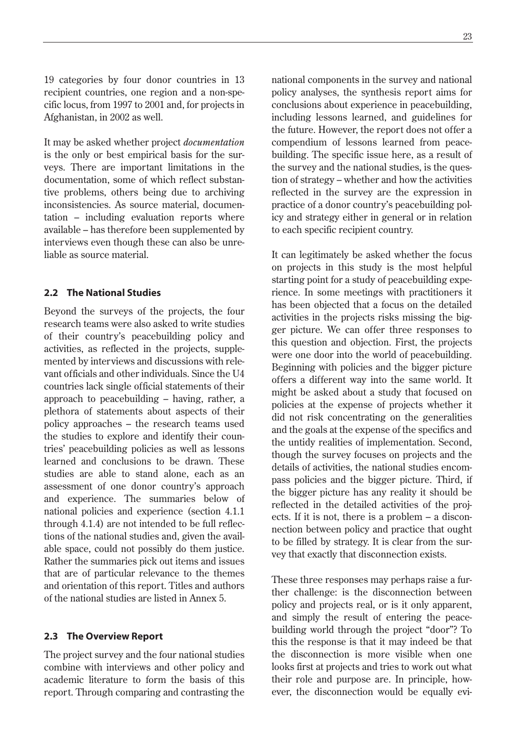19 categories by four donor countries in 13 recipient countries, one region and a non-specific locus, from 1997 to 2001 and, for projects in Afghanistan, in 2002 as well.

It may be asked whether project *documentation* is the only or best empirical basis for the surveys. There are important limitations in the documentation, some of which reflect substantive problems, others being due to archiving inconsistencies. As source material, documentation – including evaluation reports where available – has therefore been supplemented by interviews even though these can also be unreliable as source material.

## 2.2 The National Studies

Beyond the surveys of the projects, the four research teams were also asked to write studies of their country's peacebuilding policy and activities, as reflected in the projects, supplemented by interviews and discussions with relevant officials and other individuals. Since the U4 countries lack single official statements of their approach to peacebuilding – having, rather, a plethora of statements about aspects of their policy approaches – the research teams used the studies to explore and identify their countries' peacebuilding policies as well as lessons learned and conclusions to be drawn. These studies are able to stand alone, each as an assessment of one donor country's approach and experience. The summaries below of national policies and experience (section 4.1.1 through 4.1.4) are not intended to be full reflections of the national studies and, given the available space, could not possibly do them justice. Rather the summaries pick out items and issues that are of particular relevance to the themes and orientation of this report. Titles and authors of the national studies are listed in Annex 5.

## 2.3 The Overview Report

The project survey and the four national studies combine with interviews and other policy and academic literature to form the basis of this report. Through comparing and contrasting the national components in the survey and national policy analyses, the synthesis report aims for conclusions about experience in peacebuilding, including lessons learned, and guidelines for the future. However, the report does not offer a compendium of lessons learned from peacebuilding. The specific issue here, as a result of the survey and the national studies, is the question of strategy – whether and how the activities reflected in the survey are the expression in practice of a donor country's peacebuilding policy and strategy either in general or in relation to each specific recipient country.

It can legitimately be asked whether the focus on projects in this study is the most helpful starting point for a study of peacebuilding experience. In some meetings with practitioners it has been objected that a focus on the detailed activities in the projects risks missing the bigger picture. We can offer three responses to this question and objection. First, the projects were one door into the world of peacebuilding. Beginning with policies and the bigger picture offers a different way into the same world. It might be asked about a study that focused on policies at the expense of projects whether it did not risk concentrating on the generalities and the goals at the expense of the specifics and the untidy realities of implementation. Second, though the survey focuses on projects and the details of activities, the national studies encompass policies and the bigger picture. Third, if the bigger picture has any reality it should be reflected in the detailed activities of the projects. If it is not, there is a problem – a disconnection between policy and practice that ought to be filled by strategy. It is clear from the survey that exactly that disconnection exists.

These three responses may perhaps raise a further challenge: is the disconnection between policy and projects real, or is it only apparent, and simply the result of entering the peacebuilding world through the project "door"? To this the response is that it may indeed be that the disconnection is more visible when one looks first at projects and tries to work out what their role and purpose are. In principle, however, the disconnection would be equally evi-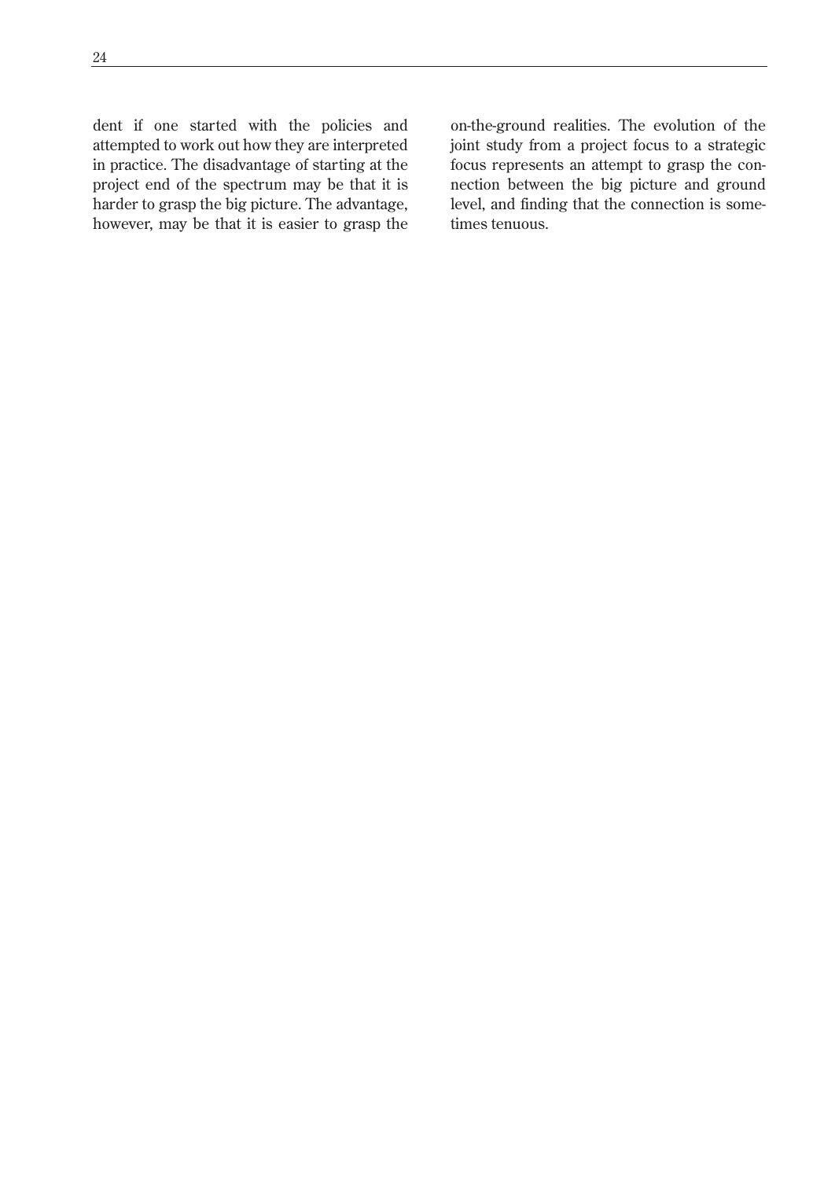dent if one started with the policies and attempted to work out how they are interpreted in practice. The disadvantage of starting at the project end of the spectrum may be that it is harder to grasp the big picture. The advantage, however, may be that it is easier to grasp the on-the-ground realities. The evolution of the joint study from a project focus to a strategic focus represents an attempt to grasp the connection between the big picture and ground level, and finding that the connection is sometimes tenuous.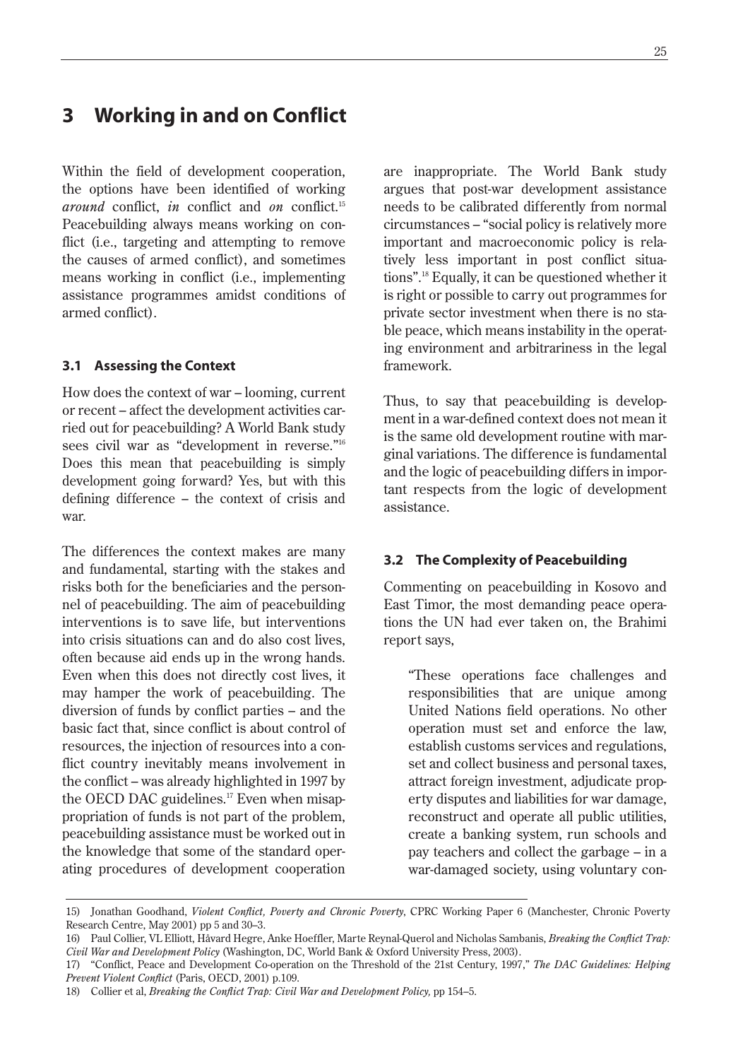# 3 Working in and on Conflict

Within the field of development cooperation, the options have been identified of working *around* conflict, *in* conflict and *on* conflict.[15] Peacebuilding always means working on conflict (i.e., targeting and attempting to remove the causes of armed conflict), and sometimes means working in conflict (i.e., implementing assistance programmes amidst conditions of armed conflict).

## 3.1 Assessing the Context

How does the context of war – looming, current or recent – affect the development activities carried out for peacebuilding? A World Bank study sees civil war as "development in reverse."[16] Does this mean that peacebuilding is simply development going forward? Yes, but with this defining difference – the context of crisis and war.

The differences the context makes are many and fundamental, starting with the stakes and risks both for the beneficiaries and the personnel of peacebuilding. The aim of peacebuilding interventions is to save life, but interventions into crisis situations can and do also cost lives, often because aid ends up in the wrong hands. Even when this does not directly cost lives, it may hamper the work of peacebuilding. The diversion of funds by conflict parties – and the basic fact that, since conflict is about control of resources, the injection of resources into a conflict country inevitably means involvement in the conflict – was already highlighted in 1997 by the OECD DAC guidelines.[17] Even when misappropriation of funds is not part of the problem, peacebuilding assistance must be worked out in the knowledge that some of the standard operating procedures of development cooperation are inappropriate. The World Bank study argues that post-war development assistance needs to be calibrated differently from normal circumstances – "social policy is relatively more important and macroeconomic policy is relatively less important in post conflict situations".[18] Equally, it can be questioned whether it is right or possible to carry out programmes for private sector investment when there is no stable peace, which means instability in the operating environment and arbitrariness in the legal framework.

Thus, to say that peacebuilding is development in a war-defined context does not mean it is the same old development routine with marginal variations. The difference is fundamental and the logic of peacebuilding differs in important respects from the logic of development assistance.

## 3.2 The Complexity of Peacebuilding

Commenting on peacebuilding in Kosovo and East Timor, the most demanding peace operations the UN had ever taken on, the Brahimi report says,

> "These operations face challenges and responsibilities that are unique among United Nations field operations. No other operation must set and enforce the law, establish customs services and regulations, set and collect business and personal taxes, attract foreign investment, adjudicate property disputes and liabilities for war damage, reconstruct and operate all public utilities, create a banking system, run schools and pay teachers and collect the garbage – in a war-damaged society, using voluntary con-

---

15) Jonathan Goodhand, *Violent Conflict, Poverty and Chronic Poverty*, CPRC Working Paper 6 (Manchester, Chronic Poverty Research Centre, May 2001) pp 5 and 30–3.

16) Paul Collier, VL Elliott, Håvard Hegre, Anke Hoeffler, Marte Reynal-Querol and Nicholas Sambanis, *Breaking the Conflict Trap: Civil War and Development Policy* (Washington, DC, World Bank & Oxford University Press, 2003).

17) "Conflict, Peace and Development Co-operation on the Threshold of the 21st Century, 1997," *The DAC Guidelines: Helping Prevent Violent Conflict* (Paris, OECD, 2001) p.109.

18) Collier et al, *Breaking the Conflict Trap: Civil War and Development Policy,* pp 154–5.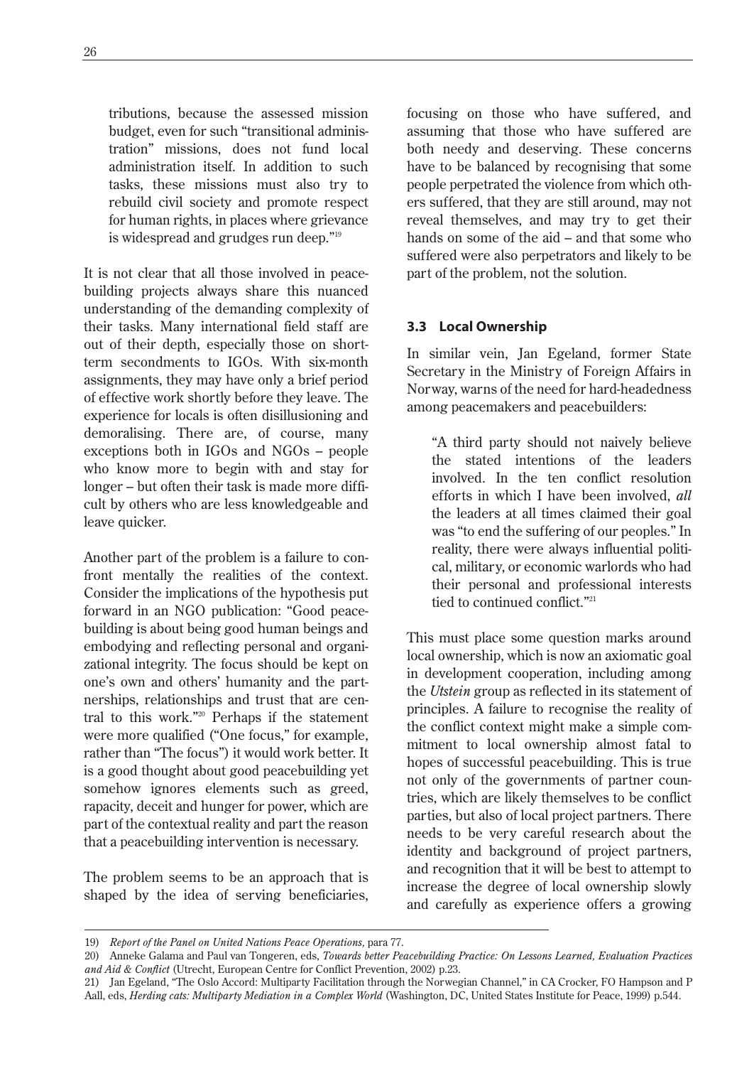tributions, because the assessed mission budget, even for such "transitional administration" missions, does not fund local administration itself. In addition to such tasks, these missions must also try to rebuild civil society and promote respect for human rights, in places where grievance is widespread and grudges run deep."[19]

It is not clear that all those involved in peacebuilding projects always share this nuanced understanding of the demanding complexity of their tasks. Many international field staff are out of their depth, especially those on short-term secondments to IGOs. With six-month assignments, they may have only a brief period of effective work shortly before they leave. The experience for locals is often disillusioning and demoralising. There are, of course, many exceptions both in IGOs and NGOs – people who know more to begin with and stay for longer – but often their task is made more difficult by others who are less knowledgeable and leave quicker.

Another part of the problem is a failure to confront mentally the realities of the context. Consider the implications of the hypothesis put forward in an NGO publication: "Good peacebuilding is about being good human beings and embodying and reflecting personal and organizational integrity. The focus should be kept on one's own and others' humanity and the partnerships, relationships and trust that are central to this work."[20] Perhaps if the statement were more qualified ("One focus," for example, rather than "The focus") it would work better. It is a good thought about good peacebuilding yet somehow ignores elements such as greed, rapacity, deceit and hunger for power, which are part of the contextual reality and part the reason that a peacebuilding intervention is necessary.

The problem seems to be an approach that is shaped by the idea of serving beneficiaries, focusing on those who have suffered, and assuming that those who have suffered are both needy and deserving. These concerns have to be balanced by recognising that some people perpetrated the violence from which others suffered, that they are still around, may not reveal themselves, and may try to get their hands on some of the aid – and that some who suffered were also perpetrators and likely to be part of the problem, not the solution.

### 3.3 Local Ownership

In similar vein, Jan Egeland, former State Secretary in the Ministry of Foreign Affairs in Norway, warns of the need for hard-headedness among peacemakers and peacebuilders:

> "A third party should not naively believe the stated intentions of the leaders involved. In the ten conflict resolution efforts in which I have been involved, *all* the leaders at all times claimed their goal was "to end the suffering of our peoples." In reality, there were always influential political, military, or economic warlords who had their personal and professional interests tied to continued conflict."[21]

This must place some question marks around local ownership, which is now an axiomatic goal in development cooperation, including among the *Utstein* group as reflected in its statement of principles. A failure to recognise the reality of the conflict context might make a simple commitment to local ownership almost fatal to hopes of successful peacebuilding. This is true not only of the governments of partner countries, which are likely themselves to be conflict parties, but also of local project partners. There needs to be very careful research about the identity and background of project partners, and recognition that it will be best to attempt to increase the degree of local ownership slowly and carefully as experience offers a growing

---

19) *Report of the Panel on United Nations Peace Operations,* para 77.

20) Anneke Galama and Paul van Tongeren, eds, *Towards better Peacebuilding Practice: On Lessons Learned, Evaluation Practices and Aid & Conflict* (Utrecht, European Centre for Conflict Prevention, 2002) p.23.

21) Jan Egeland, "The Oslo Accord: Multiparty Facilitation through the Norwegian Channel," in CA Crocker, FO Hampson and P Aall, eds, *Herding cats: Multiparty Mediation in a Complex World* (Washington, DC, United States Institute for Peace, 1999) p.544.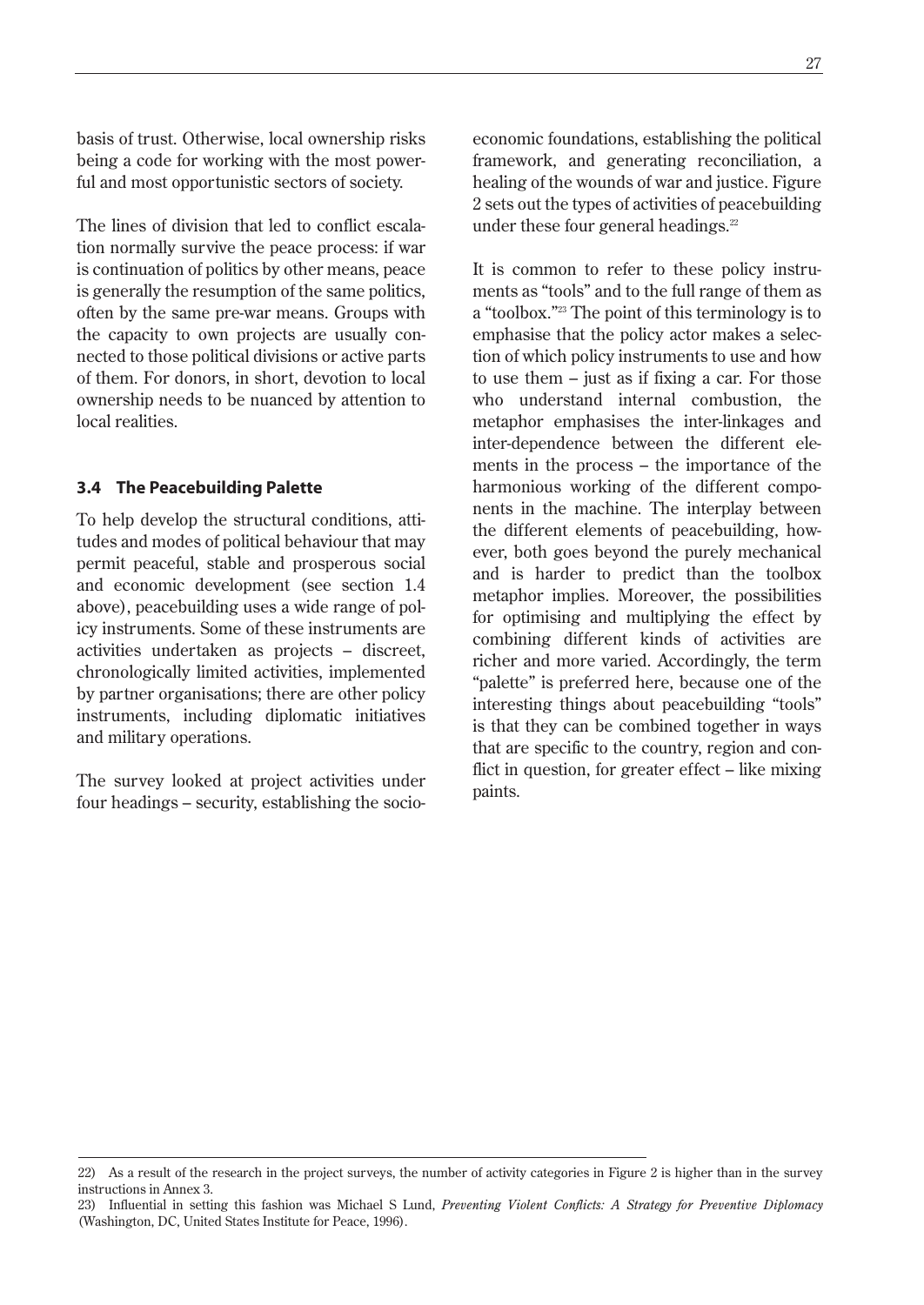basis of trust. Otherwise, local ownership risks being a code for working with the most powerful and most opportunistic sectors of society.

The lines of division that led to conflict escalation normally survive the peace process: if war is continuation of politics by other means, peace is generally the resumption of the same politics, often by the same pre-war means. Groups with the capacity to own projects are usually connected to those political divisions or active parts of them. For donors, in short, devotion to local ownership needs to be nuanced by attention to local realities.

### 3.4 The Peacebuilding Palette

To help develop the structural conditions, attitudes and modes of political behaviour that may permit peaceful, stable and prosperous social and economic development (see section 1.4 above), peacebuilding uses a wide range of policy instruments. Some of these instruments are activities undertaken as projects – discreet, chronologically limited activities, implemented by partner organisations; there are other policy instruments, including diplomatic initiatives and military operations.

The survey looked at project activities under four headings – security, establishing the socio-economic foundations, establishing the political framework, and generating reconciliation, a healing of the wounds of war and justice. Figure 2 sets out the types of activities of peacebuilding under these four general headings.[22]

It is common to refer to these policy instruments as "tools" and to the full range of them as a "toolbox."[23] The point of this terminology is to emphasise that the policy actor makes a selection of which policy instruments to use and how to use them – just as if fixing a car. For those who understand internal combustion, the metaphor emphasises the inter-linkages and inter-dependence between the different elements in the process – the importance of the harmonious working of the different components in the machine. The interplay between the different elements of peacebuilding, however, both goes beyond the purely mechanical and is harder to predict than the toolbox metaphor implies. Moreover, the possibilities for optimising and multiplying the effect by combining different kinds of activities are richer and more varied. Accordingly, the term "palette" is preferred here, because one of the interesting things about peacebuilding "tools" is that they can be combined together in ways that are specific to the country, region and conflict in question, for greater effect – like mixing paints.

---

22) As a result of the research in the project surveys, the number of activity categories in Figure 2 is higher than in the survey instructions in Annex 3.

23) Influential in setting this fashion was Michael S Lund, *Preventing Violent Conflicts: A Strategy for Preventive Diplomacy* (Washington, DC, United States Institute for Peace, 1996).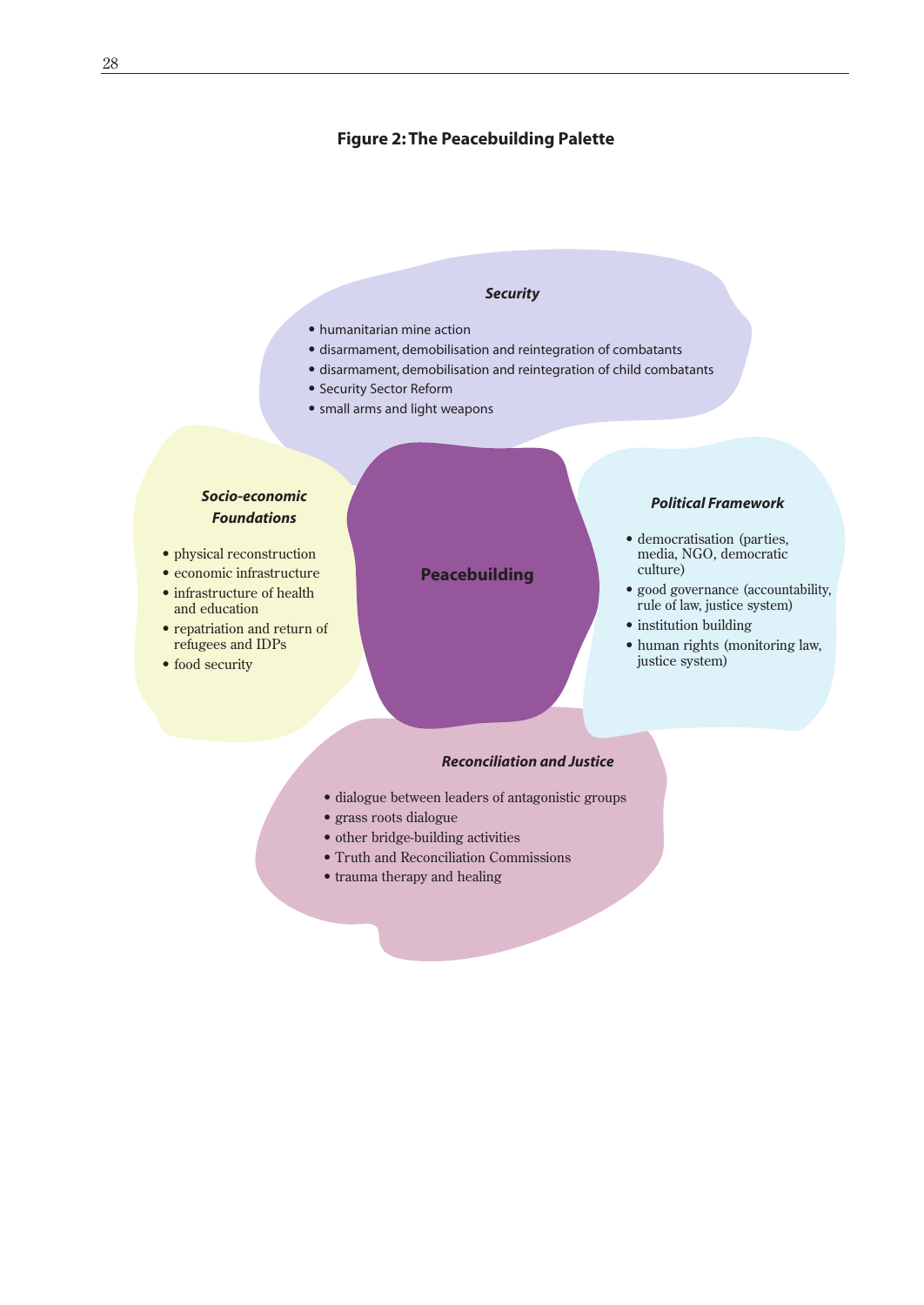**Figure 2: The Peacebuilding Palette**

***Security***

- humanitarian mine action
- disarmament, demobilisation and reintegration of combatants
- disarmament, demobilisation and reintegration of child combatants
- Security Sector Reform
- small arms and light weapons

***Socio-economic Foundations***

- physical reconstruction
- economic infrastructure
- infrastructure of health and education
- repatriation and return of refugees and IDPs
- food security

**Peacebuilding**

***Political Framework***

- democratisation (parties, media, NGO, democratic culture)
- good governance (accountability, rule of law, justice system)
- institution building
- human rights (monitoring law, justice system)

***Reconciliation and Justice***

- dialogue between leaders of antagonistic groups
- grass roots dialogue
- other bridge-building activities
- Truth and Reconciliation Commissions
- trauma therapy and healing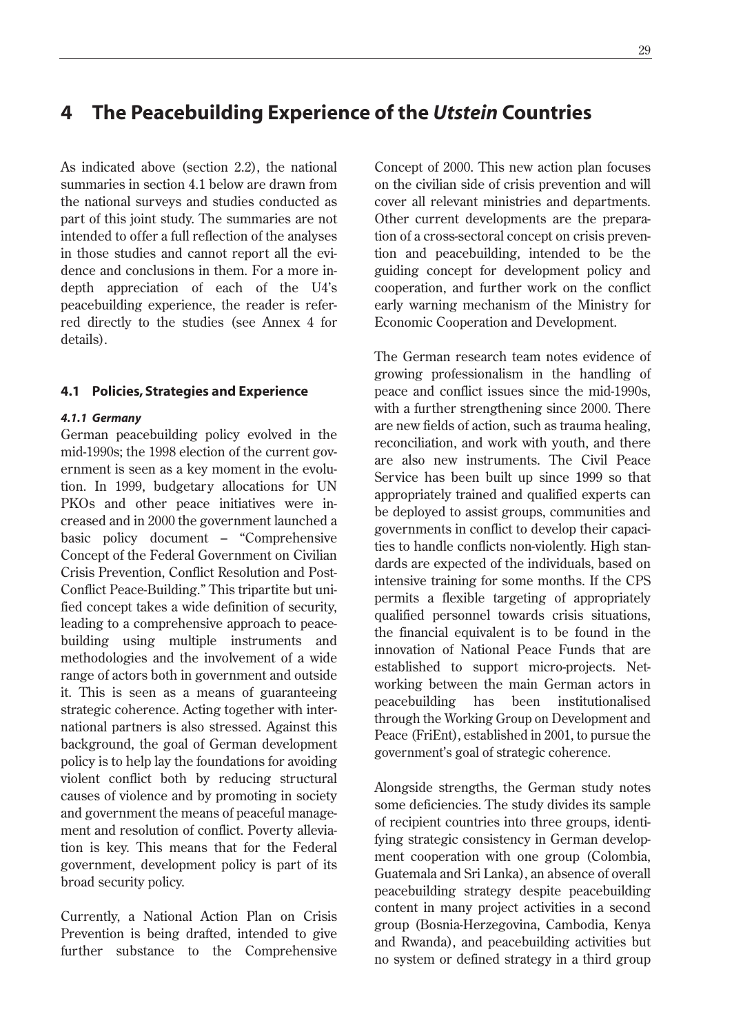# 4 The Peacebuilding Experience of the *Utstein* Countries

As indicated above (section 2.2), the national summaries in section 4.1 below are drawn from the national surveys and studies conducted as part of this joint study. The summaries are not intended to offer a full reflection of the analyses in those studies and cannot report all the evidence and conclusions in them. For a more in-depth appreciation of each of the U4's peacebuilding experience, the reader is referred directly to the studies (see Annex 4 for details).

## 4.1 Policies, Strategies and Experience

### *4.1.1 Germany*

German peacebuilding policy evolved in the mid-1990s; the 1998 election of the current government is seen as a key moment in the evolution. In 1999, budgetary allocations for UN PKOs and other peace initiatives were increased and in 2000 the government launched a basic policy document – "Comprehensive Concept of the Federal Government on Civilian Crisis Prevention, Conflict Resolution and Post-Conflict Peace-Building." This tripartite but unified concept takes a wide definition of security, leading to a comprehensive approach to peacebuilding using multiple instruments and methodologies and the involvement of a wide range of actors both in government and outside it. This is seen as a means of guaranteeing strategic coherence. Acting together with international partners is also stressed. Against this background, the goal of German development policy is to help lay the foundations for avoiding violent conflict both by reducing structural causes of violence and by promoting in society and government the means of peaceful management and resolution of conflict. Poverty alleviation is key. This means that for the Federal government, development policy is part of its broad security policy.

Currently, a National Action Plan on Crisis Prevention is being drafted, intended to give further substance to the Comprehensive Concept of 2000. This new action plan focuses on the civilian side of crisis prevention and will cover all relevant ministries and departments. Other current developments are the preparation of a cross-sectoral concept on crisis prevention and peacebuilding, intended to be the guiding concept for development policy and cooperation, and further work on the conflict early warning mechanism of the Ministry for Economic Cooperation and Development.

The German research team notes evidence of growing professionalism in the handling of peace and conflict issues since the mid-1990s, with a further strengthening since 2000. There are new fields of action, such as trauma healing, reconciliation, and work with youth, and there are also new instruments. The Civil Peace Service has been built up since 1999 so that appropriately trained and qualified experts can be deployed to assist groups, communities and governments in conflict to develop their capacities to handle conflicts non-violently. High standards are expected of the individuals, based on intensive training for some months. If the CPS permits a flexible targeting of appropriately qualified personnel towards crisis situations, the financial equivalent is to be found in the innovation of National Peace Funds that are established to support micro-projects. Networking between the main German actors in peacebuilding has been institutionalised through the Working Group on Development and Peace (FriEnt), established in 2001, to pursue the government's goal of strategic coherence.

Alongside strengths, the German study notes some deficiencies. The study divides its sample of recipient countries into three groups, identifying strategic consistency in German development cooperation with one group (Colombia, Guatemala and Sri Lanka), an absence of overall peacebuilding strategy despite peacebuilding content in many project activities in a second group (Bosnia-Herzegovina, Cambodia, Kenya and Rwanda), and peacebuilding activities but no system or defined strategy in a third group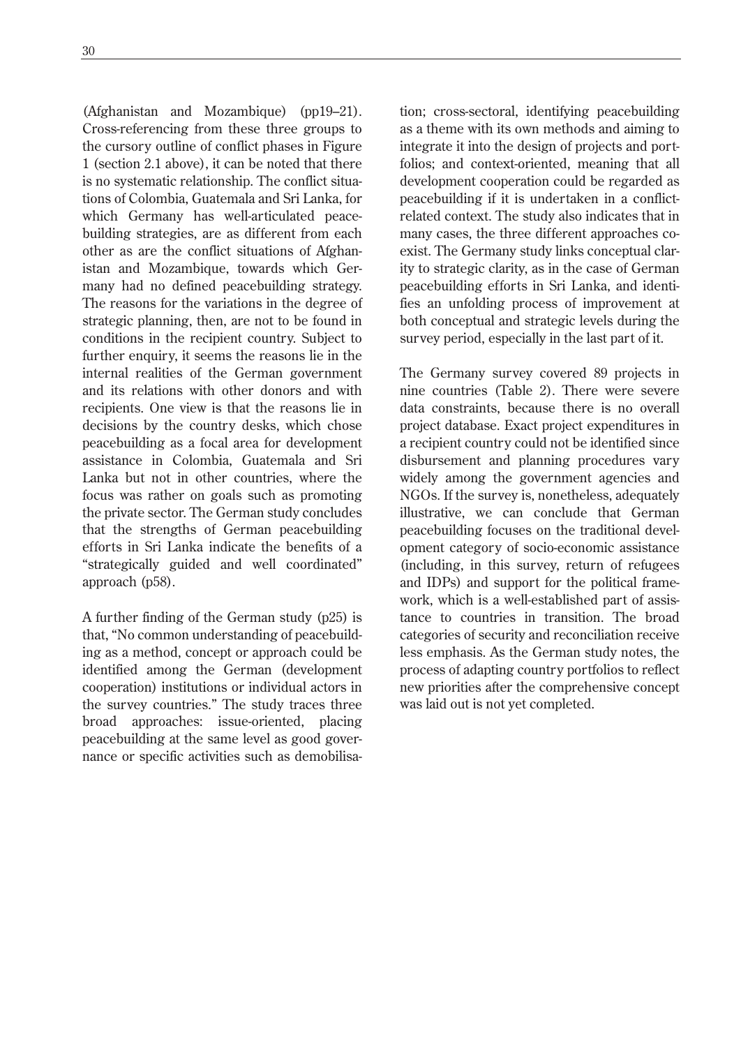(Afghanistan and Mozambique) (pp19–21). Cross-referencing from these three groups to the cursory outline of conflict phases in Figure 1 (section 2.1 above), it can be noted that there is no systematic relationship. The conflict situations of Colombia, Guatemala and Sri Lanka, for which Germany has well-articulated peacebuilding strategies, are as different from each other as are the conflict situations of Afghanistan and Mozambique, towards which Germany had no defined peacebuilding strategy. The reasons for the variations in the degree of strategic planning, then, are not to be found in conditions in the recipient country. Subject to further enquiry, it seems the reasons lie in the internal realities of the German government and its relations with other donors and with recipients. One view is that the reasons lie in decisions by the country desks, which chose peacebuilding as a focal area for development assistance in Colombia, Guatemala and Sri Lanka but not in other countries, where the focus was rather on goals such as promoting the private sector. The German study concludes that the strengths of German peacebuilding efforts in Sri Lanka indicate the benefits of a "strategically guided and well coordinated" approach (p58).

A further finding of the German study (p25) is that, "No common understanding of peacebuilding as a method, concept or approach could be identified among the German (development cooperation) institutions or individual actors in the survey countries." The study traces three broad approaches: issue-oriented, placing peacebuilding at the same level as good governance or specific activities such as demobilisation; cross-sectoral, identifying peacebuilding as a theme with its own methods and aiming to integrate it into the design of projects and portfolios; and context-oriented, meaning that all development cooperation could be regarded as peacebuilding if it is undertaken in a conflict-related context. The study also indicates that in many cases, the three different approaches co-exist. The Germany study links conceptual clarity to strategic clarity, as in the case of German peacebuilding efforts in Sri Lanka, and identifies an unfolding process of improvement at both conceptual and strategic levels during the survey period, especially in the last part of it.

The Germany survey covered 89 projects in nine countries (Table 2). There were severe data constraints, because there is no overall project database. Exact project expenditures in a recipient country could not be identified since disbursement and planning procedures vary widely among the government agencies and NGOs. If the survey is, nonetheless, adequately illustrative, we can conclude that German peacebuilding focuses on the traditional development category of socio-economic assistance (including, in this survey, return of refugees and IDPs) and support for the political framework, which is a well-established part of assistance to countries in transition. The broad categories of security and reconciliation receive less emphasis. As the German study notes, the process of adapting country portfolios to reflect new priorities after the comprehensive concept was laid out is not yet completed.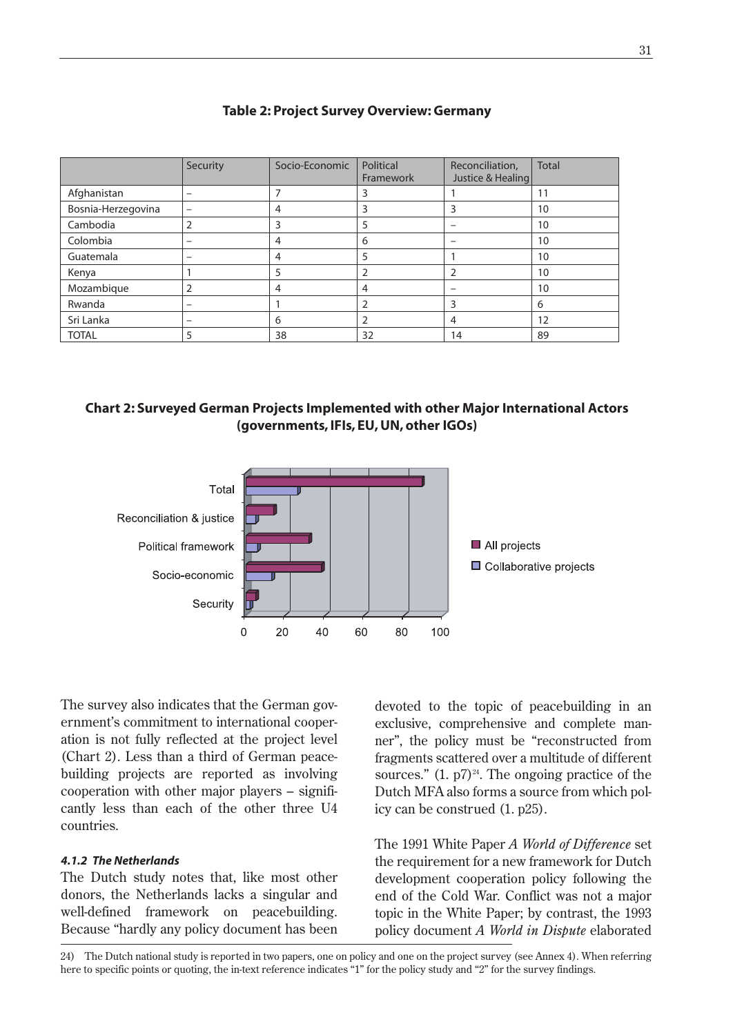**Table 2: Project Survey Overview: Germany**

| | Security | Socio-Economic | Political Framework | Reconciliation, Justice & Healing | Total |
|---|---|---|---|---|---|
| Afghanistan | – | 7 | 3 | 1 | 11 |
| Bosnia-Herzegovina | – | 4 | 3 | 3 | 10 |
| Cambodia | 2 | 3 | 5 | – | 10 |
| Colombia | – | 4 | 6 | – | 10 |
| Guatemala | – | 4 | 5 | 1 | 10 |
| Kenya | 1 | 5 | 2 | 2 | 10 |
| Mozambique | 2 | 4 | 4 | – | 10 |
| Rwanda | – | 1 | 2 | 3 | 6 |
| Sri Lanka | – | 6 | 2 | 4 | 12 |
| TOTAL | 5 | 38 | 32 | 14 | 89 |

**Chart 2: Surveyed German Projects Implemented with other Major International Actors (governments, IFIs, EU, UN, other IGOs)**

The survey also indicates that the German government's commitment to international cooperation is not fully reflected at the project level (Chart 2). Less than a third of German peacebuilding projects are reported as involving cooperation with other major players – significantly less than each of the other three U4 countries.

#### *4.1.2 The Netherlands*

The Dutch study notes that, like most other donors, the Netherlands lacks a singular and well-defined framework on peacebuilding. Because "hardly any policy document has been devoted to the topic of peacebuilding in an exclusive, comprehensive and complete manner", the policy must be "reconstructed from fragments scattered over a multitude of different sources." (1. p7)[24]. The ongoing practice of the Dutch MFA also forms a source from which policy can be construed (1. p25).

The 1991 White Paper *A World of Difference* set the requirement for a new framework for Dutch development cooperation policy following the end of the Cold War. Conflict was not a major topic in the White Paper; by contrast, the 1993 policy document *A World in Dispute* elaborated

24) The Dutch national study is reported in two papers, one on policy and one on the project survey (see Annex 4). When referring here to specific points or quoting, the in-text reference indicates "1" for the policy study and "2" for the survey findings.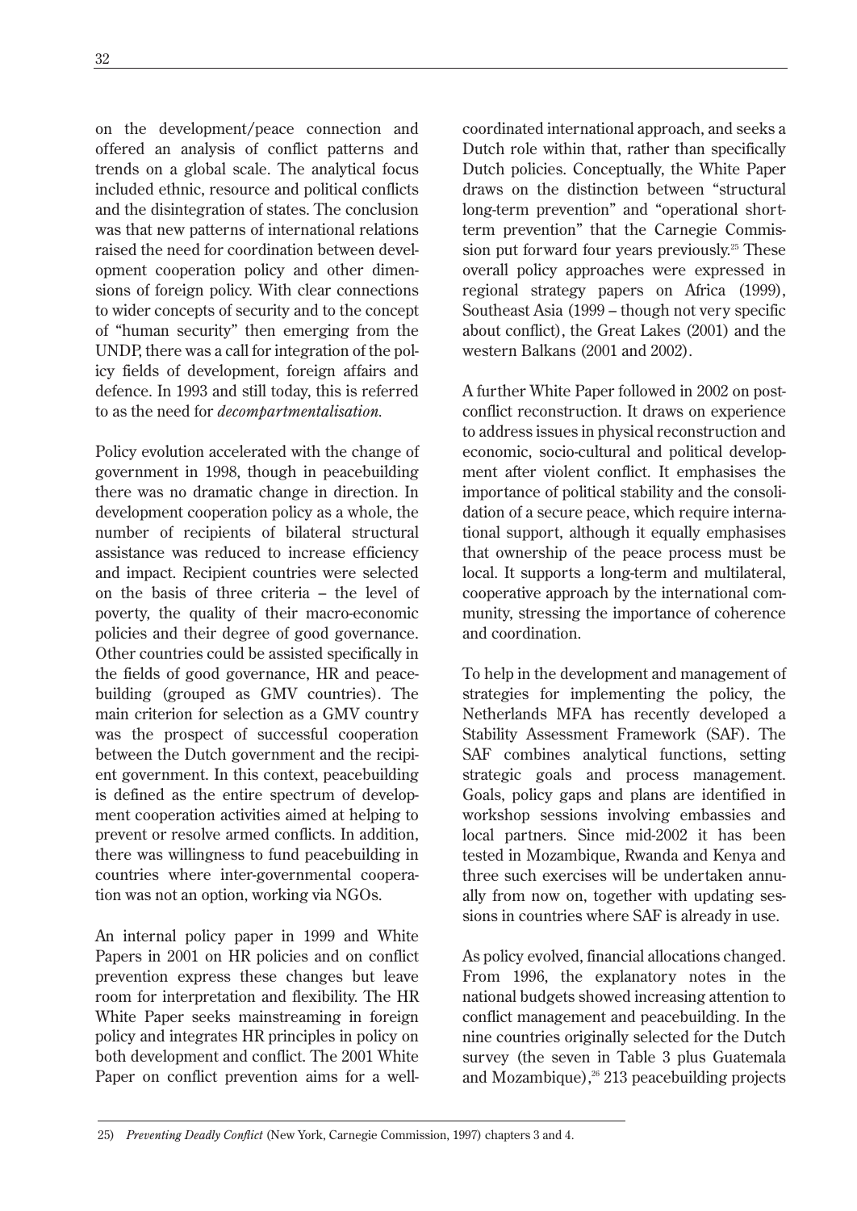on the development/peace connection and offered an analysis of conflict patterns and trends on a global scale. The analytical focus included ethnic, resource and political conflicts and the disintegration of states. The conclusion was that new patterns of international relations raised the need for coordination between development cooperation policy and other dimensions of foreign policy. With clear connections to wider concepts of security and to the concept of "human security" then emerging from the UNDP, there was a call for integration of the policy fields of development, foreign affairs and defence. In 1993 and still today, this is referred to as the need for *decompartmentalisation*.

Policy evolution accelerated with the change of government in 1998, though in peacebuilding there was no dramatic change in direction. In development cooperation policy as a whole, the number of recipients of bilateral structural assistance was reduced to increase efficiency and impact. Recipient countries were selected on the basis of three criteria – the level of poverty, the quality of their macro-economic policies and their degree of good governance. Other countries could be assisted specifically in the fields of good governance, HR and peacebuilding (grouped as GMV countries). The main criterion for selection as a GMV country was the prospect of successful cooperation between the Dutch government and the recipient government. In this context, peacebuilding is defined as the entire spectrum of development cooperation activities aimed at helping to prevent or resolve armed conflicts. In addition, there was willingness to fund peacebuilding in countries where inter-governmental cooperation was not an option, working via NGOs.

An internal policy paper in 1999 and White Papers in 2001 on HR policies and on conflict prevention express these changes but leave room for interpretation and flexibility. The HR White Paper seeks mainstreaming in foreign policy and integrates HR principles in policy on both development and conflict. The 2001 White Paper on conflict prevention aims for a well-coordinated international approach, and seeks a Dutch role within that, rather than specifically Dutch policies. Conceptually, the White Paper draws on the distinction between "structural long-term prevention" and "operational short-term prevention" that the Carnegie Commission put forward four years previously.[25] These overall policy approaches were expressed in regional strategy papers on Africa (1999), Southeast Asia (1999 – though not very specific about conflict), the Great Lakes (2001) and the western Balkans (2001 and 2002).

A further White Paper followed in 2002 on post-conflict reconstruction. It draws on experience to address issues in physical reconstruction and economic, socio-cultural and political development after violent conflict. It emphasises the importance of political stability and the consolidation of a secure peace, which require international support, although it equally emphasises that ownership of the peace process must be local. It supports a long-term and multilateral, cooperative approach by the international community, stressing the importance of coherence and coordination.

To help in the development and management of strategies for implementing the policy, the Netherlands MFA has recently developed a Stability Assessment Framework (SAF). The SAF combines analytical functions, setting strategic goals and process management. Goals, policy gaps and plans are identified in workshop sessions involving embassies and local partners. Since mid-2002 it has been tested in Mozambique, Rwanda and Kenya and three such exercises will be undertaken annually from now on, together with updating sessions in countries where SAF is already in use.

As policy evolved, financial allocations changed. From 1996, the explanatory notes in the national budgets showed increasing attention to conflict management and peacebuilding. In the nine countries originally selected for the Dutch survey (the seven in Table 3 plus Guatemala and Mozambique),[26] 213 peacebuilding projects

25) *Preventing Deadly Conflict* (New York, Carnegie Commission, 1997) chapters 3 and 4.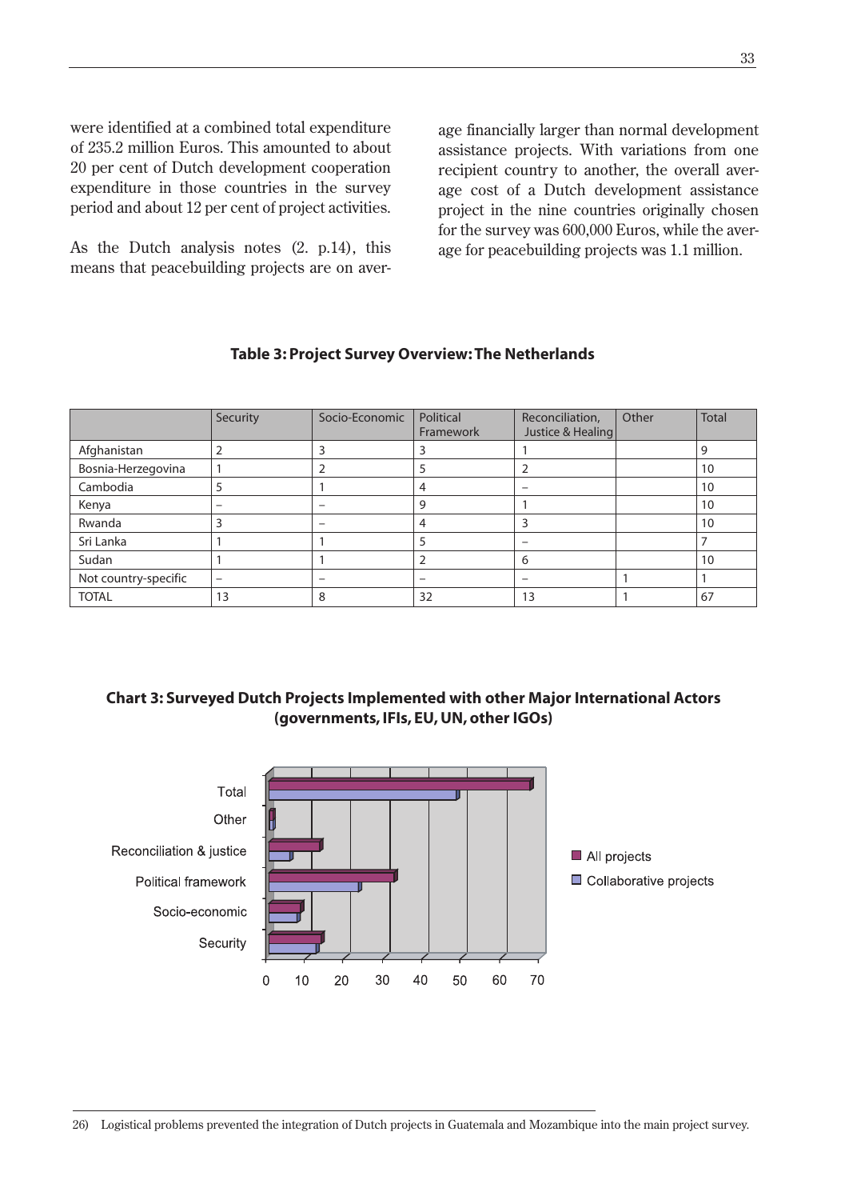were identified at a combined total expenditure of 235.2 million Euros. This amounted to about 20 per cent of Dutch development cooperation expenditure in those countries in the survey period and about 12 per cent of project activities.

As the Dutch analysis notes (2. p.14), this means that peacebuilding projects are on average financially larger than normal development assistance projects. With variations from one recipient country to another, the overall average cost of a Dutch development assistance project in the nine countries originally chosen for the survey was 600,000 Euros, while the average for peacebuilding projects was 1.1 million.

**Table 3: Project Survey Overview: The Netherlands**

| | Security | Socio-Economic | Political Framework | Reconciliation, Justice & Healing | Other | Total |
|---|---|---|---|---|---|---|
| Afghanistan | 2 | 3 | 3 | 1 | | 9 |
| Bosnia-Herzegovina | 1 | 2 | 5 | 2 | | 10 |
| Cambodia | 5 | 1 | 4 | – | | 10 |
| Kenya | – | – | 9 | 1 | | 10 |
| Rwanda | 3 | – | 4 | 3 | | 10 |
| Sri Lanka | 1 | 1 | 5 | – | | 7 |
| Sudan | 1 | 1 | 2 | 6 | | 10 |
| Not country-specific | – | – | – | – | 1 | 1 |
| TOTAL | 13 | 8 | 32 | 13 | 1 | 67 |

**Chart 3: Surveyed Dutch Projects Implemented with other Major International Actors (governments, IFIs, EU, UN, other IGOs)**

| | All projects | Collaborative projects |
|---|---|---|
| Total | 67 | 48 |
| Other | 1 | 1 |
| Reconciliation & justice | 13 | 6 |
| Political framework | 32 | 23 |
| Socio-economic | 8 | 7 |
| Security | 13 | 12 |

26) Logistical problems prevented the integration of Dutch projects in Guatemala and Mozambique into the main project survey.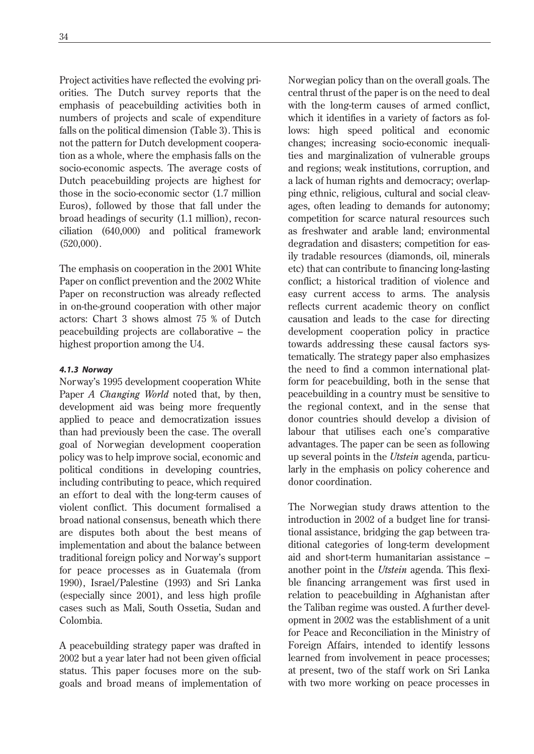Project activities have reflected the evolving priorities. The Dutch survey reports that the emphasis of peacebuilding activities both in numbers of projects and scale of expenditure falls on the political dimension (Table 3). This is not the pattern for Dutch development cooperation as a whole, where the emphasis falls on the socio-economic aspects. The average costs of Dutch peacebuilding projects are highest for those in the socio-economic sector (1.7 million Euros), followed by those that fall under the broad headings of security (1.1 million), reconciliation (640,000) and political framework (520,000).

The emphasis on cooperation in the 2001 White Paper on conflict prevention and the 2002 White Paper on reconstruction was already reflected in on-the-ground cooperation with other major actors: Chart 3 shows almost 75 % of Dutch peacebuilding projects are collaborative – the highest proportion among the U4.

#### *4.1.3 Norway*

Norway's 1995 development cooperation White Paper *A Changing World* noted that, by then, development aid was being more frequently applied to peace and democratization issues than had previously been the case. The overall goal of Norwegian development cooperation policy was to help improve social, economic and political conditions in developing countries, including contributing to peace, which required an effort to deal with the long-term causes of violent conflict. This document formalised a broad national consensus, beneath which there are disputes both about the best means of implementation and about the balance between traditional foreign policy and Norway's support for peace processes as in Guatemala (from 1990), Israel/Palestine (1993) and Sri Lanka (especially since 2001), and less high profile cases such as Mali, South Ossetia, Sudan and Colombia.

A peacebuilding strategy paper was drafted in 2002 but a year later had not been given official status. This paper focuses more on the sub-goals and broad means of implementation of Norwegian policy than on the overall goals. The central thrust of the paper is on the need to deal with the long-term causes of armed conflict, which it identifies in a variety of factors as follows: high speed political and economic changes; increasing socio-economic inequalities and marginalization of vulnerable groups and regions; weak institutions, corruption, and a lack of human rights and democracy; overlapping ethnic, religious, cultural and social cleavages, often leading to demands for autonomy; competition for scarce natural resources such as freshwater and arable land; environmental degradation and disasters; competition for easily tradable resources (diamonds, oil, minerals etc) that can contribute to financing long-lasting conflict; a historical tradition of violence and easy current access to arms. The analysis reflects current academic theory on conflict causation and leads to the case for directing development cooperation policy in practice towards addressing these causal factors systematically. The strategy paper also emphasizes the need to find a common international platform for peacebuilding, both in the sense that peacebuilding in a country must be sensitive to the regional context, and in the sense that donor countries should develop a division of labour that utilises each one's comparative advantages. The paper can be seen as following up several points in the *Utstein* agenda, particularly in the emphasis on policy coherence and donor coordination.

The Norwegian study draws attention to the introduction in 2002 of a budget line for transitional assistance, bridging the gap between traditional categories of long-term development aid and short-term humanitarian assistance – another point in the *Utstein* agenda. This flexible financing arrangement was first used in relation to peacebuilding in Afghanistan after the Taliban regime was ousted. A further development in 2002 was the establishment of a unit for Peace and Reconciliation in the Ministry of Foreign Affairs, intended to identify lessons learned from involvement in peace processes; at present, two of the staff work on Sri Lanka with two more working on peace processes in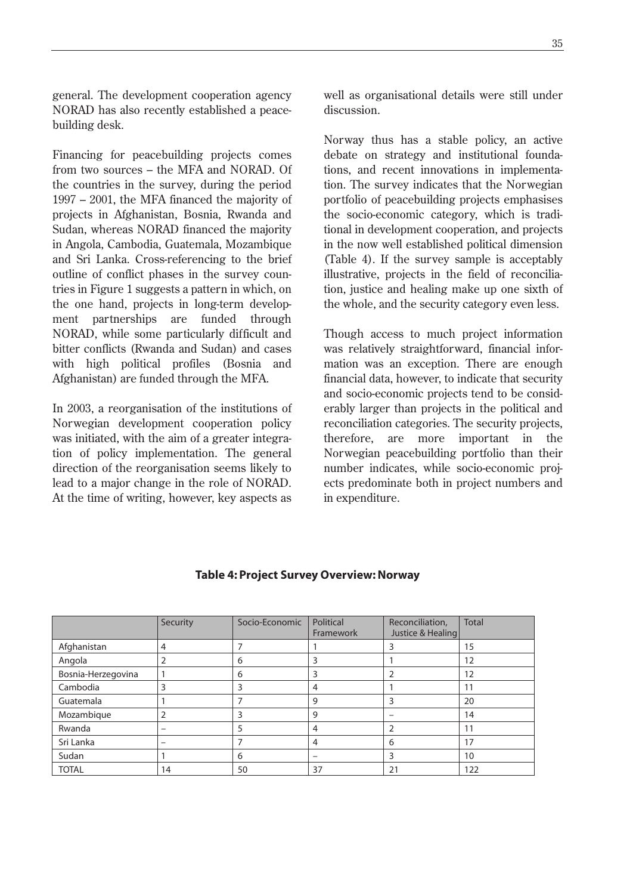general. The development cooperation agency NORAD has also recently established a peacebuilding desk.

Financing for peacebuilding projects comes from two sources – the MFA and NORAD. Of the countries in the survey, during the period 1997 – 2001, the MFA financed the majority of projects in Afghanistan, Bosnia, Rwanda and Sudan, whereas NORAD financed the majority in Angola, Cambodia, Guatemala, Mozambique and Sri Lanka. Cross-referencing to the brief outline of conflict phases in the survey countries in Figure 1 suggests a pattern in which, on the one hand, projects in long-term development partnerships are funded through NORAD, while some particularly difficult and bitter conflicts (Rwanda and Sudan) and cases with high political profiles (Bosnia and Afghanistan) are funded through the MFA.

In 2003, a reorganisation of the institutions of Norwegian development cooperation policy was initiated, with the aim of a greater integration of policy implementation. The general direction of the reorganisation seems likely to lead to a major change in the role of NORAD. At the time of writing, however, key aspects as well as organisational details were still under discussion.

Norway thus has a stable policy, an active debate on strategy and institutional foundations, and recent innovations in implementation. The survey indicates that the Norwegian portfolio of peacebuilding projects emphasises the socio-economic category, which is traditional in development cooperation, and projects in the now well established political dimension (Table 4). If the survey sample is acceptably illustrative, projects in the field of reconciliation, justice and healing make up one sixth of the whole, and the security category even less.

Though access to much project information was relatively straightforward, financial information was an exception. There are enough financial data, however, to indicate that security and socio-economic projects tend to be considerably larger than projects in the political and reconciliation categories. The security projects, therefore, are more important in the Norwegian peacebuilding portfolio than their number indicates, while socio-economic projects predominate both in project numbers and in expenditure.

**Table 4: Project Survey Overview: Norway**

| | Security | Socio-Economic | Political Framework | Reconciliation, Justice & Healing | Total |
|---|---|---|---|---|---|
| Afghanistan | 4 | 7 | 1 | 3 | 15 |
| Angola | 2 | 6 | 3 | 1 | 12 |
| Bosnia-Herzegovina | 1 | 6 | 3 | 2 | 12 |
| Cambodia | 3 | 3 | 4 | 1 | 11 |
| Guatemala | 1 | 7 | 9 | 3 | 20 |
| Mozambique | 2 | 3 | 9 | – | 14 |
| Rwanda | – | 5 | 4 | 2 | 11 |
| Sri Lanka | – | 7 | 4 | 6 | 17 |
| Sudan | 1 | 6 | – | 3 | 10 |
| TOTAL | 14 | 50 | 37 | 21 | 122 |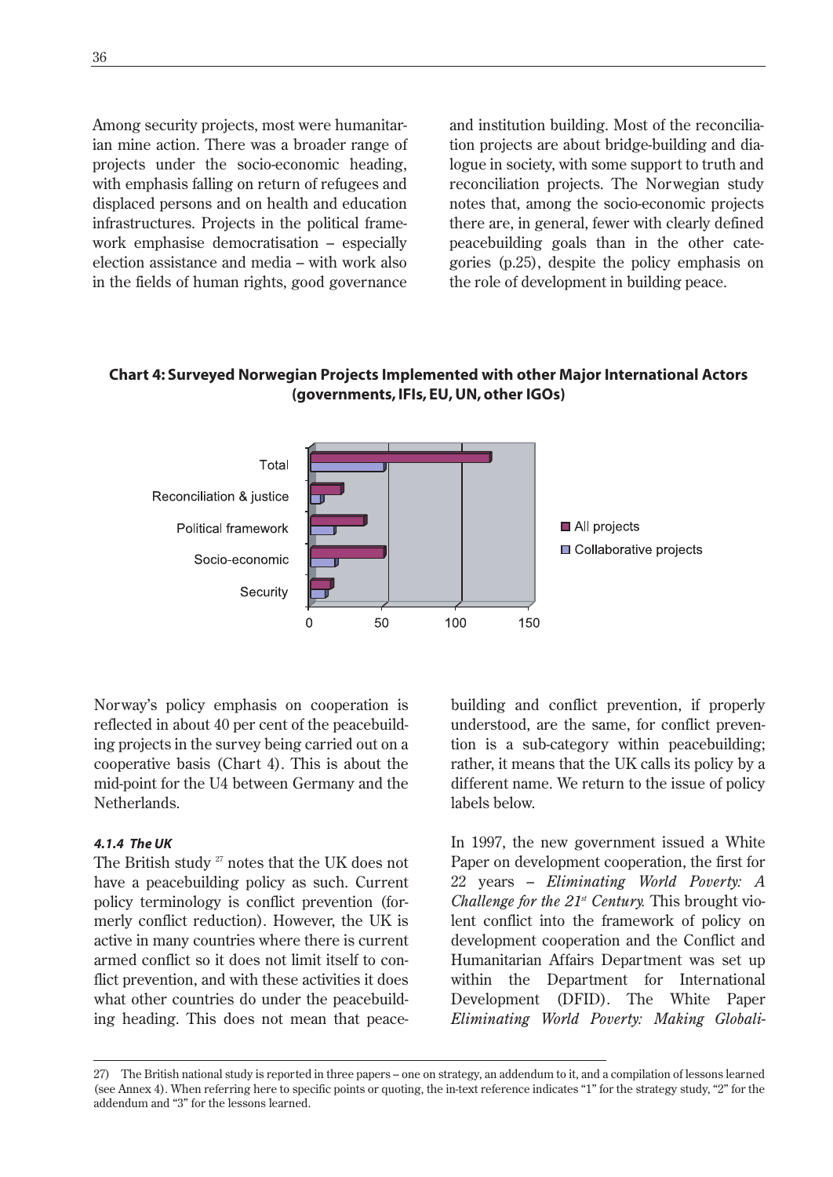Among security projects, most were humanitarian mine action. There was a broader range of projects under the socio-economic heading, with emphasis falling on return of refugees and displaced persons and on health and education infrastructures. Projects in the political framework emphasise democratisation – especially election assistance and media – with work also in the fields of human rights, good governance and institution building. Most of the reconciliation projects are about bridge-building and dialogue in society, with some support to truth and reconciliation projects. The Norwegian study notes that, among the socio-economic projects there are, in general, fewer with clearly defined peacebuilding goals than in the other categories (p.25), despite the policy emphasis on the role of development in building peace.

**Chart 4: Surveyed Norwegian Projects Implemented with other Major International Actors (governments, IFIs, EU, UN, other IGOs)**

Norway's policy emphasis on cooperation is reflected in about 40 per cent of the peacebuilding projects in the survey being carried out on a cooperative basis (Chart 4). This is about the mid-point for the U4 between Germany and the Netherlands.

#### *4.1.4 The UK*

The British study [27] notes that the UK does not have a peacebuilding policy as such. Current policy terminology is conflict prevention (formerly conflict reduction). However, the UK is active in many countries where there is current armed conflict so it does not limit itself to conflict prevention, and with these activities it does what other countries do under the peacebuilding heading. This does not mean that peacebuilding and conflict prevention, if properly understood, are the same, for conflict prevention is a sub-category within peacebuilding; rather, it means that the UK calls its policy by a different name. We return to the issue of policy labels below.

In 1997, the new government issued a White Paper on development cooperation, the first for 22 years – *Eliminating World Poverty: A Challenge for the 21st Century.* This brought violent conflict into the framework of policy on development cooperation and the Conflict and Humanitarian Affairs Department was set up within the Department for International Development (DFID). The White Paper *Eliminating World Poverty: Making Globali-*

27) The British national study is reported in three papers – one on strategy, an addendum to it, and a compilation of lessons learned (see Annex 4). When referring here to specific points or quoting, the in-text reference indicates "1" for the strategy study, "2" for the addendum and "3" for the lessons learned.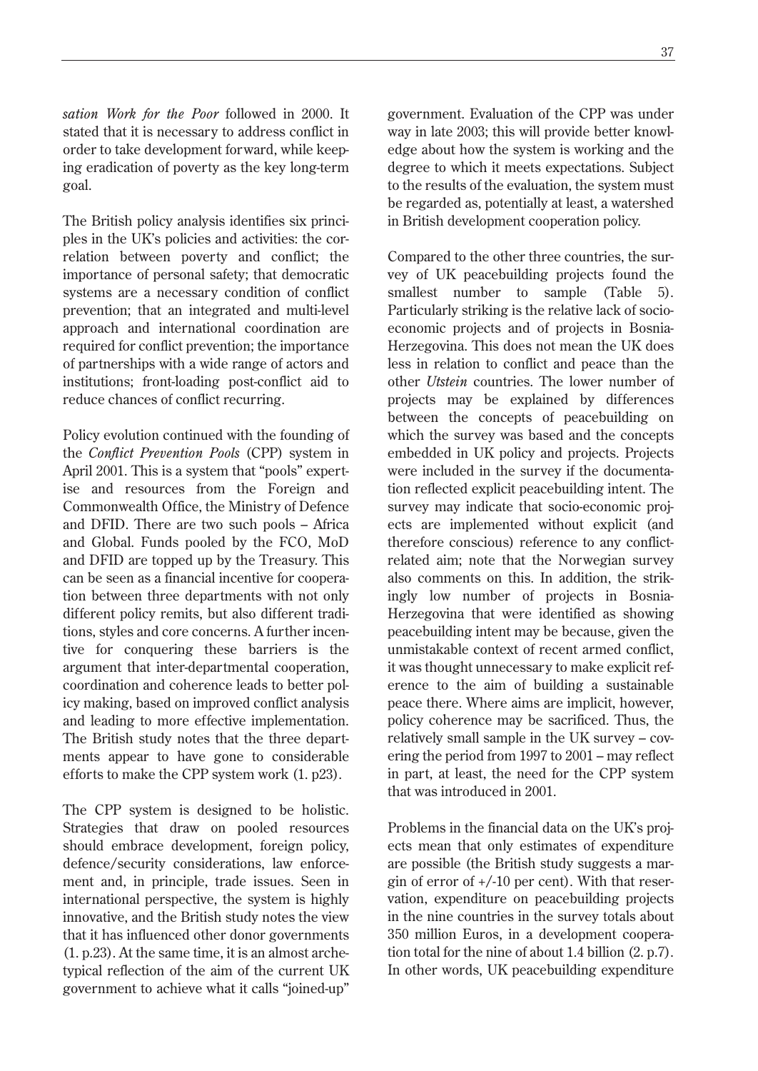*sation Work for the Poor* followed in 2000. It stated that it is necessary to address conflict in order to take development forward, while keeping eradication of poverty as the key long-term goal.

The British policy analysis identifies six principles in the UK's policies and activities: the correlation between poverty and conflict; the importance of personal safety; that democratic systems are a necessary condition of conflict prevention; that an integrated and multi-level approach and international coordination are required for conflict prevention; the importance of partnerships with a wide range of actors and institutions; front-loading post-conflict aid to reduce chances of conflict recurring.

Policy evolution continued with the founding of the *Conflict Prevention Pools* (CPP) system in April 2001. This is a system that "pools" expertise and resources from the Foreign and Commonwealth Office, the Ministry of Defence and DFID. There are two such pools – Africa and Global. Funds pooled by the FCO, MoD and DFID are topped up by the Treasury. This can be seen as a financial incentive for cooperation between three departments with not only different policy remits, but also different traditions, styles and core concerns. A further incentive for conquering these barriers is the argument that inter-departmental cooperation, coordination and coherence leads to better policy making, based on improved conflict analysis and leading to more effective implementation. The British study notes that the three departments appear to have gone to considerable efforts to make the CPP system work (1. p23).

The CPP system is designed to be holistic. Strategies that draw on pooled resources should embrace development, foreign policy, defence/security considerations, law enforcement and, in principle, trade issues. Seen in international perspective, the system is highly innovative, and the British study notes the view that it has influenced other donor governments (1. p.23). At the same time, it is an almost archetypical reflection of the aim of the current UK government to achieve what it calls "joined-up" government. Evaluation of the CPP was under way in late 2003; this will provide better knowledge about how the system is working and the degree to which it meets expectations. Subject to the results of the evaluation, the system must be regarded as, potentially at least, a watershed in British development cooperation policy.

Compared to the other three countries, the survey of UK peacebuilding projects found the smallest number to sample (Table 5). Particularly striking is the relative lack of socio-economic projects and of projects in Bosnia-Herzegovina. This does not mean the UK does less in relation to conflict and peace than the other *Utstein* countries. The lower number of projects may be explained by differences between the concepts of peacebuilding on which the survey was based and the concepts embedded in UK policy and projects. Projects were included in the survey if the documentation reflected explicit peacebuilding intent. The survey may indicate that socio-economic projects are implemented without explicit (and therefore conscious) reference to any conflict-related aim; note that the Norwegian survey also comments on this. In addition, the strikingly low number of projects in Bosnia-Herzegovina that were identified as showing peacebuilding intent may be because, given the unmistakable context of recent armed conflict, it was thought unnecessary to make explicit reference to the aim of building a sustainable peace there. Where aims are implicit, however, policy coherence may be sacrificed. Thus, the relatively small sample in the UK survey – covering the period from 1997 to 2001 – may reflect in part, at least, the need for the CPP system that was introduced in 2001.

Problems in the financial data on the UK's projects mean that only estimates of expenditure are possible (the British study suggests a margin of error of +/-10 per cent). With that reservation, expenditure on peacebuilding projects in the nine countries in the survey totals about 350 million Euros, in a development cooperation total for the nine of about 1.4 billion (2. p.7). In other words, UK peacebuilding expenditure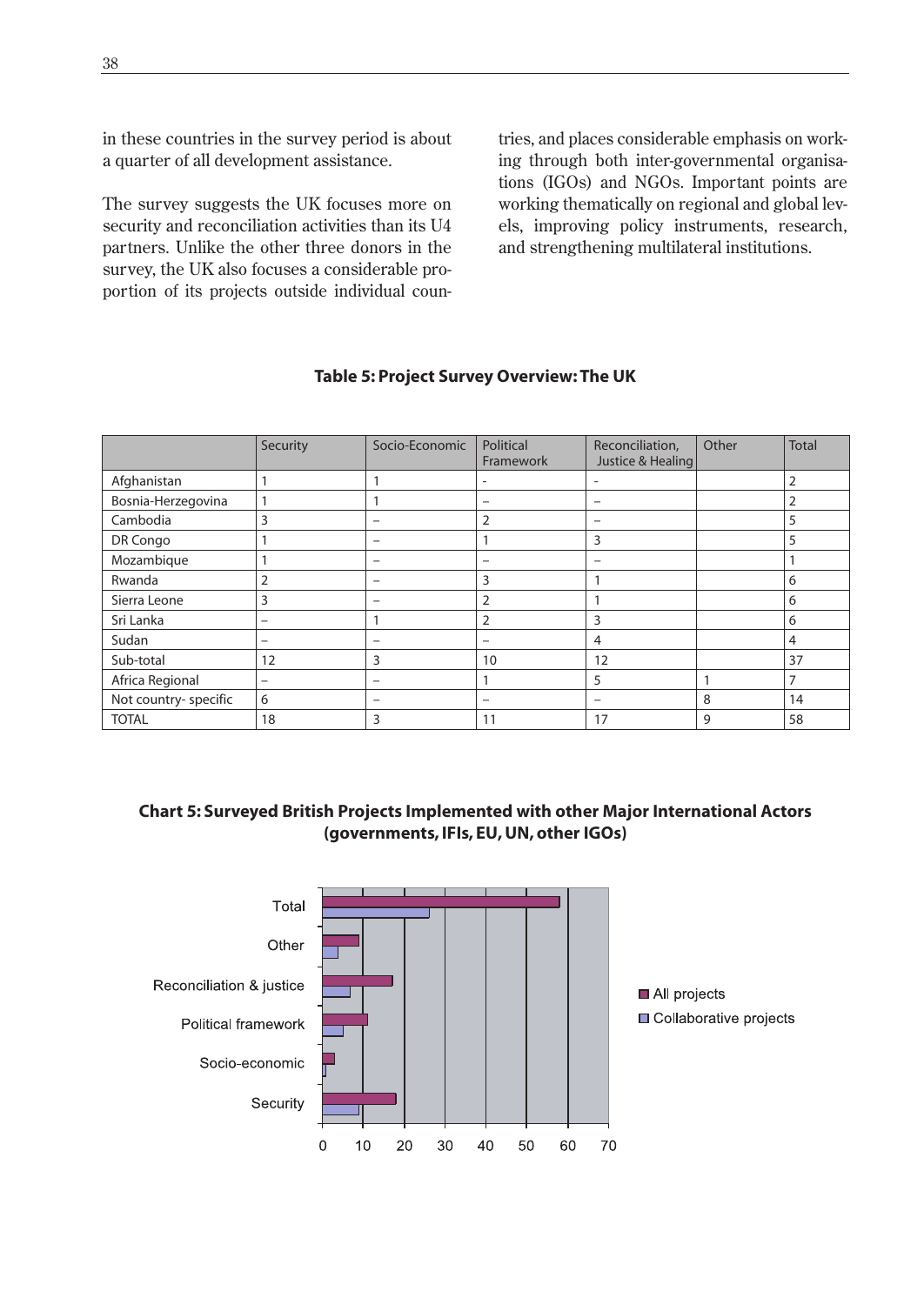in these countries in the survey period is about a quarter of all development assistance.

The survey suggests the UK focuses more on security and reconciliation activities than its U4 partners. Unlike the other three donors in the survey, the UK also focuses a considerable proportion of its projects outside individual countries, and places considerable emphasis on working through both inter-governmental organisations (IGOs) and NGOs. Important points are working thematically on regional and global levels, improving policy instruments, research, and strengthening multilateral institutions.

**Table 5: Project Survey Overview: The UK**

| | Security | Socio-Economic | Political Framework | Reconciliation, Justice & Healing | Other | Total |
|---|---|---|---|---|---|---|
| Afghanistan | 1 | 1 | - | - | | 2 |
| Bosnia-Herzegovina | 1 | 1 | – | – | | 2 |
| Cambodia | 3 | – | 2 | – | | 5 |
| DR Congo | 1 | – | 1 | 3 | | 5 |
| Mozambique | 1 | – | – | – | | 1 |
| Rwanda | 2 | – | 3 | 1 | | 6 |
| Sierra Leone | 3 | – | 2 | 1 | | 6 |
| Sri Lanka | – | 1 | 2 | 3 | | 6 |
| Sudan | – | – | – | 4 | | 4 |
| Sub-total | 12 | 3 | 10 | 12 | | 37 |
| Africa Regional | – | – | 1 | 5 | 1 | 7 |
| Not country- specific | 6 | – | – | – | 8 | 14 |
| TOTAL | 18 | 3 | 11 | 17 | 9 | 58 |

**Chart 5: Surveyed British Projects Implemented with other Major International Actors (governments, IFIs, EU, UN, other IGOs)**

| | All projects | Collaborative projects |
|---|---|---|
| Total | 58 | 26 |
| Other | 9 | 4 |
| Reconciliation & justice | 17 | 7 |
| Political framework | 11 | 5 |
| Socio-economic | 3 | 1 |
| Security | 18 | 9 |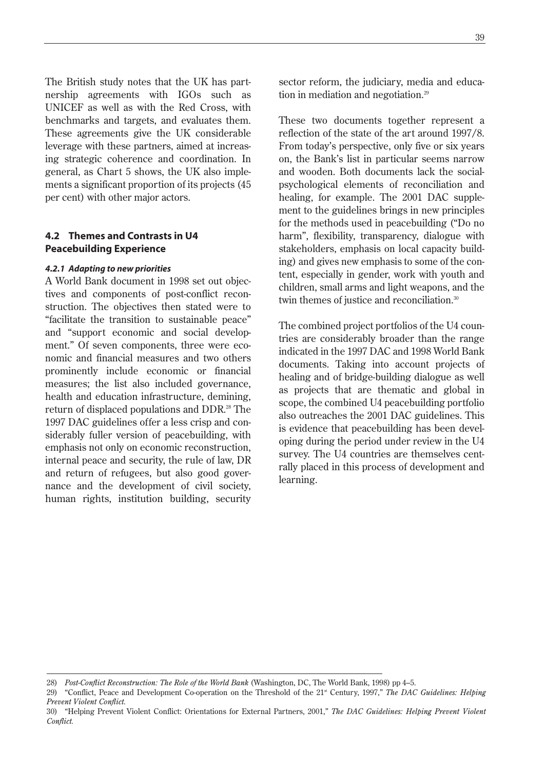The British study notes that the UK has partnership agreements with IGOs such as UNICEF as well as with the Red Cross, with benchmarks and targets, and evaluates them. These agreements give the UK considerable leverage with these partners, aimed at increasing strategic coherence and coordination. In general, as Chart 5 shows, the UK also implements a significant proportion of its projects (45 per cent) with other major actors.

## 4.2 Themes and Contrasts in U4 Peacebuilding Experience

#### *4.2.1 Adapting to new priorities*

A World Bank document in 1998 set out objectives and components of post-conflict reconstruction. The objectives then stated were to "facilitate the transition to sustainable peace" and "support economic and social development." Of seven components, three were economic and financial measures and two others prominently include economic or financial measures; the list also included governance, health and education infrastructure, demining, return of displaced populations and DDR.[28] The 1997 DAC guidelines offer a less crisp and considerably fuller version of peacebuilding, with emphasis not only on economic reconstruction, internal peace and security, the rule of law, DR and return of refugees, but also good governance and the development of civil society, human rights, institution building, security sector reform, the judiciary, media and education in mediation and negotiation.[29]

These two documents together represent a reflection of the state of the art around 1997/8. From today's perspective, only five or six years on, the Bank's list in particular seems narrow and wooden. Both documents lack the social-psychological elements of reconciliation and healing, for example. The 2001 DAC supplement to the guidelines brings in new principles for the methods used in peacebuilding ("Do no harm", flexibility, transparency, dialogue with stakeholders, emphasis on local capacity building) and gives new emphasis to some of the content, especially in gender, work with youth and children, small arms and light weapons, and the twin themes of justice and reconciliation.[30]

The combined project portfolios of the U4 countries are considerably broader than the range indicated in the 1997 DAC and 1998 World Bank documents. Taking into account projects of healing and of bridge-building dialogue as well as projects that are thematic and global in scope, the combined U4 peacebuilding portfolio also outreaches the 2001 DAC guidelines. This is evidence that peacebuilding has been developing during the period under review in the U4 survey. The U4 countries are themselves centrally placed in this process of development and learning.

---

28) *Post-Conflict Reconstruction: The Role of the World Bank* (Washington, DC, The World Bank, 1998) pp 4–5.

29) "Conflict, Peace and Development Co-operation on the Threshold of the 21st Century, 1997," *The DAC Guidelines: Helping Prevent Violent Conflict.*

30) "Helping Prevent Violent Conflict: Orientations for External Partners, 2001," *The DAC Guidelines: Helping Prevent Violent Conflict.*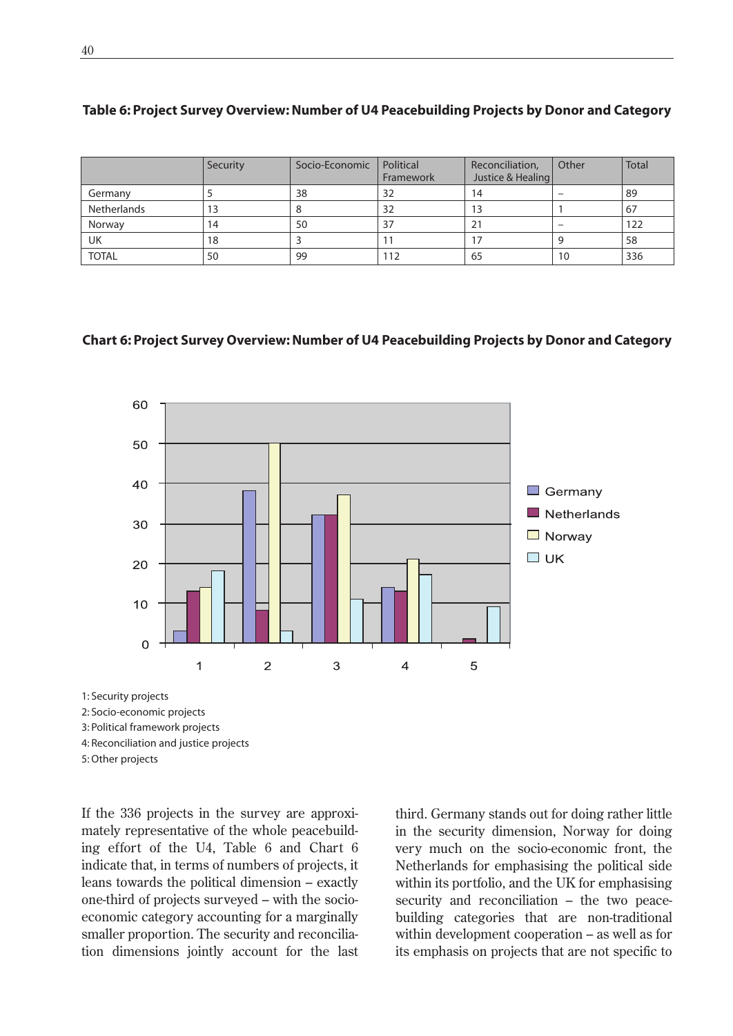**Table 6: Project Survey Overview: Number of U4 Peacebuilding Projects by Donor and Category**

| | Security | Socio-Economic | Political Framework | Reconciliation, Justice & Healing | Other | Total |
|---|---|---|---|---|---|---|
| Germany | 5 | 38 | 32 | 14 | – | 89 |
| Netherlands | 13 | 8 | 32 | 13 | 1 | 67 |
| Norway | 14 | 50 | 37 | 21 | – | 122 |
| UK | 18 | 3 | 11 | 17 | 9 | 58 |
| TOTAL | 50 | 99 | 112 | 65 | 10 | 336 |

**Chart 6: Project Survey Overview: Number of U4 Peacebuilding Projects by Donor and Category**

1: Security projects
2: Socio-economic projects
3: Political framework projects
4: Reconciliation and justice projects
5: Other projects

If the 336 projects in the survey are approximately representative of the whole peacebuilding effort of the U4, Table 6 and Chart 6 indicate that, in terms of numbers of projects, it leans towards the political dimension – exactly one-third of projects surveyed – with the socio-economic category accounting for a marginally smaller proportion. The security and reconciliation dimensions jointly account for the last third. Germany stands out for doing rather little in the security dimension, Norway for doing very much on the socio-economic front, the Netherlands for emphasising the political side within its portfolio, and the UK for emphasising security and reconciliation – the two peacebuilding categories that are non-traditional within development cooperation – as well as for its emphasis on projects that are not specific to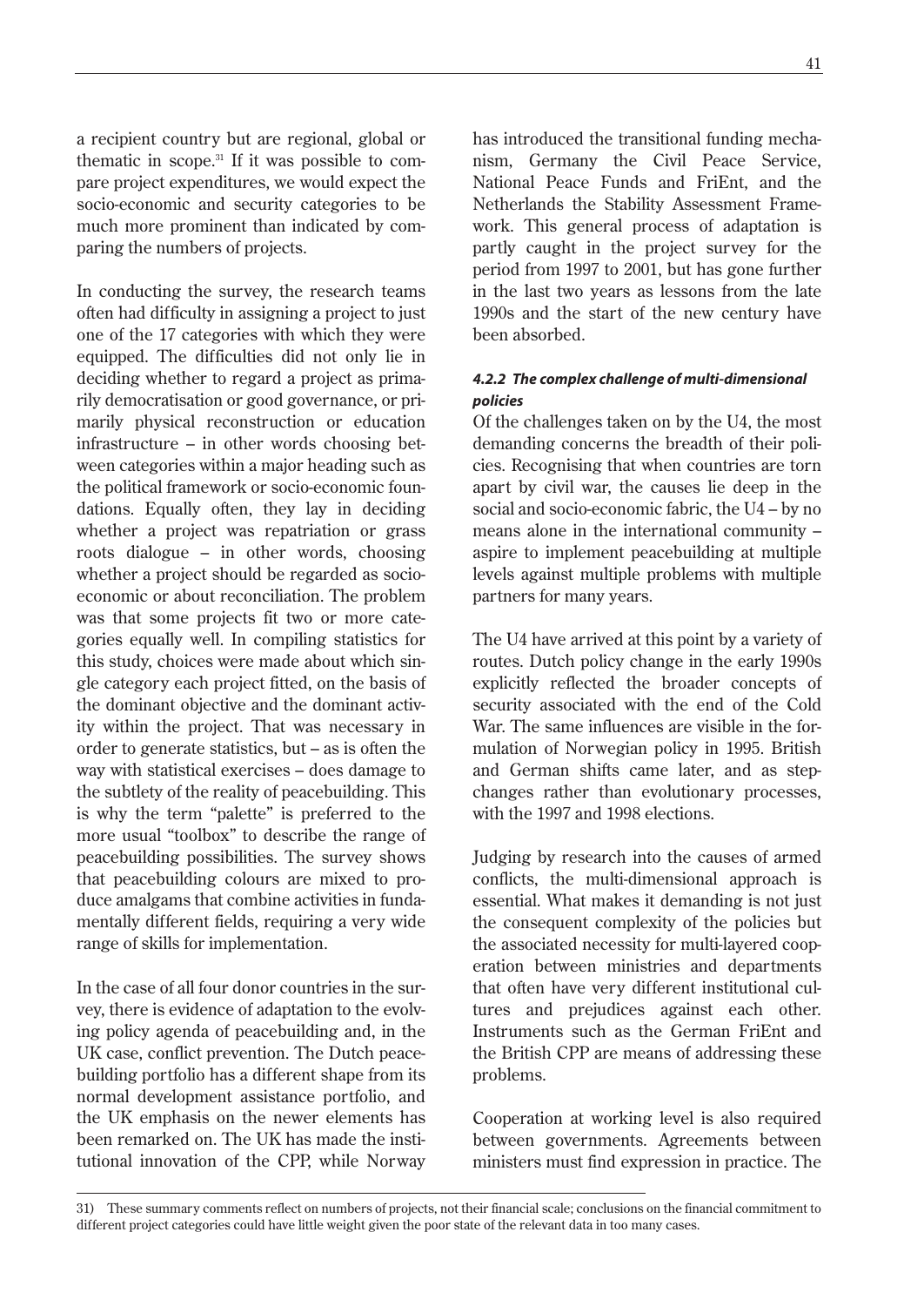a recipient country but are regional, global or thematic in scope.[31] If it was possible to compare project expenditures, we would expect the socio-economic and security categories to be much more prominent than indicated by comparing the numbers of projects.

In conducting the survey, the research teams often had difficulty in assigning a project to just one of the 17 categories with which they were equipped. The difficulties did not only lie in deciding whether to regard a project as primarily democratisation or good governance, or primarily physical reconstruction or education infrastructure – in other words choosing between categories within a major heading such as the political framework or socio-economic foundations. Equally often, they lay in deciding whether a project was repatriation or grass roots dialogue – in other words, choosing whether a project should be regarded as socio-economic or about reconciliation. The problem was that some projects fit two or more categories equally well. In compiling statistics for this study, choices were made about which single category each project fitted, on the basis of the dominant objective and the dominant activity within the project. That was necessary in order to generate statistics, but – as is often the way with statistical exercises – does damage to the subtlety of the reality of peacebuilding. This is why the term "palette" is preferred to the more usual "toolbox" to describe the range of peacebuilding possibilities. The survey shows that peacebuilding colours are mixed to produce amalgams that combine activities in fundamentally different fields, requiring a very wide range of skills for implementation.

In the case of all four donor countries in the survey, there is evidence of adaptation to the evolving policy agenda of peacebuilding and, in the UK case, conflict prevention. The Dutch peacebuilding portfolio has a different shape from its normal development assistance portfolio, and the UK emphasis on the newer elements has been remarked on. The UK has made the institutional innovation of the CPP, while Norway has introduced the transitional funding mechanism, Germany the Civil Peace Service, National Peace Funds and FriEnt, and the Netherlands the Stability Assessment Framework. This general process of adaptation is partly caught in the project survey for the period from 1997 to 2001, but has gone further in the last two years as lessons from the late 1990s and the start of the new century have been absorbed.

#### *4.2.2 The complex challenge of multi-dimensional policies*

Of the challenges taken on by the U4, the most demanding concerns the breadth of their policies. Recognising that when countries are torn apart by civil war, the causes lie deep in the social and socio-economic fabric, the U4 – by no means alone in the international community – aspire to implement peacebuilding at multiple levels against multiple problems with multiple partners for many years.

The U4 have arrived at this point by a variety of routes. Dutch policy change in the early 1990s explicitly reflected the broader concepts of security associated with the end of the Cold War. The same influences are visible in the formulation of Norwegian policy in 1995. British and German shifts came later, and as step-changes rather than evolutionary processes, with the 1997 and 1998 elections.

Judging by research into the causes of armed conflicts, the multi-dimensional approach is essential. What makes it demanding is not just the consequent complexity of the policies but the associated necessity for multi-layered cooperation between ministries and departments that often have very different institutional cultures and prejudices against each other. Instruments such as the German FriEnt and the British CPP are means of addressing these problems.

Cooperation at working level is also required between governments. Agreements between ministers must find expression in practice. The

31) These summary comments reflect on numbers of projects, not their financial scale; conclusions on the financial commitment to different project categories could have little weight given the poor state of the relevant data in too many cases.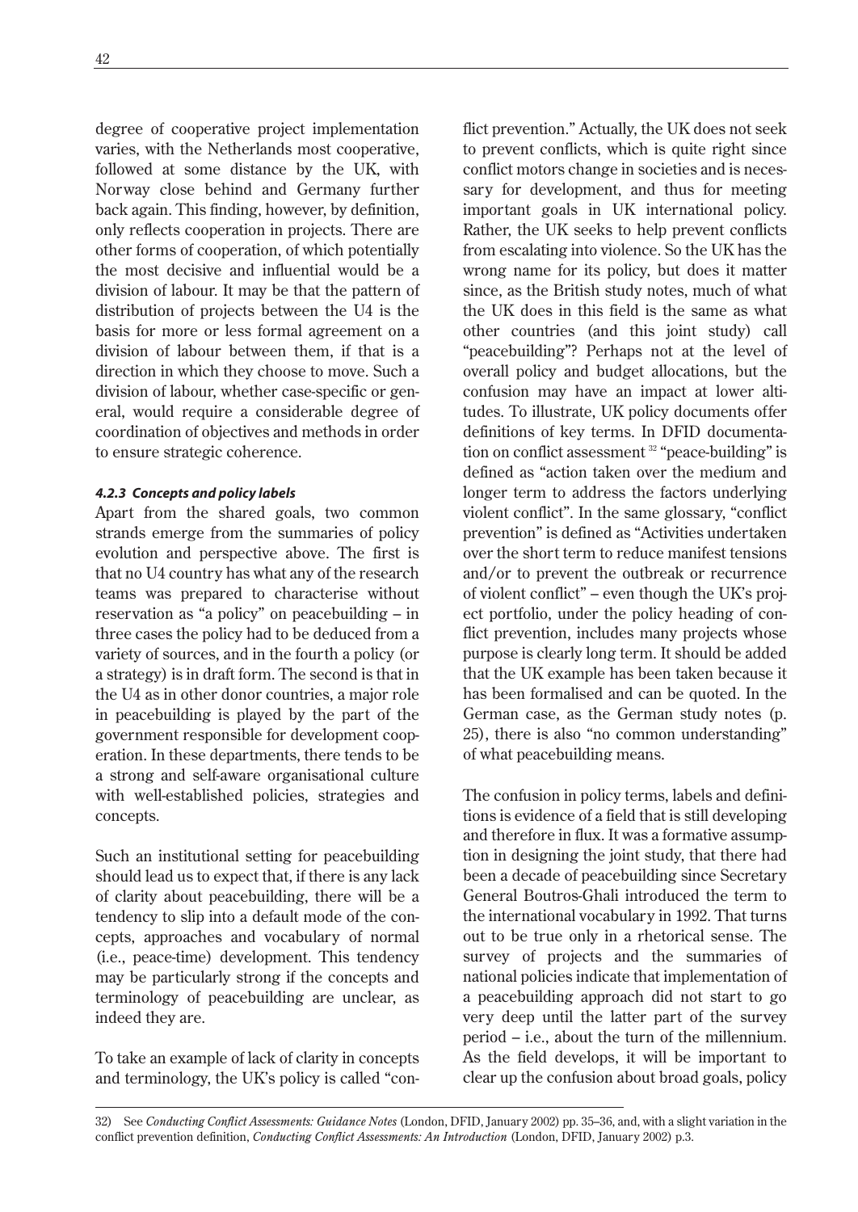degree of cooperative project implementation varies, with the Netherlands most cooperative, followed at some distance by the UK, with Norway close behind and Germany further back again. This finding, however, by definition, only reflects cooperation in projects. There are other forms of cooperation, of which potentially the most decisive and influential would be a division of labour. It may be that the pattern of distribution of projects between the U4 is the basis for more or less formal agreement on a division of labour between them, if that is a direction in which they choose to move. Such a division of labour, whether case-specific or general, would require a considerable degree of coordination of objectives and methods in order to ensure strategic coherence.

#### *4.2.3 Concepts and policy labels*

Apart from the shared goals, two common strands emerge from the summaries of policy evolution and perspective above. The first is that no U4 country has what any of the research teams was prepared to characterise without reservation as "a policy" on peacebuilding – in three cases the policy had to be deduced from a variety of sources, and in the fourth a policy (or a strategy) is in draft form. The second is that in the U4 as in other donor countries, a major role in peacebuilding is played by the part of the government responsible for development cooperation. In these departments, there tends to be a strong and self-aware organisational culture with well-established policies, strategies and concepts.

Such an institutional setting for peacebuilding should lead us to expect that, if there is any lack of clarity about peacebuilding, there will be a tendency to slip into a default mode of the concepts, approaches and vocabulary of normal (i.e., peace-time) development. This tendency may be particularly strong if the concepts and terminology of peacebuilding are unclear, as indeed they are.

To take an example of lack of clarity in concepts and terminology, the UK's policy is called "conflict prevention." Actually, the UK does not seek to prevent conflicts, which is quite right since conflict motors change in societies and is necessary for development, and thus for meeting important goals in UK international policy. Rather, the UK seeks to help prevent conflicts from escalating into violence. So the UK has the wrong name for its policy, but does it matter since, as the British study notes, much of what the UK does in this field is the same as what other countries (and this joint study) call "peacebuilding"? Perhaps not at the level of overall policy and budget allocations, but the confusion may have an impact at lower altitudes. To illustrate, UK policy documents offer definitions of key terms. In DFID documentation on conflict assessment [32] "peace-building" is defined as "action taken over the medium and longer term to address the factors underlying violent conflict". In the same glossary, "conflict prevention" is defined as "Activities undertaken over the short term to reduce manifest tensions and/or to prevent the outbreak or recurrence of violent conflict" – even though the UK's project portfolio, under the policy heading of conflict prevention, includes many projects whose purpose is clearly long term. It should be added that the UK example has been taken because it has been formalised and can be quoted. In the German case, as the German study notes (p. 25), there is also "no common understanding" of what peacebuilding means.

The confusion in policy terms, labels and definitions is evidence of a field that is still developing and therefore in flux. It was a formative assumption in designing the joint study, that there had been a decade of peacebuilding since Secretary General Boutros-Ghali introduced the term to the international vocabulary in 1992. That turns out to be true only in a rhetorical sense. The survey of projects and the summaries of national policies indicate that implementation of a peacebuilding approach did not start to go very deep until the latter part of the survey period – i.e., about the turn of the millennium. As the field develops, it will be important to clear up the confusion about broad goals, policy

---

32) See *Conducting Conflict Assessments: Guidance Notes* (London, DFID, January 2002) pp. 35–36, and, with a slight variation in the conflict prevention definition, *Conducting Conflict Assessments: An Introduction* (London, DFID, January 2002) p.3.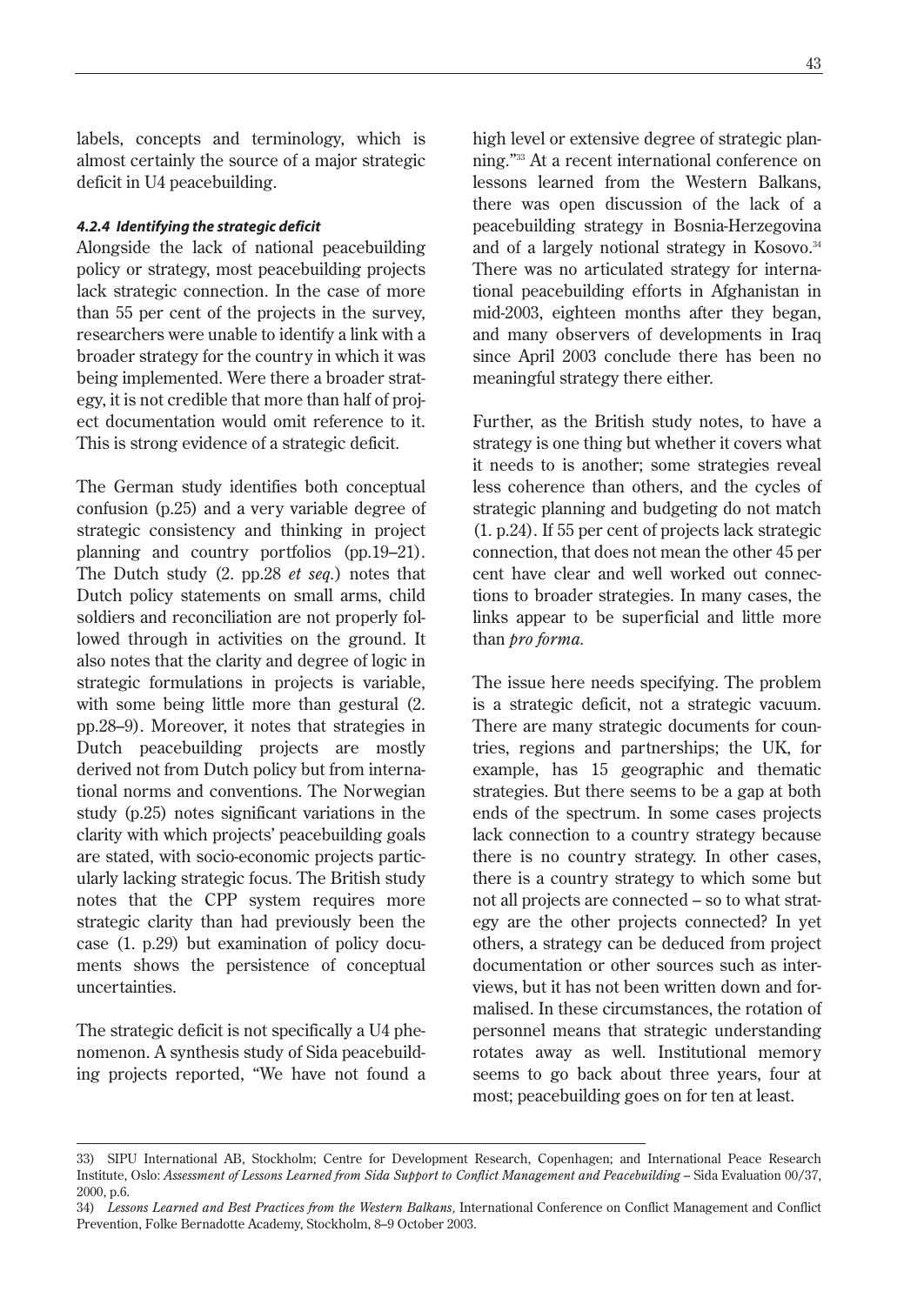labels, concepts and terminology, which is almost certainly the source of a major strategic deficit in U4 peacebuilding.

#### *4.2.4 Identifying the strategic deficit*

Alongside the lack of national peacebuilding policy or strategy, most peacebuilding projects lack strategic connection. In the case of more than 55 per cent of the projects in the survey, researchers were unable to identify a link with a broader strategy for the country in which it was being implemented. Were there a broader strategy, it is not credible that more than half of project documentation would omit reference to it. This is strong evidence of a strategic deficit.

The German study identifies both conceptual confusion (p.25) and a very variable degree of strategic consistency and thinking in project planning and country portfolios (pp.19–21). The Dutch study (2. pp.28 *et seq.*) notes that Dutch policy statements on small arms, child soldiers and reconciliation are not properly followed through in activities on the ground. It also notes that the clarity and degree of logic in strategic formulations in projects is variable, with some being little more than gestural (2. pp.28–9). Moreover, it notes that strategies in Dutch peacebuilding projects are mostly derived not from Dutch policy but from international norms and conventions. The Norwegian study (p.25) notes significant variations in the clarity with which projects' peacebuilding goals are stated, with socio-economic projects particularly lacking strategic focus. The British study notes that the CPP system requires more strategic clarity than had previously been the case (1. p.29) but examination of policy documents shows the persistence of conceptual uncertainties.

The strategic deficit is not specifically a U4 phenomenon. A synthesis study of Sida peacebuilding projects reported, "We have not found a high level or extensive degree of strategic planning."[33] At a recent international conference on lessons learned from the Western Balkans, there was open discussion of the lack of a peacebuilding strategy in Bosnia-Herzegovina and of a largely notional strategy in Kosovo.[34] There was no articulated strategy for international peacebuilding efforts in Afghanistan in mid-2003, eighteen months after they began, and many observers of developments in Iraq since April 2003 conclude there has been no meaningful strategy there either.

Further, as the British study notes, to have a strategy is one thing but whether it covers what it needs to is another; some strategies reveal less coherence than others, and the cycles of strategic planning and budgeting do not match (1. p.24). If 55 per cent of projects lack strategic connection, that does not mean the other 45 per cent have clear and well worked out connections to broader strategies. In many cases, the links appear to be superficial and little more than *pro forma.*

The issue here needs specifying. The problem is a strategic deficit, not a strategic vacuum. There are many strategic documents for countries, regions and partnerships; the UK, for example, has 15 geographic and thematic strategies. But there seems to be a gap at both ends of the spectrum. In some cases projects lack connection to a country strategy because there is no country strategy. In other cases, there is a country strategy to which some but not all projects are connected – so to what strategy are the other projects connected? In yet others, a strategy can be deduced from project documentation or other sources such as interviews, but it has not been written down and formalised. In these circumstances, the rotation of personnel means that strategic understanding rotates away as well. Institutional memory seems to go back about three years, four at most; peacebuilding goes on for ten at least.

---

33) SIPU International AB, Stockholm; Centre for Development Research, Copenhagen; and International Peace Research Institute, Oslo: *Assessment of Lessons Learned from Sida Support to Conflict Management and Peacebuilding* – Sida Evaluation 00/37, 2000, p.6.

34) *Lessons Learned and Best Practices from the Western Balkans,* International Conference on Conflict Management and Conflict Prevention, Folke Bernadotte Academy, Stockholm, 8–9 October 2003.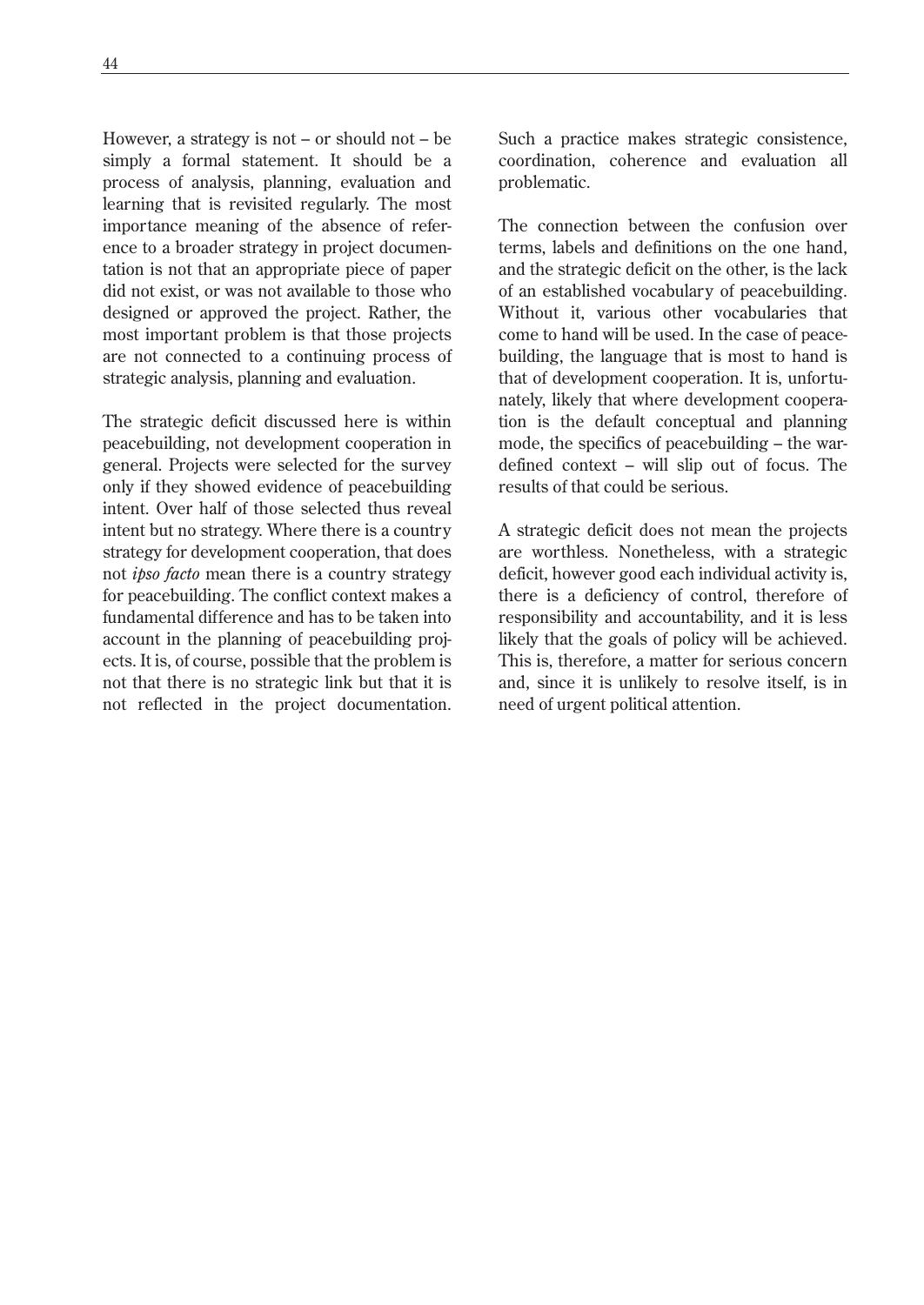However, a strategy is not – or should not – be simply a formal statement. It should be a process of analysis, planning, evaluation and learning that is revisited regularly. The most importance meaning of the absence of reference to a broader strategy in project documentation is not that an appropriate piece of paper did not exist, or was not available to those who designed or approved the project. Rather, the most important problem is that those projects are not connected to a continuing process of strategic analysis, planning and evaluation.

The strategic deficit discussed here is within peacebuilding, not development cooperation in general. Projects were selected for the survey only if they showed evidence of peacebuilding intent. Over half of those selected thus reveal intent but no strategy. Where there is a country strategy for development cooperation, that does not *ipso facto* mean there is a country strategy for peacebuilding. The conflict context makes a fundamental difference and has to be taken into account in the planning of peacebuilding projects. It is, of course, possible that the problem is not that there is no strategic link but that it is not reflected in the project documentation. Such a practice makes strategic consistence, coordination, coherence and evaluation all problematic.

The connection between the confusion over terms, labels and definitions on the one hand, and the strategic deficit on the other, is the lack of an established vocabulary of peacebuilding. Without it, various other vocabularies that come to hand will be used. In the case of peacebuilding, the language that is most to hand is that of development cooperation. It is, unfortunately, likely that where development cooperation is the default conceptual and planning mode, the specifics of peacebuilding – the war-defined context – will slip out of focus. The results of that could be serious.

A strategic deficit does not mean the projects are worthless. Nonetheless, with a strategic deficit, however good each individual activity is, there is a deficiency of control, therefore of responsibility and accountability, and it is less likely that the goals of policy will be achieved. This is, therefore, a matter for serious concern and, since it is unlikely to resolve itself, is in need of urgent political attention.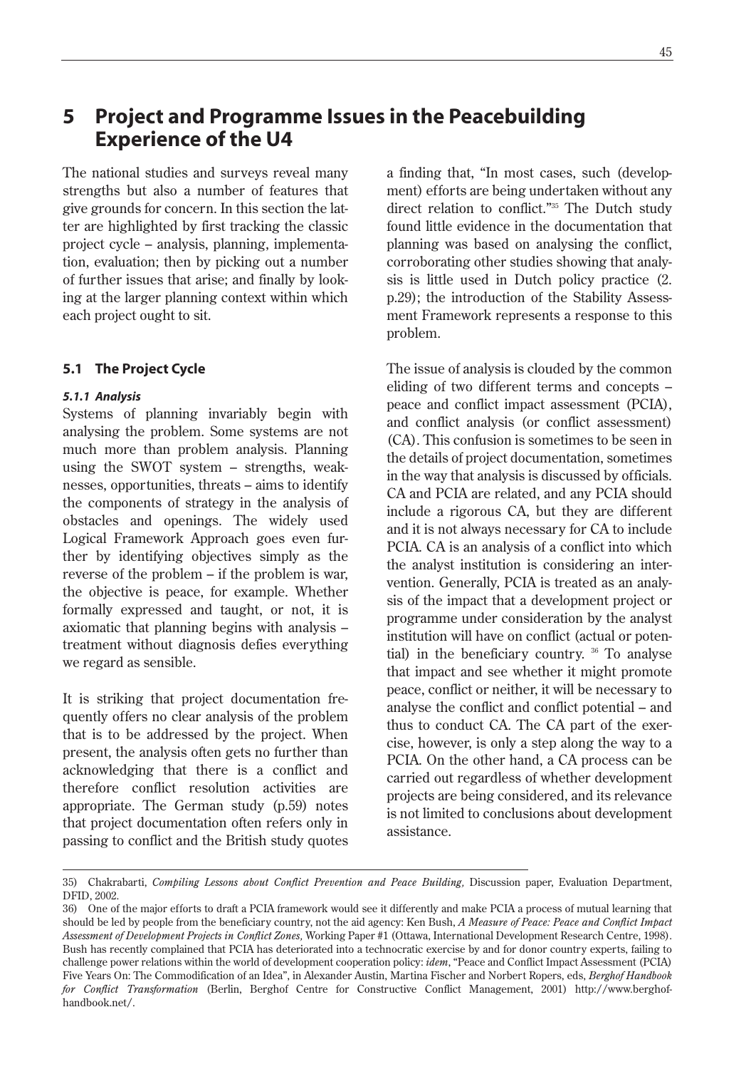# 5 Project and Programme Issues in the Peacebuilding Experience of the U4

The national studies and surveys reveal many strengths but also a number of features that give grounds for concern. In this section the latter are highlighted by first tracking the classic project cycle – analysis, planning, implementation, evaluation; then by picking out a number of further issues that arise; and finally by looking at the larger planning context within which each project ought to sit.

## 5.1 The Project Cycle

### *5.1.1 Analysis*

Systems of planning invariably begin with analysing the problem. Some systems are not much more than problem analysis. Planning using the SWOT system – strengths, weaknesses, opportunities, threats – aims to identify the components of strategy in the analysis of obstacles and openings. The widely used Logical Framework Approach goes even further by identifying objectives simply as the reverse of the problem – if the problem is war, the objective is peace, for example. Whether formally expressed and taught, or not, it is axiomatic that planning begins with analysis – treatment without diagnosis defies everything we regard as sensible.

It is striking that project documentation frequently offers no clear analysis of the problem that is to be addressed by the project. When present, the analysis often gets no further than acknowledging that there is a conflict and therefore conflict resolution activities are appropriate. The German study (p.59) notes that project documentation often refers only in passing to conflict and the British study quotes a finding that, "In most cases, such (development) efforts are being undertaken without any direct relation to conflict."[35] The Dutch study found little evidence in the documentation that planning was based on analysing the conflict, corroborating other studies showing that analysis is little used in Dutch policy practice (2. p.29); the introduction of the Stability Assessment Framework represents a response to this problem.

The issue of analysis is clouded by the common eliding of two different terms and concepts – peace and conflict impact assessment (PCIA), and conflict analysis (or conflict assessment) (CA). This confusion is sometimes to be seen in the details of project documentation, sometimes in the way that analysis is discussed by officials. CA and PCIA are related, and any PCIA should include a rigorous CA, but they are different and it is not always necessary for CA to include PCIA. CA is an analysis of a conflict into which the analyst institution is considering an intervention. Generally, PCIA is treated as an analysis of the impact that a development project or programme under consideration by the analyst institution will have on conflict (actual or potential) in the beneficiary country. [36] To analyse that impact and see whether it might promote peace, conflict or neither, it will be necessary to analyse the conflict and conflict potential – and thus to conduct CA. The CA part of the exercise, however, is only a step along the way to a PCIA. On the other hand, a CA process can be carried out regardless of whether development projects are being considered, and its relevance is not limited to conclusions about development assistance.

---

35) Chakrabarti, *Compiling Lessons about Conflict Prevention and Peace Building,* Discussion paper, Evaluation Department, DFID, 2002.

36) One of the major efforts to draft a PCIA framework would see it differently and make PCIA a process of mutual learning that should be led by people from the beneficiary country, not the aid agency: Ken Bush, *A Measure of Peace: Peace and Conflict Impact Assessment of Development Projects in Conflict Zones,* Working Paper #1 (Ottawa, International Development Research Centre, 1998). Bush has recently complained that PCIA has deteriorated into a technocratic exercise by and for donor country experts, failing to challenge power relations within the world of development cooperation policy: *idem*, "Peace and Conflict Impact Assessment (PCIA) Five Years On: The Commodification of an Idea", in Alexander Austin, Martina Fischer and Norbert Ropers, eds, *Berghof Handbook for Conflict Transformation* (Berlin, Berghof Centre for Constructive Conflict Management, 2001) http://www.berghof-handbook.net/.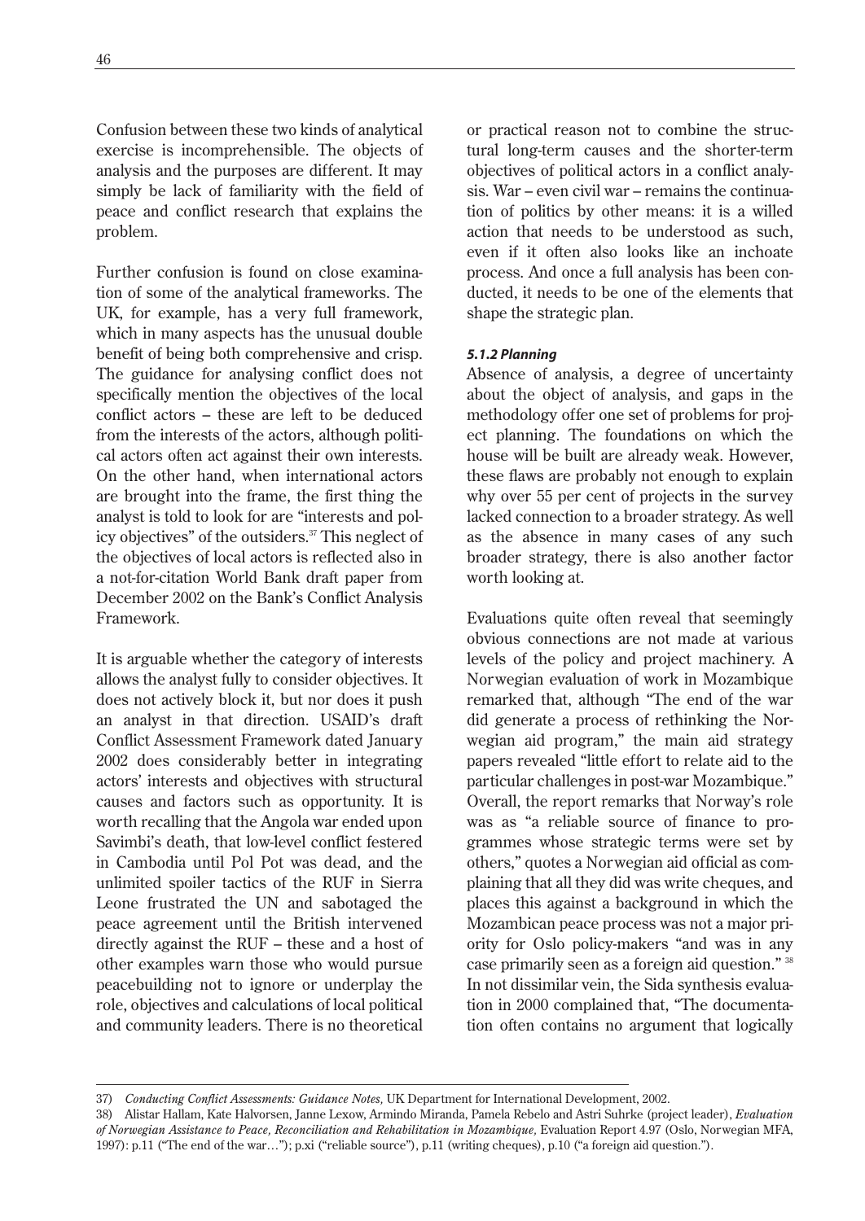Confusion between these two kinds of analytical exercise is incomprehensible. The objects of analysis and the purposes are different. It may simply be lack of familiarity with the field of peace and conflict research that explains the problem.

Further confusion is found on close examination of some of the analytical frameworks. The UK, for example, has a very full framework, which in many aspects has the unusual double benefit of being both comprehensive and crisp. The guidance for analysing conflict does not specifically mention the objectives of the local conflict actors – these are left to be deduced from the interests of the actors, although political actors often act against their own interests. On the other hand, when international actors are brought into the frame, the first thing the analyst is told to look for are "interests and policy objectives" of the outsiders.[37] This neglect of the objectives of local actors is reflected also in a not-for-citation World Bank draft paper from December 2002 on the Bank's Conflict Analysis Framework.

It is arguable whether the category of interests allows the analyst fully to consider objectives. It does not actively block it, but nor does it push an analyst in that direction. USAID's draft Conflict Assessment Framework dated January 2002 does considerably better in integrating actors' interests and objectives with structural causes and factors such as opportunity. It is worth recalling that the Angola war ended upon Savimbi's death, that low-level conflict festered in Cambodia until Pol Pot was dead, and the unlimited spoiler tactics of the RUF in Sierra Leone frustrated the UN and sabotaged the peace agreement until the British intervened directly against the RUF – these and a host of other examples warn those who would pursue peacebuilding not to ignore or underplay the role, objectives and calculations of local political and community leaders. There is no theoretical or practical reason not to combine the structural long-term causes and the shorter-term objectives of political actors in a conflict analysis. War – even civil war – remains the continuation of politics by other means: it is a willed action that needs to be understood as such, even if it often also looks like an inchoate process. And once a full analysis has been conducted, it needs to be one of the elements that shape the strategic plan.

#### *5.1.2 Planning*

Absence of analysis, a degree of uncertainty about the object of analysis, and gaps in the methodology offer one set of problems for project planning. The foundations on which the house will be built are already weak. However, these flaws are probably not enough to explain why over 55 per cent of projects in the survey lacked connection to a broader strategy. As well as the absence in many cases of any such broader strategy, there is also another factor worth looking at.

Evaluations quite often reveal that seemingly obvious connections are not made at various levels of the policy and project machinery. A Norwegian evaluation of work in Mozambique remarked that, although "The end of the war did generate a process of rethinking the Norwegian aid program," the main aid strategy papers revealed "little effort to relate aid to the particular challenges in post-war Mozambique." Overall, the report remarks that Norway's role was as "a reliable source of finance to programmes whose strategic terms were set by others," quotes a Norwegian aid official as complaining that all they did was write cheques, and places this against a background in which the Mozambican peace process was not a major priority for Oslo policy-makers "and was in any case primarily seen as a foreign aid question."[38] In not dissimilar vein, the Sida synthesis evaluation in 2000 complained that, "The documentation often contains no argument that logically

---

37) *Conducting Conflict Assessments: Guidance Notes,* UK Department for International Development, 2002.

38) Alistair Hallam, Kate Halvorsen, Janne Lexow, Armindo Miranda, Pamela Rebelo and Astri Suhrke (project leader), *Evaluation of Norwegian Assistance to Peace, Reconciliation and Rehabilitation in Mozambique,* Evaluation Report 4.97 (Oslo, Norwegian MFA, 1997): p.11 ("The end of the war…"); p.xi ("reliable source"), p.11 (writing cheques), p.10 ("a foreign aid question.").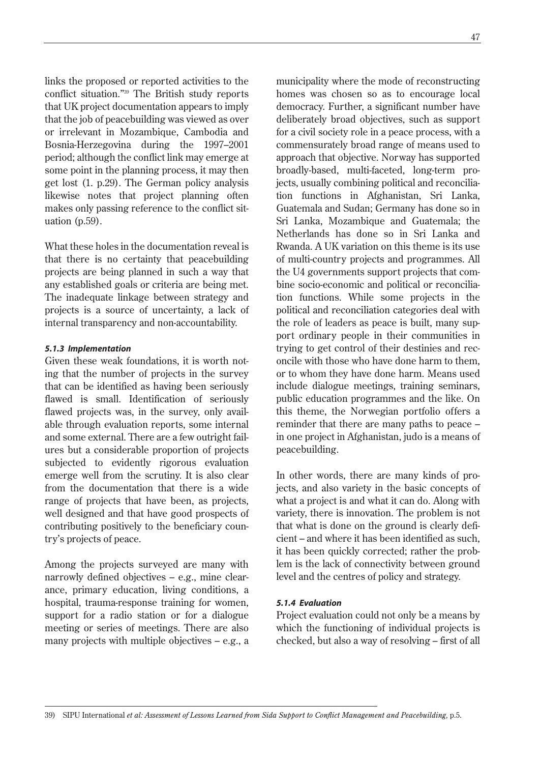links the proposed or reported activities to the conflict situation."[39] The British study reports that UK project documentation appears to imply that the job of peacebuilding was viewed as over or irrelevant in Mozambique, Cambodia and Bosnia-Herzegovina during the 1997–2001 period; although the conflict link may emerge at some point in the planning process, it may then get lost (1. p.29). The German policy analysis likewise notes that project planning often makes only passing reference to the conflict situation (p.59).

What these holes in the documentation reveal is that there is no certainty that peacebuilding projects are being planned in such a way that any established goals or criteria are being met. The inadequate linkage between strategy and projects is a source of uncertainty, a lack of internal transparency and non-accountability.

#### *5.1.3 Implementation*

Given these weak foundations, it is worth noting that the number of projects in the survey that can be identified as having been seriously flawed is small. Identification of seriously flawed projects was, in the survey, only available through evaluation reports, some internal and some external. There are a few outright failures but a considerable proportion of projects subjected to evidently rigorous evaluation emerge well from the scrutiny. It is also clear from the documentation that there is a wide range of projects that have been, as projects, well designed and that have good prospects of contributing positively to the beneficiary country's projects of peace.

Among the projects surveyed are many with narrowly defined objectives – e.g., mine clearance, primary education, living conditions, a hospital, trauma-response training for women, support for a radio station or for a dialogue meeting or series of meetings. There are also many projects with multiple objectives – e.g., a municipality where the mode of reconstructing homes was chosen so as to encourage local democracy. Further, a significant number have deliberately broad objectives, such as support for a civil society role in a peace process, with a commensurately broad range of means used to approach that objective. Norway has supported broadly-based, multi-faceted, long-term projects, usually combining political and reconciliation functions in Afghanistan, Sri Lanka, Guatemala and Sudan; Germany has done so in Sri Lanka, Mozambique and Guatemala; the Netherlands has done so in Sri Lanka and Rwanda. A UK variation on this theme is its use of multi-country projects and programmes. All the U4 governments support projects that combine socio-economic and political or reconciliation functions. While some projects in the political and reconciliation categories deal with the role of leaders as peace is built, many support ordinary people in their communities in trying to get control of their destinies and reconcile with those who have done harm to them, or to whom they have done harm. Means used include dialogue meetings, training seminars, public education programmes and the like. On this theme, the Norwegian portfolio offers a reminder that there are many paths to peace – in one project in Afghanistan, judo is a means of peacebuilding.

In other words, there are many kinds of projects, and also variety in the basic concepts of what a project is and what it can do. Along with variety, there is innovation. The problem is not that what is done on the ground is clearly deficient – and where it has been identified as such, it has been quickly corrected; rather the problem is the lack of connectivity between ground level and the centres of policy and strategy.

#### *5.1.4 Evaluation*

Project evaluation could not only be a means by which the functioning of individual projects is checked, but also a way of resolving – first of all

---

39) SIPU International *et al: Assessment of Lessons Learned from Sida Support to Conflict Management and Peacebuilding,* p.5.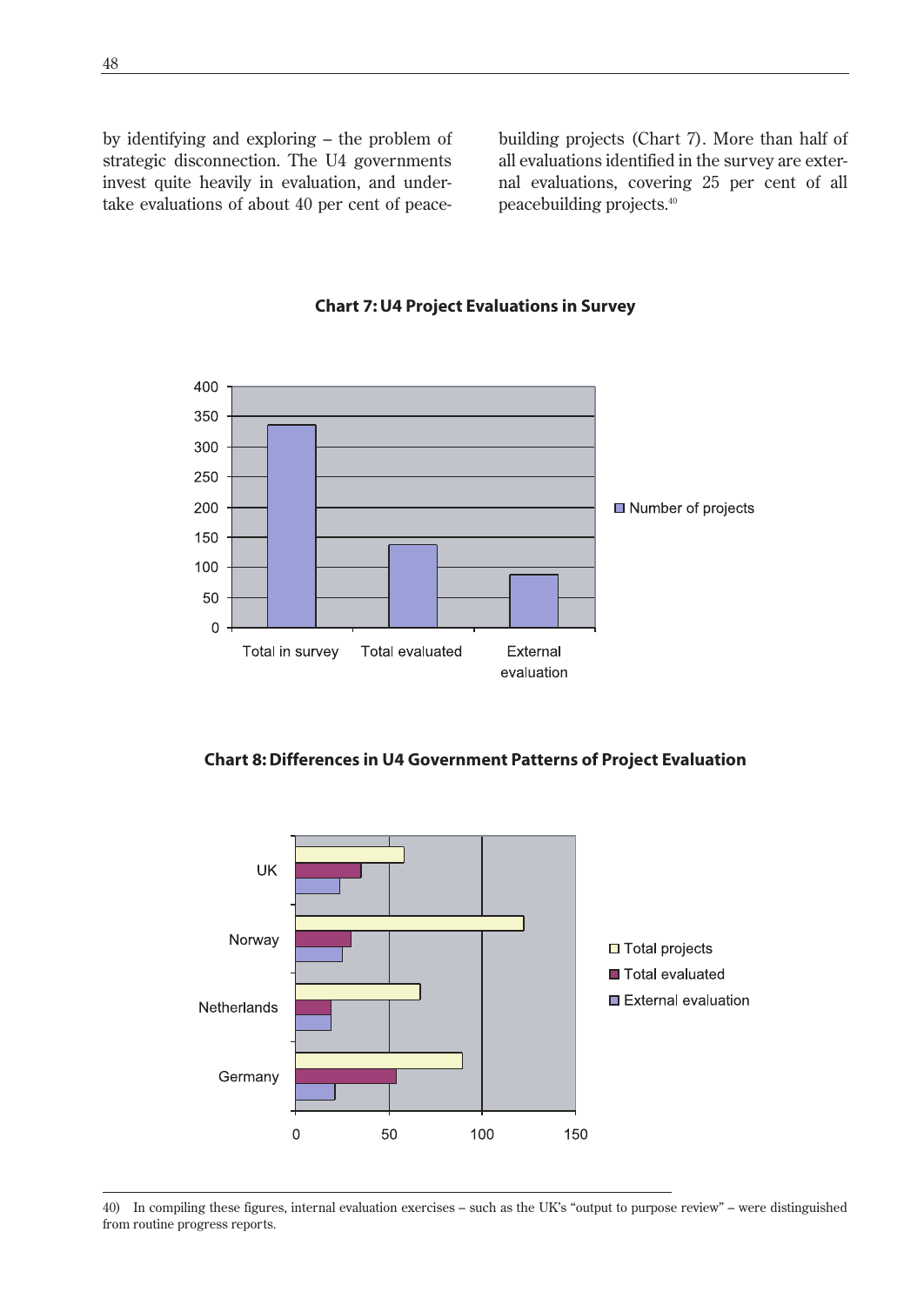by identifying and exploring – the problem of strategic disconnection. The U4 governments invest quite heavily in evaluation, and undertake evaluations of about 40 per cent of peacebuilding projects (Chart 7). More than half of all evaluations identified in the survey are external evaluations, covering 25 per cent of all peacebuilding projects.[40]

**Chart 7: U4 Project Evaluations in Survey**

**Chart 8: Differences in U4 Government Patterns of Project Evaluation**

40) In compiling these figures, internal evaluation exercises – such as the UK's "output to purpose review" – were distinguished from routine progress reports.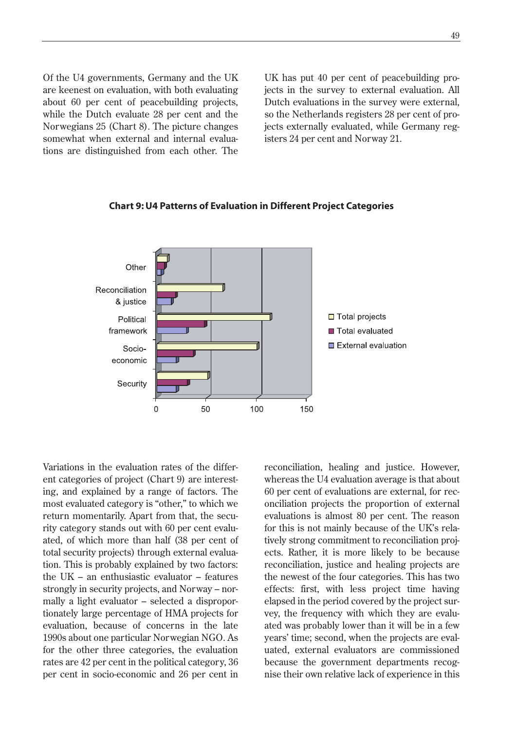Of the U4 governments, Germany and the UK are keenest on evaluation, with both evaluating about 60 per cent of peacebuilding projects, while the Dutch evaluate 28 per cent and the Norwegians 25 (Chart 8). The picture changes somewhat when external and internal evaluations are distinguished from each other. The UK has put 40 per cent of peacebuilding projects in the survey to external evaluation. All Dutch evaluations in the survey were external, so the Netherlands registers 28 per cent of projects externally evaluated, while Germany registers 24 per cent and Norway 21.

**Chart 9: U4 Patterns of Evaluation in Different Project Categories**

Variations in the evaluation rates of the different categories of project (Chart 9) are interesting, and explained by a range of factors. The most evaluated category is "other," to which we return momentarily. Apart from that, the security category stands out with 60 per cent evaluated, of which more than half (38 per cent of total security projects) through external evaluation. This is probably explained by two factors: the UK – an enthusiastic evaluator – features strongly in security projects, and Norway – normally a light evaluator – selected a disproportionately large percentage of HMA projects for evaluation, because of concerns in the late 1990s about one particular Norwegian NGO. As for the other three categories, the evaluation rates are 42 per cent in the political category, 36 per cent in socio-economic and 26 per cent in reconciliation, healing and justice. However, whereas the U4 evaluation average is that about 60 per cent of evaluations are external, for reconciliation projects the proportion of external evaluations is almost 80 per cent. The reason for this is not mainly because of the UK's relatively strong commitment to reconciliation projects. Rather, it is more likely to be because reconciliation, justice and healing projects are the newest of the four categories. This has two effects: first, with less project time having elapsed in the period covered by the project survey, the frequency with which they are evaluated was probably lower than it will be in a few years' time; second, when the projects are evaluated, external evaluators are commissioned because the government departments recognise their own relative lack of experience in this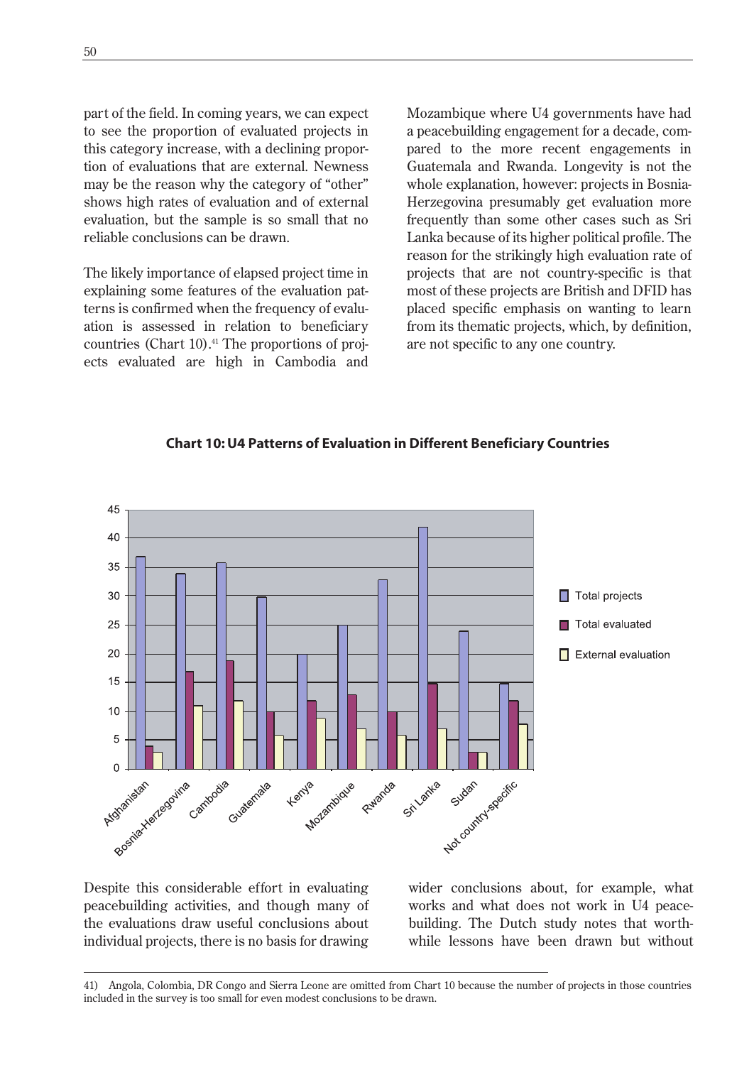part of the field. In coming years, we can expect to see the proportion of evaluated projects in this category increase, with a declining proportion of evaluations that are external. Newness may be the reason why the category of "other" shows high rates of evaluation and of external evaluation, but the sample is so small that no reliable conclusions can be drawn.

The likely importance of elapsed project time in explaining some features of the evaluation patterns is confirmed when the frequency of evaluation is assessed in relation to beneficiary countries (Chart 10).[41] The proportions of projects evaluated are high in Cambodia and Mozambique where U4 governments have had a peacebuilding engagement for a decade, compared to the more recent engagements in Guatemala and Rwanda. Longevity is not the whole explanation, however: projects in Bosnia-Herzegovina presumably get evaluation more frequently than some other cases such as Sri Lanka because of its higher political profile. The reason for the strikingly high evaluation rate of projects that are not country-specific is that most of these projects are British and DFID has placed specific emphasis on wanting to learn from its thematic projects, which, by definition, are not specific to any one country.

**Chart 10: U4 Patterns of Evaluation in Different Beneficiary Countries**

| Country | Total projects | Total evaluated | External evaluation |
|---|---|---|---|
| Afghanistan | 37 | 4 | 3 |
| Bosnia-Herzegovina | 34 | 17 | 11 |
| Cambodia | 36 | 19 | 12 |
| Guatemala | 30 | 10 | 6 |
| Kenya | 20 | 12 | 9 |
| Mozambique | 25 | 13 | 7 |
| Rwanda | 33 | 10 | 6 |
| Sri Lanka | 42 | 15 | 7 |
| Sudan | 24 | 3 | 3 |
| Not country-specific | 15 | 12 | 8 |

Despite this considerable effort in evaluating peacebuilding activities, and though many of the evaluations draw useful conclusions about individual projects, there is no basis for drawing wider conclusions about, for example, what works and what does not work in U4 peacebuilding. The Dutch study notes that worthwhile lessons have been drawn but without

41) Angola, Colombia, DR Congo and Sierra Leone are omitted from Chart 10 because the number of projects in those countries included in the survey is too small for even modest conclusions to be drawn.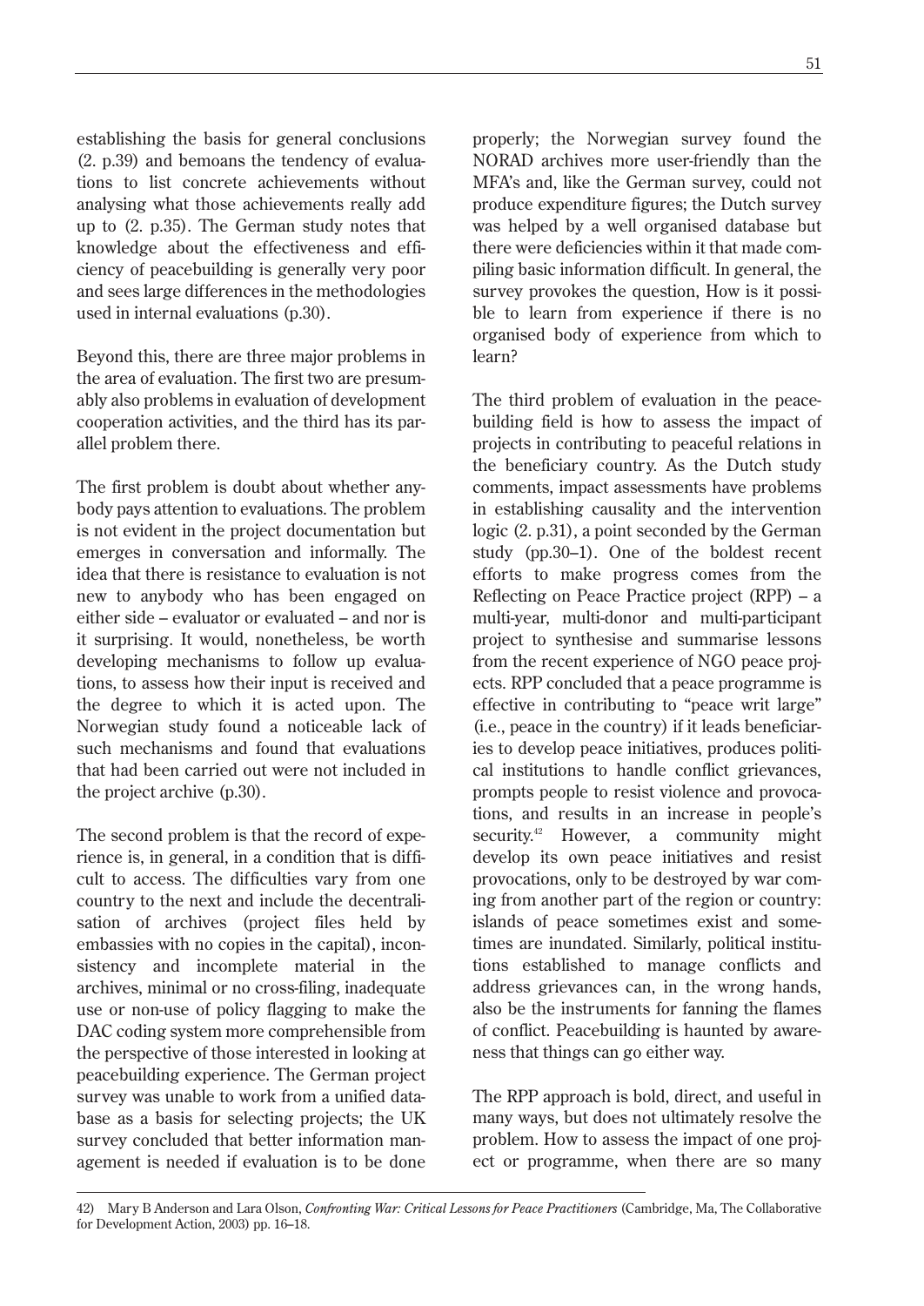establishing the basis for general conclusions (2. p.39) and bemoans the tendency of evaluations to list concrete achievements without analysing what those achievements really add up to (2. p.35). The German study notes that knowledge about the effectiveness and efficiency of peacebuilding is generally very poor and sees large differences in the methodologies used in internal evaluations (p.30).

Beyond this, there are three major problems in the area of evaluation. The first two are presumably also problems in evaluation of development cooperation activities, and the third has its parallel problem there.

The first problem is doubt about whether anybody pays attention to evaluations. The problem is not evident in the project documentation but emerges in conversation and informally. The idea that there is resistance to evaluation is not new to anybody who has been engaged on either side – evaluator or evaluated – and nor is it surprising. It would, nonetheless, be worth developing mechanisms to follow up evaluations, to assess how their input is received and the degree to which it is acted upon. The Norwegian study found a noticeable lack of such mechanisms and found that evaluations that had been carried out were not included in the project archive (p.30).

The second problem is that the record of experience is, in general, in a condition that is difficult to access. The difficulties vary from one country to the next and include the decentralisation of archives (project files held by embassies with no copies in the capital), inconsistency and incomplete material in the archives, minimal or no cross-filing, inadequate use or non-use of policy flagging to make the DAC coding system more comprehensible from the perspective of those interested in looking at peacebuilding experience. The German project survey was unable to work from a unified database as a basis for selecting projects; the UK survey concluded that better information management is needed if evaluation is to be done properly; the Norwegian survey found the NORAD archives more user-friendly than the MFA's and, like the German survey, could not produce expenditure figures; the Dutch survey was helped by a well organised database but there were deficiencies within it that made compiling basic information difficult. In general, the survey provokes the question, How is it possible to learn from experience if there is no organised body of experience from which to learn?

The third problem of evaluation in the peacebuilding field is how to assess the impact of projects in contributing to peaceful relations in the beneficiary country. As the Dutch study comments, impact assessments have problems in establishing causality and the intervention logic (2. p.31), a point seconded by the German study (pp.30–1). One of the boldest recent efforts to make progress comes from the Reflecting on Peace Practice project (RPP) – a multi-year, multi-donor and multi-participant project to synthesise and summarise lessons from the recent experience of NGO peace projects. RPP concluded that a peace programme is effective in contributing to "peace writ large" (i.e., peace in the country) if it leads beneficiaries to develop peace initiatives, produces political institutions to handle conflict grievances, prompts people to resist violence and provocations, and results in an increase in people's security.[42] However, a community might develop its own peace initiatives and resist provocations, only to be destroyed by war coming from another part of the region or country: islands of peace sometimes exist and sometimes are inundated. Similarly, political institutions established to manage conflicts and address grievances can, in the wrong hands, also be the instruments for fanning the flames of conflict. Peacebuilding is haunted by awareness that things can go either way.

The RPP approach is bold, direct, and useful in many ways, but does not ultimately resolve the problem. How to assess the impact of one project or programme, when there are so many

42) Mary B Anderson and Lara Olson, *Confronting War: Critical Lessons for Peace Practitioners* (Cambridge, Ma, The Collaborative for Development Action, 2003) pp. 16–18.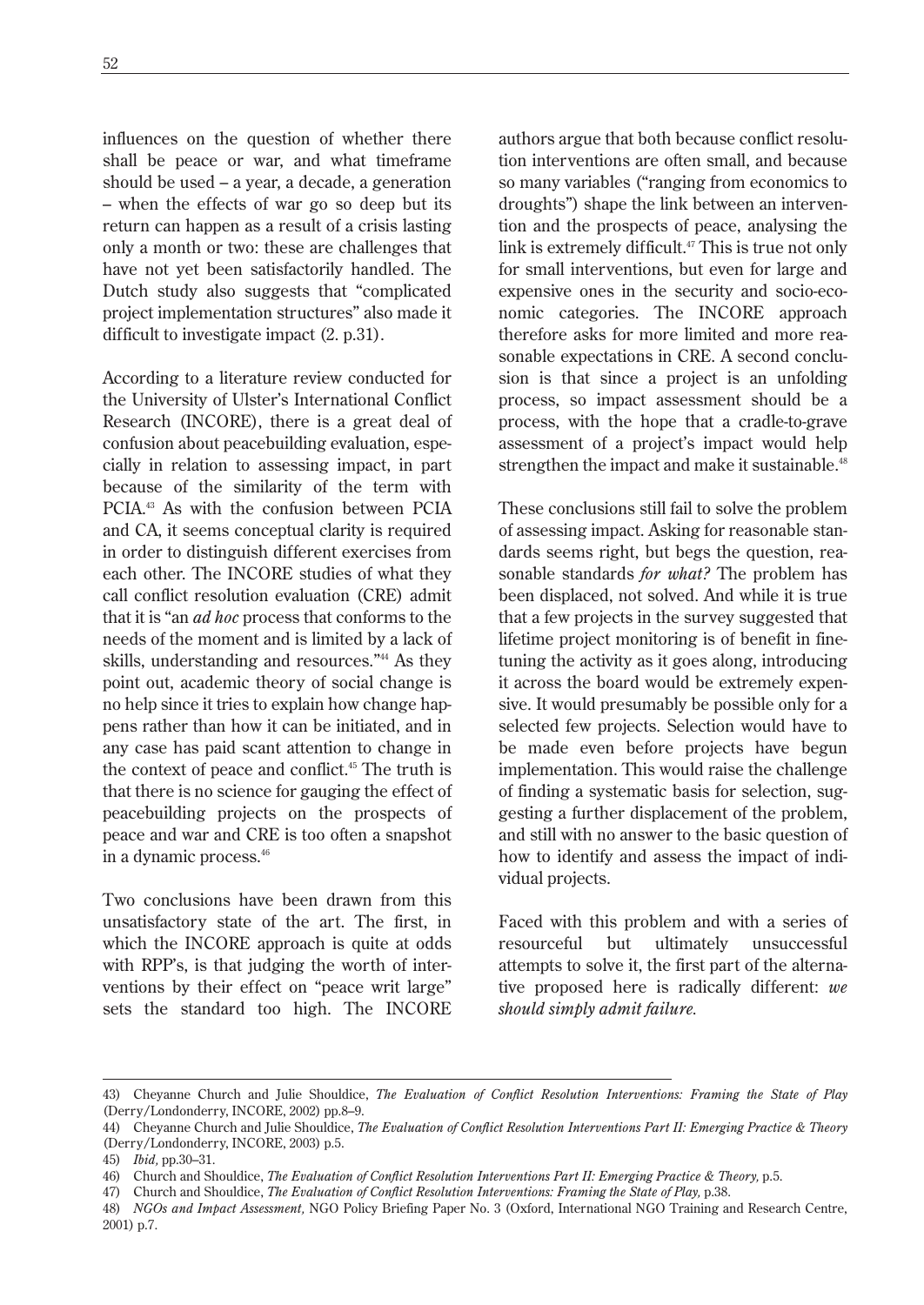influences on the question of whether there shall be peace or war, and what timeframe should be used – a year, a decade, a generation – when the effects of war go so deep but its return can happen as a result of a crisis lasting only a month or two: these are challenges that have not yet been satisfactorily handled. The Dutch study also suggests that "complicated project implementation structures" also made it difficult to investigate impact (2. p.31).

According to a literature review conducted for the University of Ulster's International Conflict Research (INCORE), there is a great deal of confusion about peacebuilding evaluation, especially in relation to assessing impact, in part because of the similarity of the term with PCIA.[43] As with the confusion between PCIA and CA, it seems conceptual clarity is required in order to distinguish different exercises from each other. The INCORE studies of what they call conflict resolution evaluation (CRE) admit that it is "an *ad hoc* process that conforms to the needs of the moment and is limited by a lack of skills, understanding and resources."[44] As they point out, academic theory of social change is no help since it tries to explain how change happens rather than how it can be initiated, and in any case has paid scant attention to change in the context of peace and conflict.[45] The truth is that there is no science for gauging the effect of peacebuilding projects on the prospects of peace and war and CRE is too often a snapshot in a dynamic process.[46]

Two conclusions have been drawn from this unsatisfactory state of the art. The first, in which the INCORE approach is quite at odds with RPP's, is that judging the worth of interventions by their effect on "peace writ large" sets the standard too high. The INCORE authors argue that both because conflict resolution interventions are often small, and because so many variables ("ranging from economics to droughts") shape the link between an intervention and the prospects of peace, analysing the link is extremely difficult.[47] This is true not only for small interventions, but even for large and expensive ones in the security and socio-economic categories. The INCORE approach therefore asks for more limited and more reasonable expectations in CRE. A second conclusion is that since a project is an unfolding process, so impact assessment should be a process, with the hope that a cradle-to-grave assessment of a project's impact would help strengthen the impact and make it sustainable.[48]

These conclusions still fail to solve the problem of assessing impact. Asking for reasonable standards seems right, but begs the question, reasonable standards *for what?* The problem has been displaced, not solved. And while it is true that a few projects in the survey suggested that lifetime project monitoring is of benefit in fine-tuning the activity as it goes along, introducing it across the board would be extremely expensive. It would presumably be possible only for a selected few projects. Selection would have to be made even before projects have begun implementation. This would raise the challenge of finding a systematic basis for selection, suggesting a further displacement of the problem, and still with no answer to the basic question of how to identify and assess the impact of individual projects.

Faced with this problem and with a series of resourceful but ultimately unsuccessful attempts to solve it, the first part of the alternative proposed here is radically different: *we should simply admit failure.*

---

43) Cheyanne Church and Julie Shouldice, *The Evaluation of Conflict Resolution Interventions: Framing the State of Play* (Derry/Londonderry, INCORE, 2002) pp.8–9.

44) Cheyanne Church and Julie Shouldice, *The Evaluation of Conflict Resolution Interventions Part II: Emerging Practice & Theory* (Derry/Londonderry, INCORE, 2003) p.5.

45) *Ibid,* pp.30–31.

46) Church and Shouldice, *The Evaluation of Conflict Resolution Interventions Part II: Emerging Practice & Theory,* p.5.

47) Church and Shouldice, *The Evaluation of Conflict Resolution Interventions: Framing the State of Play,* p.38.

48) *NGOs and Impact Assessment,* NGO Policy Briefing Paper No. 3 (Oxford, International NGO Training and Research Centre, 2001) p.7.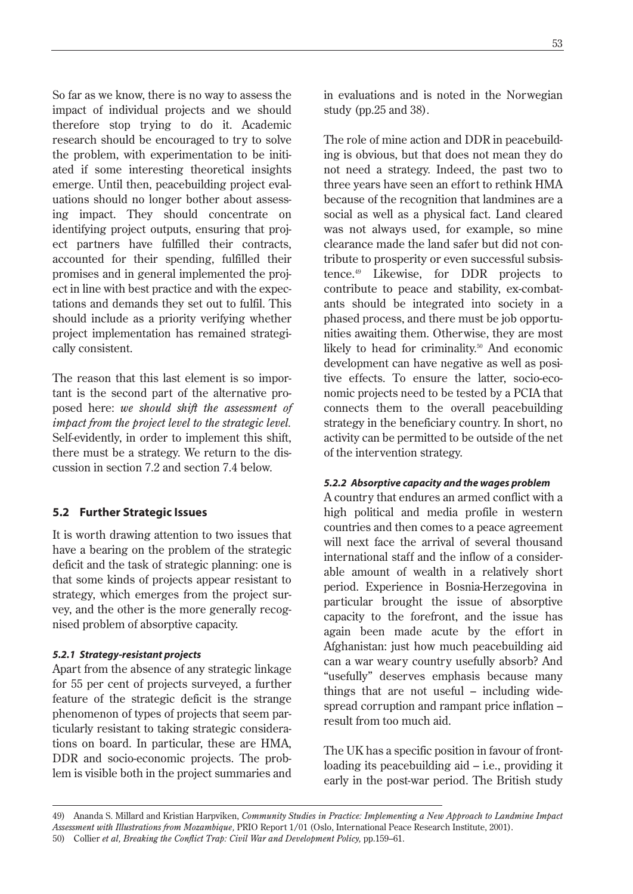So far as we know, there is no way to assess the impact of individual projects and we should therefore stop trying to do it. Academic research should be encouraged to try to solve the problem, with experimentation to be initiated if some interesting theoretical insights emerge. Until then, peacebuilding project evaluations should no longer bother about assessing impact. They should concentrate on identifying project outputs, ensuring that project partners have fulfilled their contracts, accounted for their spending, fulfilled their promises and in general implemented the project in line with best practice and with the expectations and demands they set out to fulfil. This should include as a priority verifying whether project implementation has remained strategically consistent.

The reason that this last element is so important is the second part of the alternative proposed here: *we should shift the assessment of impact from the project level to the strategic level.* Self-evidently, in order to implement this shift, there must be a strategy. We return to the discussion in section 7.2 and section 7.4 below.

## 5.2 Further Strategic Issues

It is worth drawing attention to two issues that have a bearing on the problem of the strategic deficit and the task of strategic planning: one is that some kinds of projects appear resistant to strategy, which emerges from the project survey, and the other is the more generally recognised problem of absorptive capacity.

#### *5.2.1 Strategy-resistant projects*

Apart from the absence of any strategic linkage for 55 per cent of projects surveyed, a further feature of the strategic deficit is the strange phenomenon of types of projects that seem particularly resistant to taking strategic considerations on board. In particular, these are HMA, DDR and socio-economic projects. The problem is visible both in the project summaries and in evaluations and is noted in the Norwegian study (pp.25 and 38).

The role of mine action and DDR in peacebuilding is obvious, but that does not mean they do not need a strategy. Indeed, the past two to three years have seen an effort to rethink HMA because of the recognition that landmines are a social as well as a physical fact. Land cleared was not always used, for example, so mine clearance made the land safer but did not contribute to prosperity or even successful subsistence.[49] Likewise, for DDR projects to contribute to peace and stability, ex-combatants should be integrated into society in a phased process, and there must be job opportunities awaiting them. Otherwise, they are most likely to head for criminality.[50] And economic development can have negative as well as positive effects. To ensure the latter, socio-economic projects need to be tested by a PCIA that connects them to the overall peacebuilding strategy in the beneficiary country. In short, no activity can be permitted to be outside of the net of the intervention strategy.

#### *5.2.2 Absorptive capacity and the wages problem*

A country that endures an armed conflict with a high political and media profile in western countries and then comes to a peace agreement will next face the arrival of several thousand international staff and the inflow of a considerable amount of wealth in a relatively short period. Experience in Bosnia-Herzegovina in particular brought the issue of absorptive capacity to the forefront, and the issue has again been made acute by the effort in Afghanistan: just how much peacebuilding aid can a war weary country usefully absorb? And "usefully" deserves emphasis because many things that are not useful – including widespread corruption and rampant price inflation – result from too much aid.

The UK has a specific position in favour of front-loading its peacebuilding aid – i.e., providing it early in the post-war period. The British study

---

49) Ananda S. Millard and Kristian Harpviken, *Community Studies in Practice: Implementing a New Approach to Landmine Impact Assessment with Illustrations from Mozambique,* PRIO Report 1/01 (Oslo, International Peace Research Institute, 2001).

50) Collier *et al, Breaking the Conflict Trap: Civil War and Development Policy,* pp.159–61.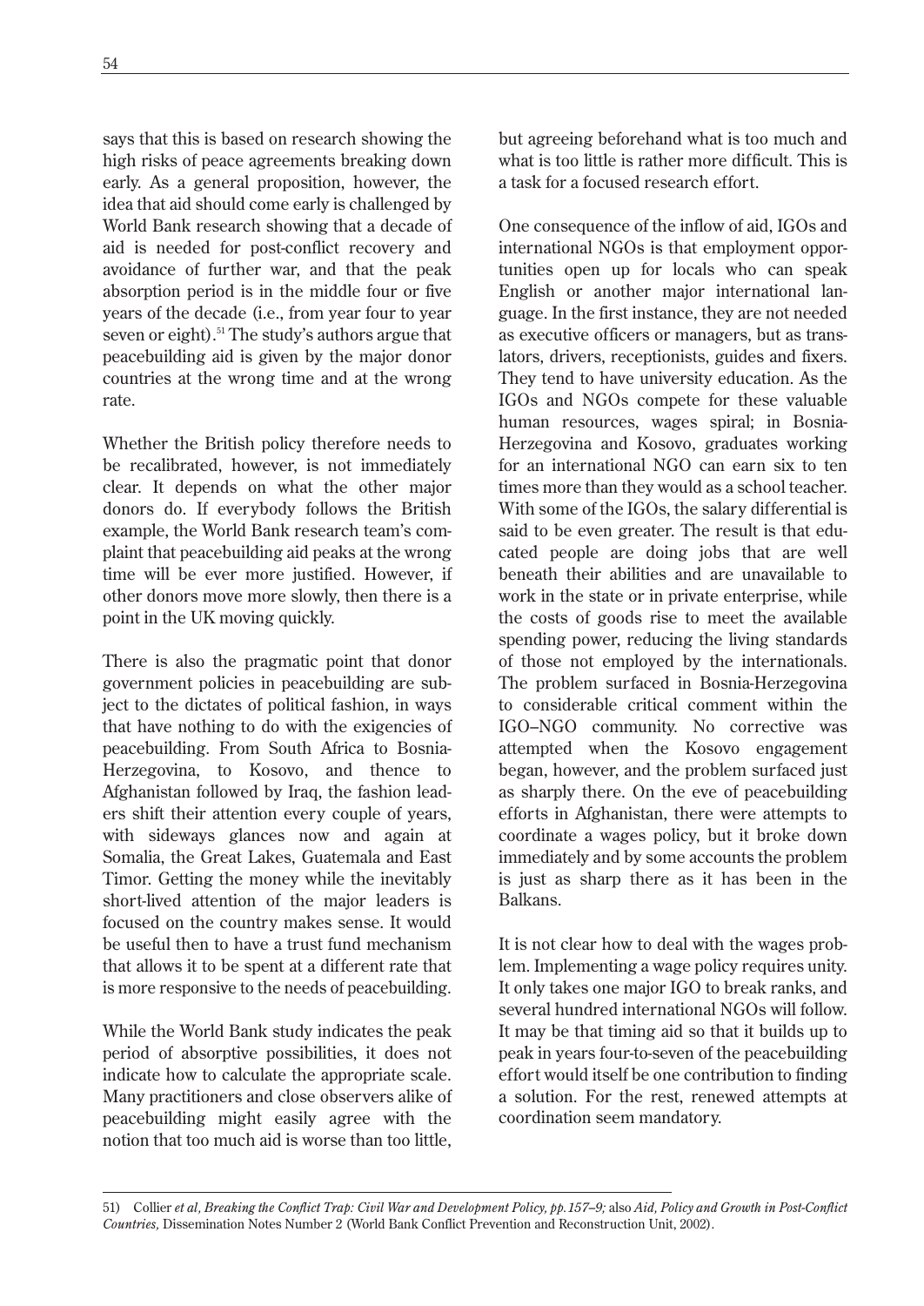says that this is based on research showing the high risks of peace agreements breaking down early. As a general proposition, however, the idea that aid should come early is challenged by World Bank research showing that a decade of aid is needed for post-conflict recovery and avoidance of further war, and that the peak absorption period is in the middle four or five years of the decade (i.e., from year four to year seven or eight).[51] The study's authors argue that peacebuilding aid is given by the major donor countries at the wrong time and at the wrong rate.

Whether the British policy therefore needs to be recalibrated, however, is not immediately clear. It depends on what the other major donors do. If everybody follows the British example, the World Bank research team's complaint that peacebuilding aid peaks at the wrong time will be ever more justified. However, if other donors move more slowly, then there is a point in the UK moving quickly.

There is also the pragmatic point that donor government policies in peacebuilding are subject to the dictates of political fashion, in ways that have nothing to do with the exigencies of peacebuilding. From South Africa to Bosnia-Herzegovina, to Kosovo, and thence to Afghanistan followed by Iraq, the fashion leaders shift their attention every couple of years, with sideways glances now and again at Somalia, the Great Lakes, Guatemala and East Timor. Getting the money while the inevitably short-lived attention of the major leaders is focused on the country makes sense. It would be useful then to have a trust fund mechanism that allows it to be spent at a different rate that is more responsive to the needs of peacebuilding.

While the World Bank study indicates the peak period of absorptive possibilities, it does not indicate how to calculate the appropriate scale. Many practitioners and close observers alike of peacebuilding might easily agree with the notion that too much aid is worse than too little, but agreeing beforehand what is too much and what is too little is rather more difficult. This is a task for a focused research effort.

One consequence of the inflow of aid, IGOs and international NGOs is that employment opportunities open up for locals who can speak English or another major international language. In the first instance, they are not needed as executive officers or managers, but as translators, drivers, receptionists, guides and fixers. They tend to have university education. As the IGOs and NGOs compete for these valuable human resources, wages spiral; in Bosnia-Herzegovina and Kosovo, graduates working for an international NGO can earn six to ten times more than they would as a school teacher. With some of the IGOs, the salary differential is said to be even greater. The result is that educated people are doing jobs that are well beneath their abilities and are unavailable to work in the state or in private enterprise, while the costs of goods rise to meet the available spending power, reducing the living standards of those not employed by the internationals. The problem surfaced in Bosnia-Herzegovina to considerable critical comment within the IGO–NGO community. No corrective was attempted when the Kosovo engagement began, however, and the problem surfaced just as sharply there. On the eve of peacebuilding efforts in Afghanistan, there were attempts to coordinate a wages policy, but it broke down immediately and by some accounts the problem is just as sharp there as it has been in the Balkans.

It is not clear how to deal with the wages problem. Implementing a wage policy requires unity. It only takes one major IGO to break ranks, and several hundred international NGOs will follow. It may be that timing aid so that it builds up to peak in years four-to-seven of the peacebuilding effort would itself be one contribution to finding a solution. For the rest, renewed attempts at coordination seem mandatory.

---

51) Collier *et al, Breaking the Conflict Trap: Civil War and Development Policy, pp.157–9;* also *Aid, Policy and Growth in Post-Conflict Countries,* Dissemination Notes Number 2 (World Bank Conflict Prevention and Reconstruction Unit, 2002).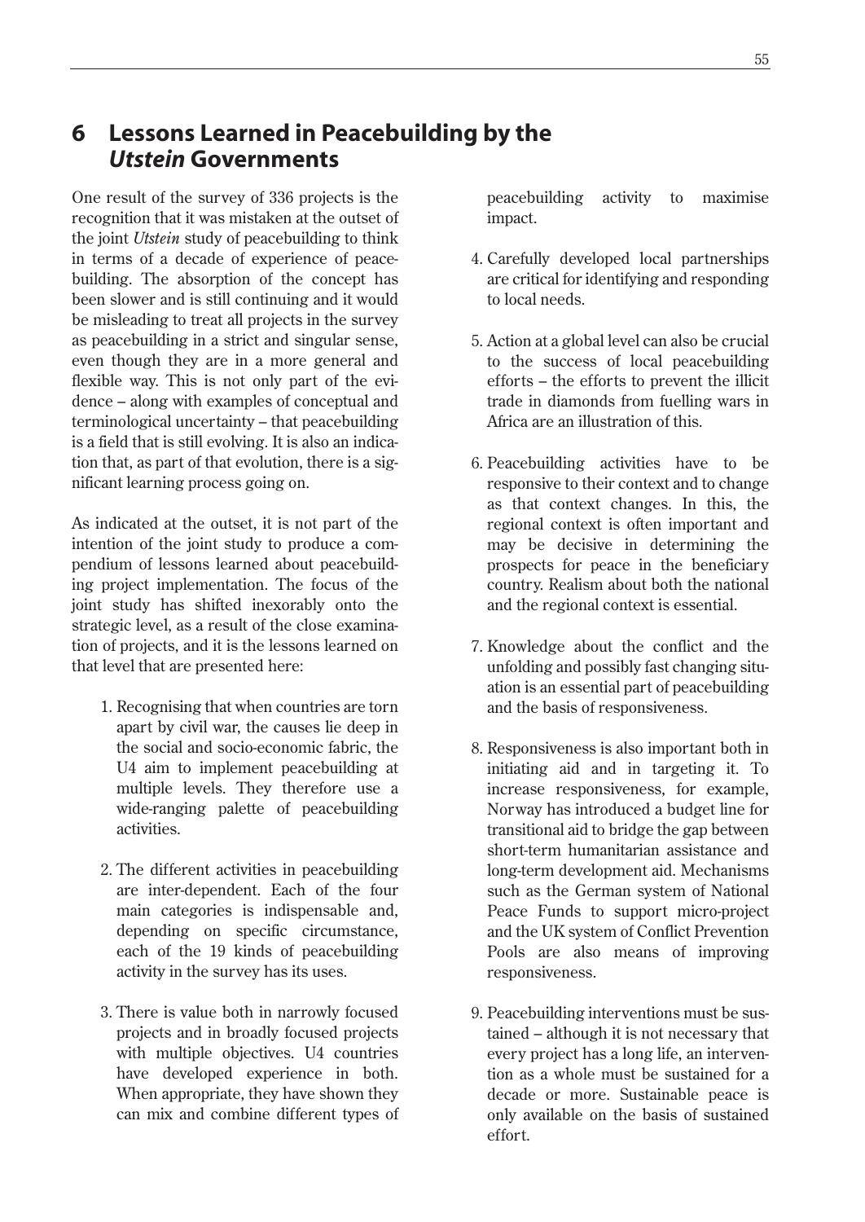# 6 Lessons Learned in Peacebuilding by the *Utstein* Governments

One result of the survey of 336 projects is the recognition that it was mistaken at the outset of the joint *Utstein* study of peacebuilding to think in terms of a decade of experience of peacebuilding. The absorption of the concept has been slower and is still continuing and it would be misleading to treat all projects in the survey as peacebuilding in a strict and singular sense, even though they are in a more general and flexible way. This is not only part of the evidence – along with examples of conceptual and terminological uncertainty – that peacebuilding is a field that is still evolving. It is also an indication that, as part of that evolution, there is a significant learning process going on.

As indicated at the outset, it is not part of the intention of the joint study to produce a compendium of lessons learned about peacebuilding project implementation. The focus of the joint study has shifted inexorably onto the strategic level, as a result of the close examination of projects, and it is the lessons learned on that level that are presented here:

1. Recognising that when countries are torn apart by civil war, the causes lie deep in the social and socio-economic fabric, the U4 aim to implement peacebuilding at multiple levels. They therefore use a wide-ranging palette of peacebuilding activities.

2. The different activities in peacebuilding are inter-dependent. Each of the four main categories is indispensable and, depending on specific circumstance, each of the 19 kinds of peacebuilding activity in the survey has its uses.

3. There is value both in narrowly focused projects and in broadly focused projects with multiple objectives. U4 countries have developed experience in both. When appropriate, they have shown they can mix and combine different types of peacebuilding activity to maximise impact.

4. Carefully developed local partnerships are critical for identifying and responding to local needs.

5. Action at a global level can also be crucial to the success of local peacebuilding efforts – the efforts to prevent the illicit trade in diamonds from fuelling wars in Africa are an illustration of this.

6. Peacebuilding activities have to be responsive to their context and to change as that context changes. In this, the regional context is often important and may be decisive in determining the prospects for peace in the beneficiary country. Realism about both the national and the regional context is essential.

7. Knowledge about the conflict and the unfolding and possibly fast changing situation is an essential part of peacebuilding and the basis of responsiveness.

8. Responsiveness is also important both in initiating aid and in targeting it. To increase responsiveness, for example, Norway has introduced a budget line for transitional aid to bridge the gap between short-term humanitarian assistance and long-term development aid. Mechanisms such as the German system of National Peace Funds to support micro-project and the UK system of Conflict Prevention Pools are also means of improving responsiveness.

9. Peacebuilding interventions must be sustained – although it is not necessary that every project has a long life, an intervention as a whole must be sustained for a decade or more. Sustainable peace is only available on the basis of sustained effort.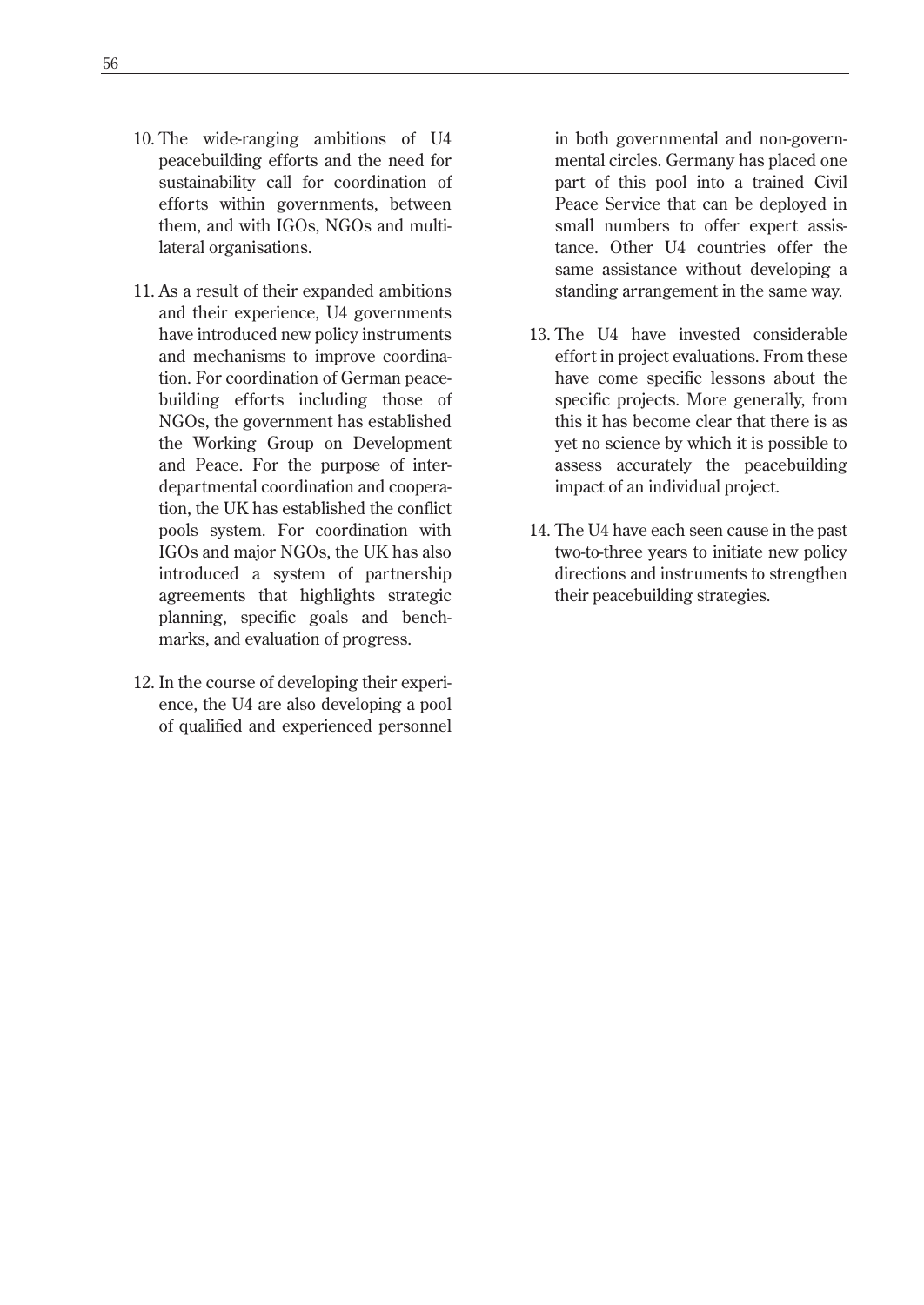10. The wide-ranging ambitions of U4 peacebuilding efforts and the need for sustainability call for coordination of efforts within governments, between them, and with IGOs, NGOs and multilateral organisations.

11. As a result of their expanded ambitions and their experience, U4 governments have introduced new policy instruments and mechanisms to improve coordination. For coordination of German peacebuilding efforts including those of NGOs, the government has established the Working Group on Development and Peace. For the purpose of interdepartmental coordination and cooperation, the UK has established the conflict pools system. For coordination with IGOs and major NGOs, the UK has also introduced a system of partnership agreements that highlights strategic planning, specific goals and benchmarks, and evaluation of progress.

12. In the course of developing their experience, the U4 are also developing a pool of qualified and experienced personnel in both governmental and non-governmental circles. Germany has placed one part of this pool into a trained Civil Peace Service that can be deployed in small numbers to offer expert assistance. Other U4 countries offer the same assistance without developing a standing arrangement in the same way.

13. The U4 have invested considerable effort in project evaluations. From these have come specific lessons about the specific projects. More generally, from this it has become clear that there is as yet no science by which it is possible to assess accurately the peacebuilding impact of an individual project.

14. The U4 have each seen cause in the past two-to-three years to initiate new policy directions and instruments to strengthen their peacebuilding strategies.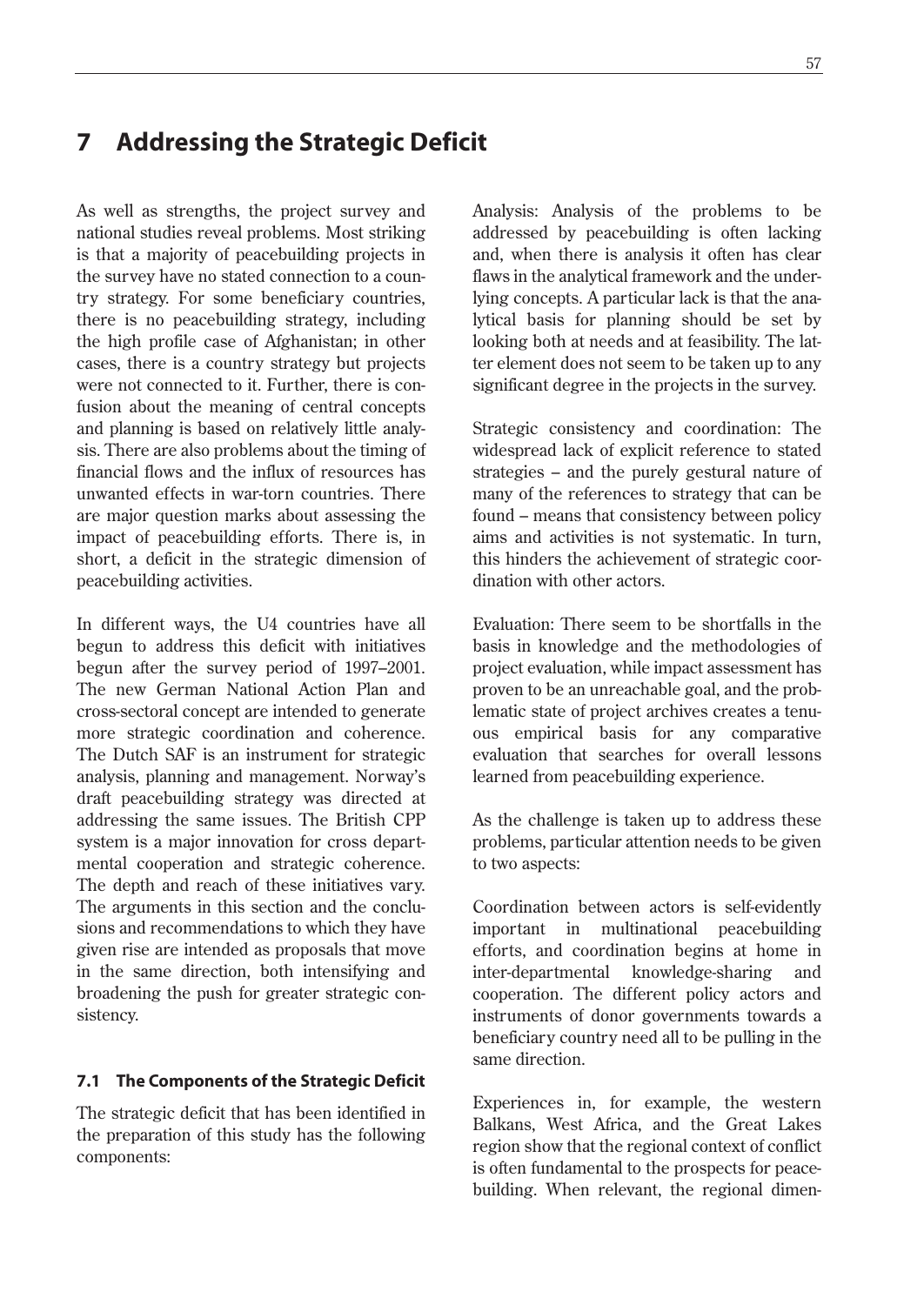# 7 Addressing the Strategic Deficit

As well as strengths, the project survey and national studies reveal problems. Most striking is that a majority of peacebuilding projects in the survey have no stated connection to a country strategy. For some beneficiary countries, there is no peacebuilding strategy, including the high profile case of Afghanistan; in other cases, there is a country strategy but projects were not connected to it. Further, there is confusion about the meaning of central concepts and planning is based on relatively little analysis. There are also problems about the timing of financial flows and the influx of resources has unwanted effects in war-torn countries. There are major question marks about assessing the impact of peacebuilding efforts. There is, in short, a deficit in the strategic dimension of peacebuilding activities.

In different ways, the U4 countries have all begun to address this deficit with initiatives begun after the survey period of 1997–2001. The new German National Action Plan and cross-sectoral concept are intended to generate more strategic coordination and coherence. The Dutch SAF is an instrument for strategic analysis, planning and management. Norway's draft peacebuilding strategy was directed at addressing the same issues. The British CPP system is a major innovation for cross departmental cooperation and strategic coherence. The depth and reach of these initiatives vary. The arguments in this section and the conclusions and recommendations to which they have given rise are intended as proposals that move in the same direction, both intensifying and broadening the push for greater strategic consistency.

### 7.1 The Components of the Strategic Deficit

The strategic deficit that has been identified in the preparation of this study has the following components:

Analysis: Analysis of the problems to be addressed by peacebuilding is often lacking and, when there is analysis it often has clear flaws in the analytical framework and the underlying concepts. A particular lack is that the analytical basis for planning should be set by looking both at needs and at feasibility. The latter element does not seem to be taken up to any significant degree in the projects in the survey.

Strategic consistency and coordination: The widespread lack of explicit reference to stated strategies – and the purely gestural nature of many of the references to strategy that can be found – means that consistency between policy aims and activities is not systematic. In turn, this hinders the achievement of strategic coordination with other actors.

Evaluation: There seem to be shortfalls in the basis in knowledge and the methodologies of project evaluation, while impact assessment has proven to be an unreachable goal, and the problematic state of project archives creates a tenuous empirical basis for any comparative evaluation that searches for overall lessons learned from peacebuilding experience.

As the challenge is taken up to address these problems, particular attention needs to be given to two aspects:

Coordination between actors is self-evidently important in multinational peacebuilding efforts, and coordination begins at home in inter-departmental knowledge-sharing and cooperation. The different policy actors and instruments of donor governments towards a beneficiary country need all to be pulling in the same direction.

Experiences in, for example, the western Balkans, West Africa, and the Great Lakes region show that the regional context of conflict is often fundamental to the prospects for peacebuilding. When relevant, the regional dimen-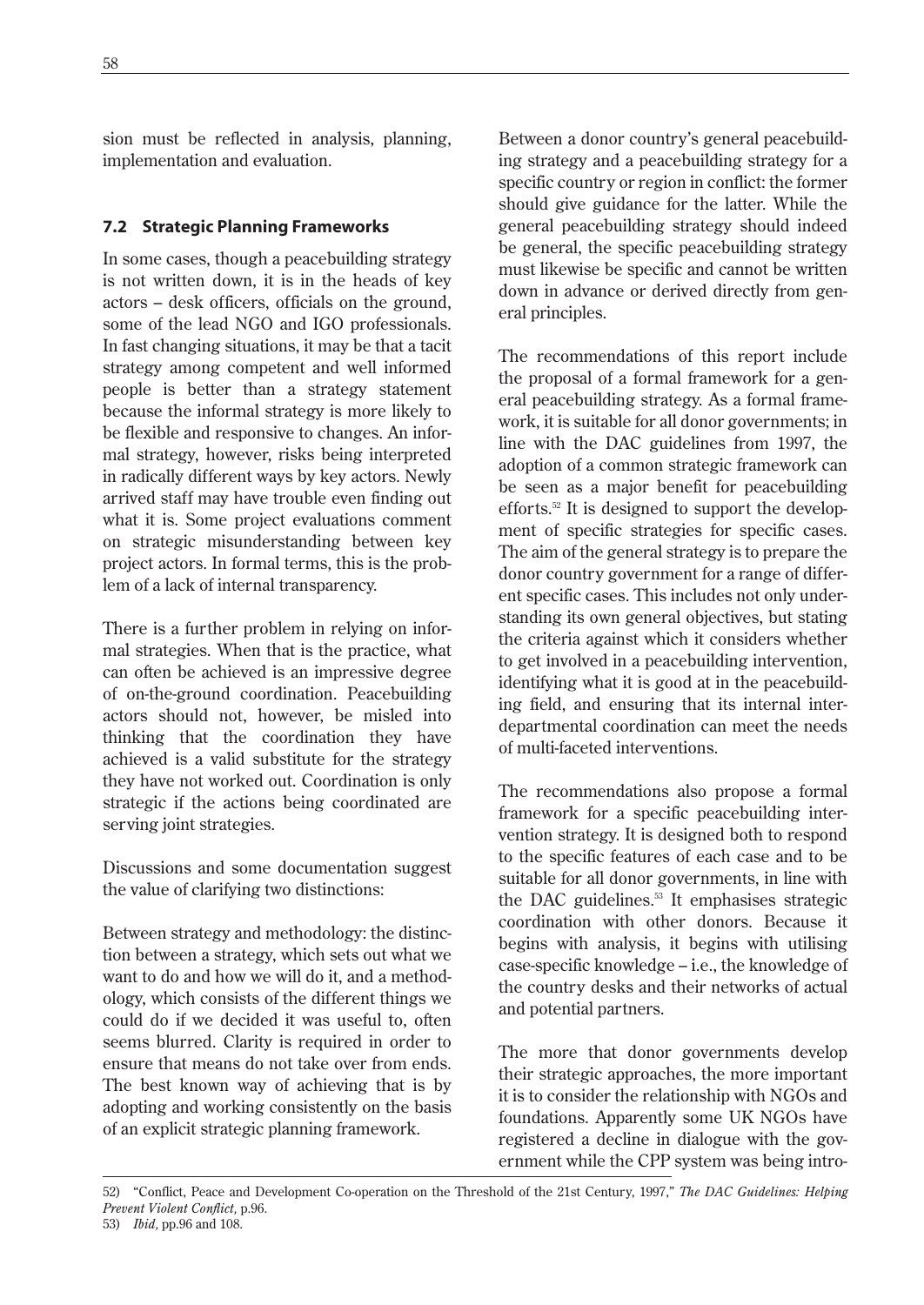sion must be reflected in analysis, planning, implementation and evaluation.

### 7.2 Strategic Planning Frameworks

In some cases, though a peacebuilding strategy is not written down, it is in the heads of key actors – desk officers, officials on the ground, some of the lead NGO and IGO professionals. In fast changing situations, it may be that a tacit strategy among competent and well informed people is better than a strategy statement because the informal strategy is more likely to be flexible and responsive to changes. An informal strategy, however, risks being interpreted in radically different ways by key actors. Newly arrived staff may have trouble even finding out what it is. Some project evaluations comment on strategic misunderstanding between key project actors. In formal terms, this is the problem of a lack of internal transparency.

There is a further problem in relying on informal strategies. When that is the practice, what can often be achieved is an impressive degree of on-the-ground coordination. Peacebuilding actors should not, however, be misled into thinking that the coordination they have achieved is a valid substitute for the strategy they have not worked out. Coordination is only strategic if the actions being coordinated are serving joint strategies.

Discussions and some documentation suggest the value of clarifying two distinctions:

Between strategy and methodology: the distinction between a strategy, which sets out what we want to do and how we will do it, and a methodology, which consists of the different things we could do if we decided it was useful to, often seems blurred. Clarity is required in order to ensure that means do not take over from ends. The best known way of achieving that is by adopting and working consistently on the basis of an explicit strategic planning framework.

Between a donor country's general peacebuilding strategy and a peacebuilding strategy for a specific country or region in conflict: the former should give guidance for the latter. While the general peacebuilding strategy should indeed be general, the specific peacebuilding strategy must likewise be specific and cannot be written down in advance or derived directly from general principles.

The recommendations of this report include the proposal of a formal framework for a general peacebuilding strategy. As a formal framework, it is suitable for all donor governments; in line with the DAC guidelines from 1997, the adoption of a common strategic framework can be seen as a major benefit for peacebuilding efforts.[52] It is designed to support the development of specific strategies for specific cases. The aim of the general strategy is to prepare the donor country government for a range of different specific cases. This includes not only understanding its own general objectives, but stating the criteria against which it considers whether to get involved in a peacebuilding intervention, identifying what it is good at in the peacebuilding field, and ensuring that its internal interdepartmental coordination can meet the needs of multi-faceted interventions.

The recommendations also propose a formal framework for a specific peacebuilding intervention strategy. It is designed both to respond to the specific features of each case and to be suitable for all donor governments, in line with the DAC guidelines.[53] It emphasises strategic coordination with other donors. Because it begins with analysis, it begins with utilising case-specific knowledge – i.e., the knowledge of the country desks and their networks of actual and potential partners.

The more that donor governments develop their strategic approaches, the more important it is to consider the relationship with NGOs and foundations. Apparently some UK NGOs have registered a decline in dialogue with the government while the CPP system was being intro-

---

52) "Conflict, Peace and Development Co-operation on the Threshold of the 21st Century, 1997," *The DAC Guidelines: Helping Prevent Violent Conflict,* p.96.

53) *Ibid,* pp.96 and 108.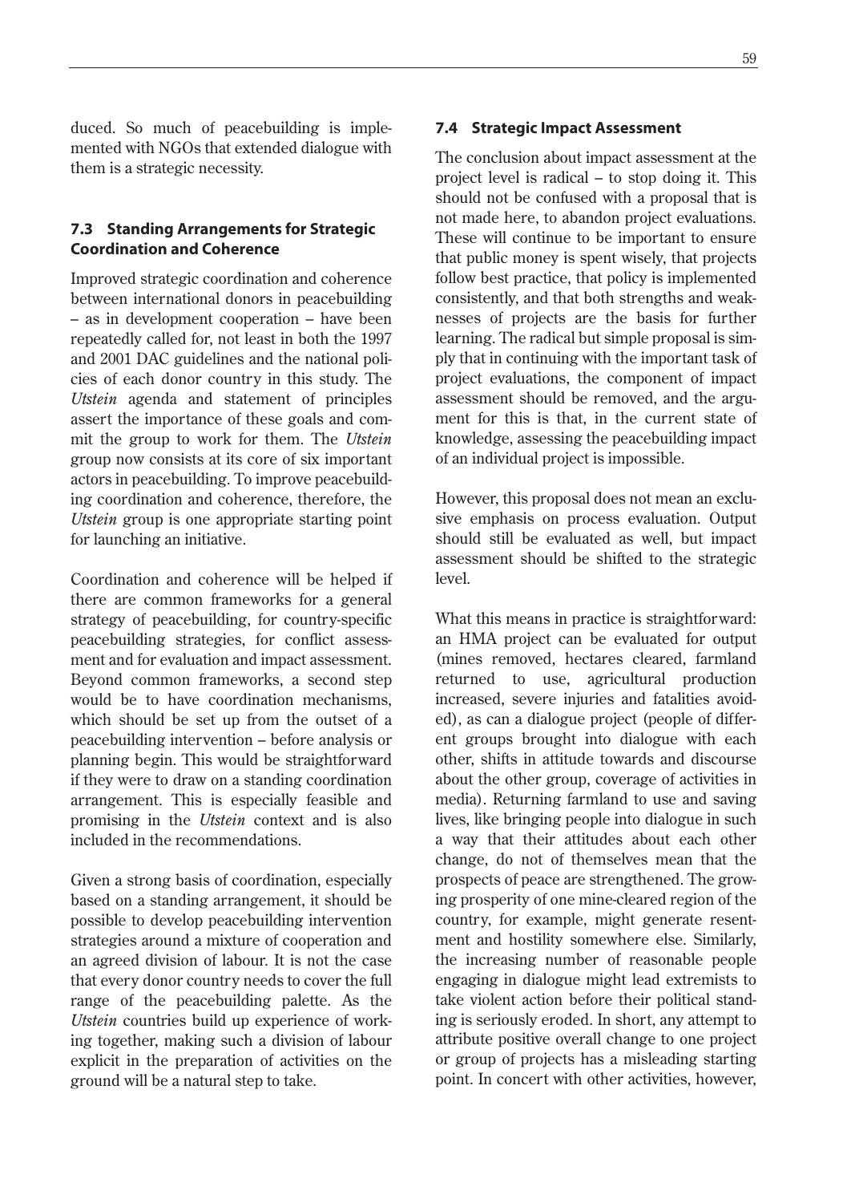duced. So much of peacebuilding is implemented with NGOs that extended dialogue with them is a strategic necessity.

### 7.3 Standing Arrangements for Strategic Coordination and Coherence

Improved strategic coordination and coherence between international donors in peacebuilding – as in development cooperation – have been repeatedly called for, not least in both the 1997 and 2001 DAC guidelines and the national policies of each donor country in this study. The *Utstein* agenda and statement of principles assert the importance of these goals and commit the group to work for them. The *Utstein* group now consists at its core of six important actors in peacebuilding. To improve peacebuilding coordination and coherence, therefore, the *Utstein* group is one appropriate starting point for launching an initiative.

Coordination and coherence will be helped if there are common frameworks for a general strategy of peacebuilding, for country-specific peacebuilding strategies, for conflict assessment and for evaluation and impact assessment. Beyond common frameworks, a second step would be to have coordination mechanisms, which should be set up from the outset of a peacebuilding intervention – before analysis or planning begin. This would be straightforward if they were to draw on a standing coordination arrangement. This is especially feasible and promising in the *Utstein* context and is also included in the recommendations.

Given a strong basis of coordination, especially based on a standing arrangement, it should be possible to develop peacebuilding intervention strategies around a mixture of cooperation and an agreed division of labour. It is not the case that every donor country needs to cover the full range of the peacebuilding palette. As the *Utstein* countries build up experience of working together, making such a division of labour explicit in the preparation of activities on the ground will be a natural step to take.

### 7.4 Strategic Impact Assessment

The conclusion about impact assessment at the project level is radical – to stop doing it. This should not be confused with a proposal that is not made here, to abandon project evaluations. These will continue to be important to ensure that public money is spent wisely, that projects follow best practice, that policy is implemented consistently, and that both strengths and weaknesses of projects are the basis for further learning. The radical but simple proposal is simply that in continuing with the important task of project evaluations, the component of impact assessment should be removed, and the argument for this is that, in the current state of knowledge, assessing the peacebuilding impact of an individual project is impossible.

However, this proposal does not mean an exclusive emphasis on process evaluation. Output should still be evaluated as well, but impact assessment should be shifted to the strategic level.

What this means in practice is straightforward: an HMA project can be evaluated for output (mines removed, hectares cleared, farmland returned to use, agricultural production increased, severe injuries and fatalities avoided), as can a dialogue project (people of different groups brought into dialogue with each other, shifts in attitude towards and discourse about the other group, coverage of activities in media). Returning farmland to use and saving lives, like bringing people into dialogue in such a way that their attitudes about each other change, do not of themselves mean that the prospects of peace are strengthened. The growing prosperity of one mine-cleared region of the country, for example, might generate resentment and hostility somewhere else. Similarly, the increasing number of reasonable people engaging in dialogue might lead extremists to take violent action before their political standing is seriously eroded. In short, any attempt to attribute positive overall change to one project or group of projects has a misleading starting point. In concert with other activities, however,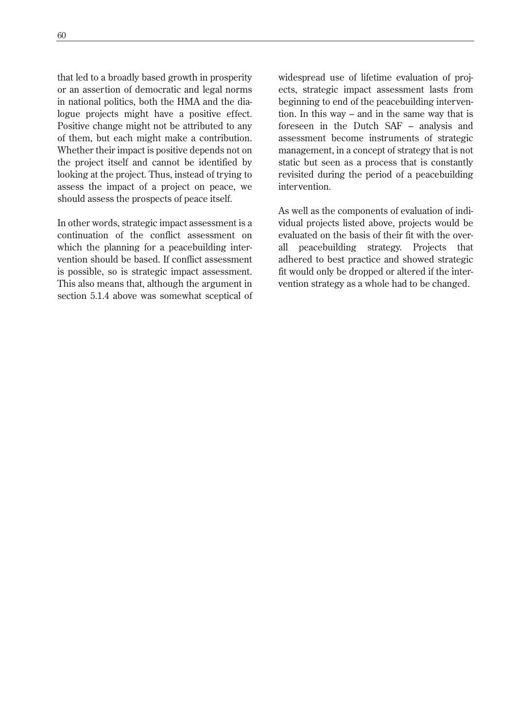that led to a broadly based growth in prosperity or an assertion of democratic and legal norms in national politics, both the HMA and the dialogue projects might have a positive effect. Positive change might not be attributed to any of them, but each might make a contribution. Whether their impact is positive depends not on the project itself and cannot be identified by looking at the project. Thus, instead of trying to assess the impact of a project on peace, we should assess the prospects of peace itself.

In other words, strategic impact assessment is a continuation of the conflict assessment on which the planning for a peacebuilding intervention should be based. If conflict assessment is possible, so is strategic impact assessment. This also means that, although the argument in section 5.1.4 above was somewhat sceptical of widespread use of lifetime evaluation of projects, strategic impact assessment lasts from beginning to end of the peacebuilding intervention. In this way – and in the same way that is foreseen in the Dutch SAF – analysis and assessment become instruments of strategic management, in a concept of strategy that is not static but seen as a process that is constantly revisited during the period of a peacebuilding intervention.

As well as the components of evaluation of individual projects listed above, projects would be evaluated on the basis of their fit with the overall peacebuilding strategy. Projects that adhered to best practice and showed strategic fit would only be dropped or altered if the intervention strategy as a whole had to be changed.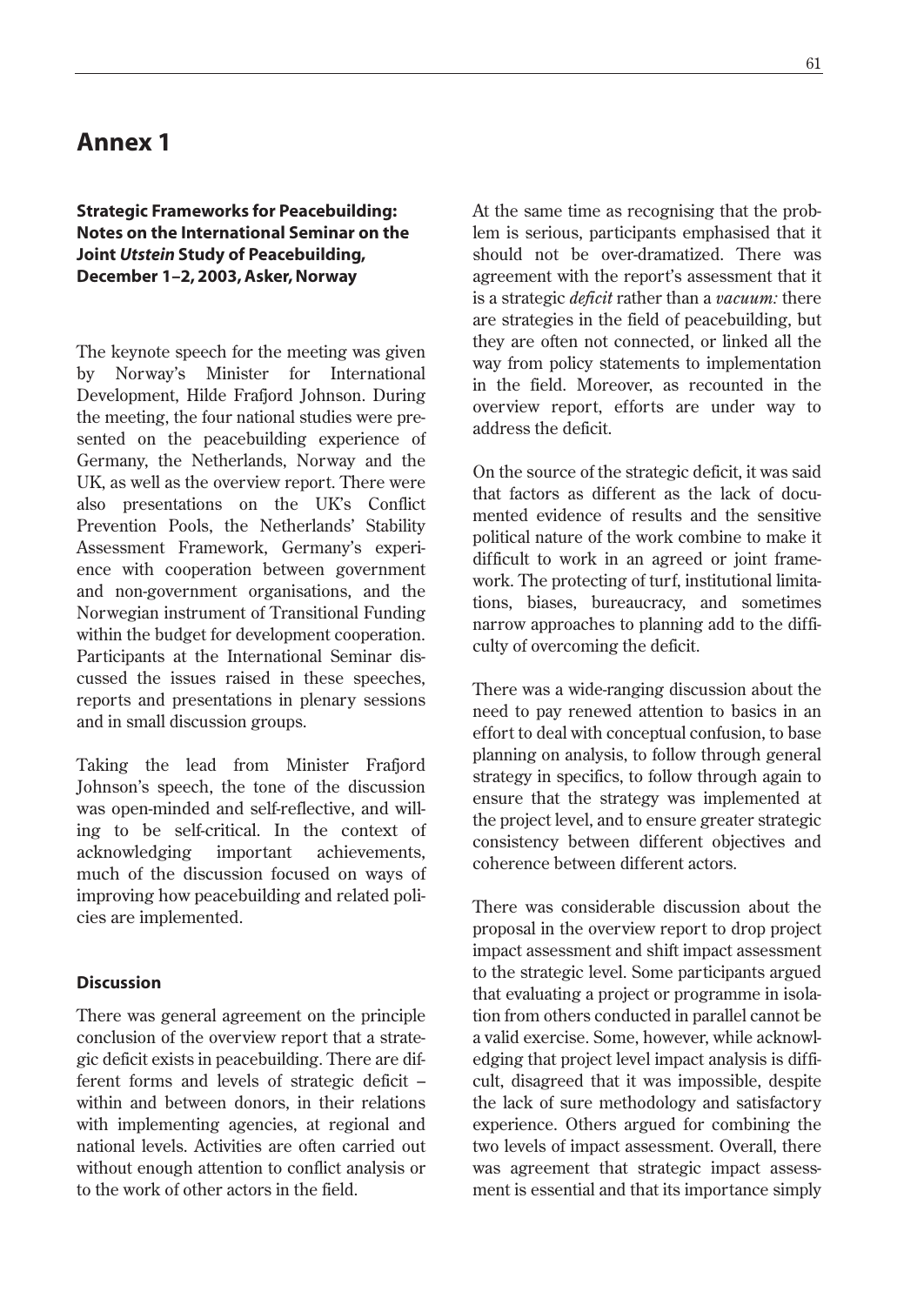# Annex 1

**Strategic Frameworks for Peacebuilding: Notes on the International Seminar on the Joint *Utstein* Study of Peacebuilding, December 1–2, 2003, Asker, Norway**

The keynote speech for the meeting was given by Norway's Minister for International Development, Hilde Frafjord Johnson. During the meeting, the four national studies were presented on the peacebuilding experience of Germany, the Netherlands, Norway and the UK, as well as the overview report. There were also presentations on the UK's Conflict Prevention Pools, the Netherlands' Stability Assessment Framework, Germany's experience with cooperation between government and non-government organisations, and the Norwegian instrument of Transitional Funding within the budget for development cooperation. Participants at the International Seminar discussed the issues raised in these speeches, reports and presentations in plenary sessions and in small discussion groups.

Taking the lead from Minister Frafjord Johnson's speech, the tone of the discussion was open-minded and self-reflective, and willing to be self-critical. In the context of acknowledging important achievements, much of the discussion focused on ways of improving how peacebuilding and related policies are implemented.

### Discussion

There was general agreement on the principle conclusion of the overview report that a strategic deficit exists in peacebuilding. There are different forms and levels of strategic deficit – within and between donors, in their relations with implementing agencies, at regional and national levels. Activities are often carried out without enough attention to conflict analysis or to the work of other actors in the field.

At the same time as recognising that the problem is serious, participants emphasised that it should not be over-dramatized. There was agreement with the report's assessment that it is a strategic *deficit* rather than a *vacuum:* there are strategies in the field of peacebuilding, but they are often not connected, or linked all the way from policy statements to implementation in the field. Moreover, as recounted in the overview report, efforts are under way to address the deficit.

On the source of the strategic deficit, it was said that factors as different as the lack of documented evidence of results and the sensitive political nature of the work combine to make it difficult to work in an agreed or joint framework. The protecting of turf, institutional limitations, biases, bureaucracy, and sometimes narrow approaches to planning add to the difficulty of overcoming the deficit.

There was a wide-ranging discussion about the need to pay renewed attention to basics in an effort to deal with conceptual confusion, to base planning on analysis, to follow through general strategy in specifics, to follow through again to ensure that the strategy was implemented at the project level, and to ensure greater strategic consistency between different objectives and coherence between different actors.

There was considerable discussion about the proposal in the overview report to drop project impact assessment and shift impact assessment to the strategic level. Some participants argued that evaluating a project or programme in isolation from others conducted in parallel cannot be a valid exercise. Some, however, while acknowledging that project level impact analysis is difficult, disagreed that it was impossible, despite the lack of sure methodology and satisfactory experience. Others argued for combining the two levels of impact assessment. Overall, there was agreement that strategic impact assessment is essential and that its importance simply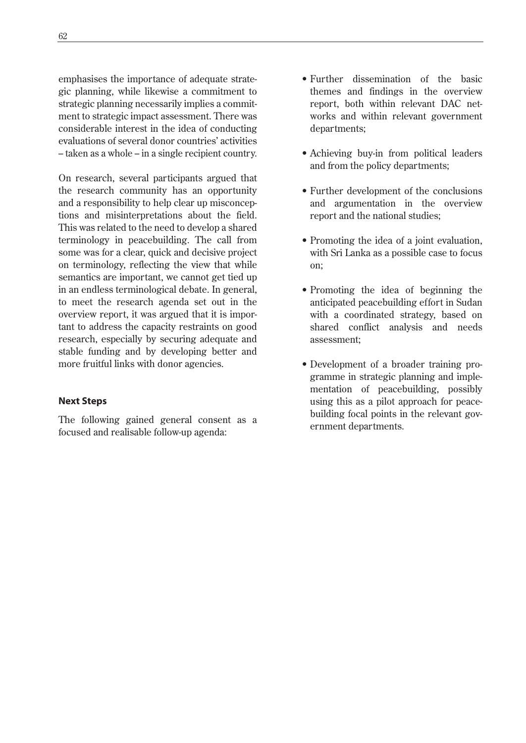emphasises the importance of adequate strategic planning, while likewise a commitment to strategic planning necessarily implies a commitment to strategic impact assessment. There was considerable interest in the idea of conducting evaluations of several donor countries' activities – taken as a whole – in a single recipient country.

On research, several participants argued that the research community has an opportunity and a responsibility to help clear up misconceptions and misinterpretations about the field. This was related to the need to develop a shared terminology in peacebuilding. The call from some was for a clear, quick and decisive project on terminology, reflecting the view that while semantics are important, we cannot get tied up in an endless terminological debate. In general, to meet the research agenda set out in the overview report, it was argued that it is important to address the capacity restraints on good research, especially by securing adequate and stable funding and by developing better and more fruitful links with donor agencies.

### Next Steps

The following gained general consent as a focused and realisable follow-up agenda:

- Further dissemination of the basic themes and findings in the overview report, both within relevant DAC networks and within relevant government departments;
- Achieving buy-in from political leaders and from the policy departments;
- Further development of the conclusions and argumentation in the overview report and the national studies;
- Promoting the idea of a joint evaluation, with Sri Lanka as a possible case to focus on;
- Promoting the idea of beginning the anticipated peacebuilding effort in Sudan with a coordinated strategy, based on shared conflict analysis and needs assessment;
- Development of a broader training programme in strategic planning and implementation of peacebuilding, possibly using this as a pilot approach for peacebuilding focal points in the relevant government departments.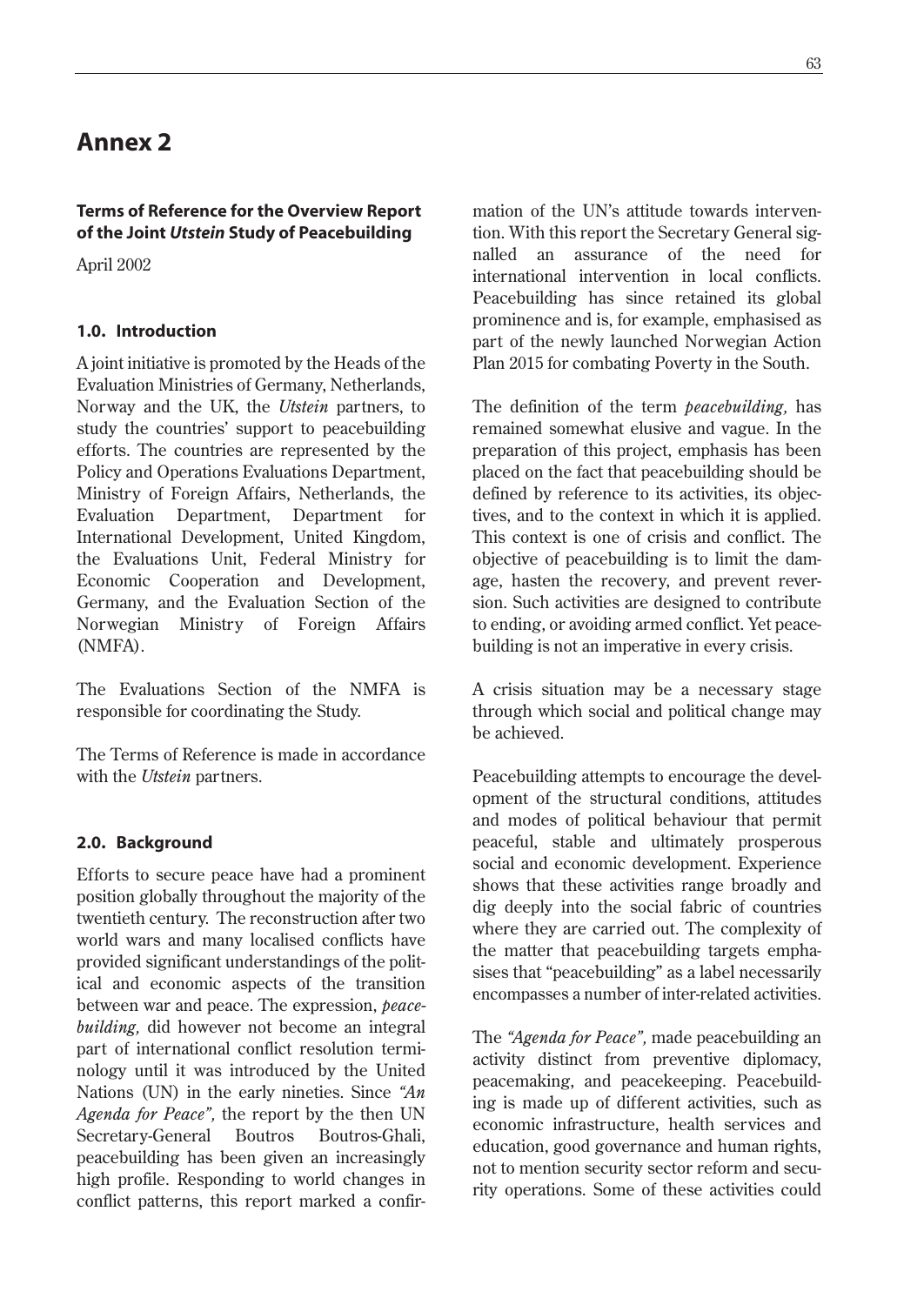# Annex 2

### Terms of Reference for the Overview Report of the Joint *Utstein* Study of Peacebuilding

April 2002

#### 1.0. Introduction

A joint initiative is promoted by the Heads of the Evaluation Ministries of Germany, Netherlands, Norway and the UK, the *Utstein* partners, to study the countries' support to peacebuilding efforts. The countries are represented by the Policy and Operations Evaluations Department, Ministry of Foreign Affairs, Netherlands, the Evaluation Department, Department for International Development, United Kingdom, the Evaluations Unit, Federal Ministry for Economic Cooperation and Development, Germany, and the Evaluation Section of the Norwegian Ministry of Foreign Affairs (NMFA).

The Evaluations Section of the NMFA is responsible for coordinating the Study.

The Terms of Reference is made in accordance with the *Utstein* partners.

#### 2.0. Background

Efforts to secure peace have had a prominent position globally throughout the majority of the twentieth century. The reconstruction after two world wars and many localised conflicts have provided significant understandings of the political and economic aspects of the transition between war and peace. The expression, *peacebuilding,* did however not become an integral part of international conflict resolution terminology until it was introduced by the United Nations (UN) in the early nineties. Since *"An Agenda for Peace",* the report by the then UN Secretary-General Boutros Boutros-Ghali, peacebuilding has been given an increasingly high profile. Responding to world changes in conflict patterns, this report marked a confirmation of the UN's attitude towards intervention. With this report the Secretary General signalled an assurance of the need for international intervention in local conflicts. Peacebuilding has since retained its global prominence and is, for example, emphasised as part of the newly launched Norwegian Action Plan 2015 for combating Poverty in the South.

The definition of the term *peacebuilding,* has remained somewhat elusive and vague. In the preparation of this project, emphasis has been placed on the fact that peacebuilding should be defined by reference to its activities, its objectives, and to the context in which it is applied. This context is one of crisis and conflict. The objective of peacebuilding is to limit the damage, hasten the recovery, and prevent reversion. Such activities are designed to contribute to ending, or avoiding armed conflict. Yet peacebuilding is not an imperative in every crisis.

A crisis situation may be a necessary stage through which social and political change may be achieved.

Peacebuilding attempts to encourage the development of the structural conditions, attitudes and modes of political behaviour that permit peaceful, stable and ultimately prosperous social and economic development. Experience shows that these activities range broadly and dig deeply into the social fabric of countries where they are carried out. The complexity of the matter that peacebuilding targets emphasises that "peacebuilding" as a label necessarily encompasses a number of inter-related activities.

The *"Agenda for Peace",* made peacebuilding an activity distinct from preventive diplomacy, peacemaking, and peacekeeping. Peacebuilding is made up of different activities, such as economic infrastructure, health services and education, good governance and human rights, not to mention security sector reform and security operations. Some of these activities could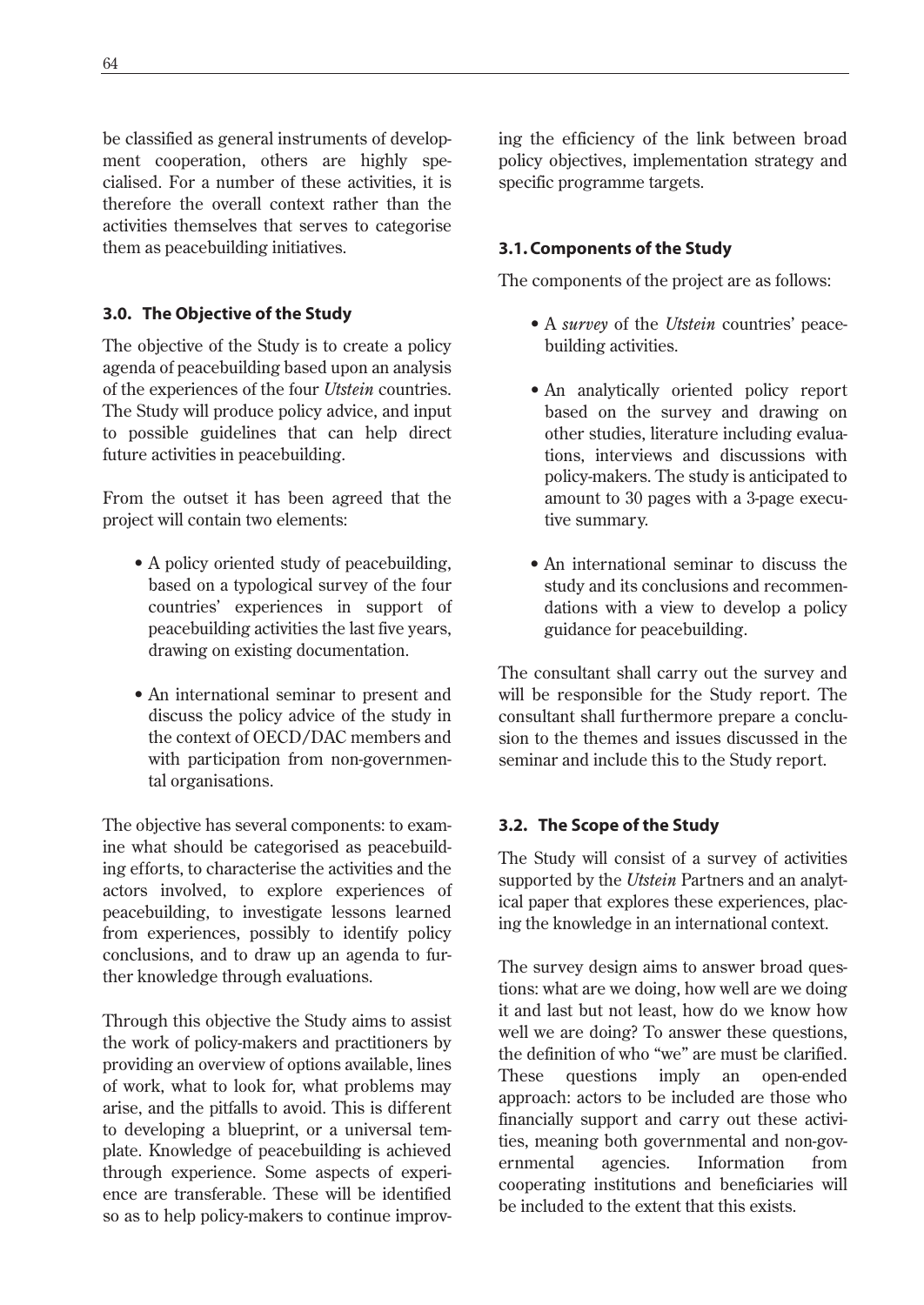be classified as general instruments of development cooperation, others are highly specialised. For a number of these activities, it is therefore the overall context rather than the activities themselves that serves to categorise them as peacebuilding initiatives.

### 3.0. The Objective of the Study

The objective of the Study is to create a policy agenda of peacebuilding based upon an analysis of the experiences of the four *Utstein* countries. The Study will produce policy advice, and input to possible guidelines that can help direct future activities in peacebuilding.

From the outset it has been agreed that the project will contain two elements:

- A policy oriented study of peacebuilding, based on a typological survey of the four countries' experiences in support of peacebuilding activities the last five years, drawing on existing documentation.
- An international seminar to present and discuss the policy advice of the study in the context of OECD/DAC members and with participation from non-governmental organisations.

The objective has several components: to examine what should be categorised as peacebuilding efforts, to characterise the activities and the actors involved, to explore experiences of peacebuilding, to investigate lessons learned from experiences, possibly to identify policy conclusions, and to draw up an agenda to further knowledge through evaluations.

Through this objective the Study aims to assist the work of policy-makers and practitioners by providing an overview of options available, lines of work, what to look for, what problems may arise, and the pitfalls to avoid. This is different to developing a blueprint, or a universal template. Knowledge of peacebuilding is achieved through experience. Some aspects of experience are transferable. These will be identified so as to help policy-makers to continue improving the efficiency of the link between broad policy objectives, implementation strategy and specific programme targets.

### 3.1. Components of the Study

The components of the project are as follows:

- A *survey* of the *Utstein* countries' peacebuilding activities.
- An analytically oriented policy report based on the survey and drawing on other studies, literature including evaluations, interviews and discussions with policy-makers. The study is anticipated to amount to 30 pages with a 3-page executive summary.
- An international seminar to discuss the study and its conclusions and recommendations with a view to develop a policy guidance for peacebuilding.

The consultant shall carry out the survey and will be responsible for the Study report. The consultant shall furthermore prepare a conclusion to the themes and issues discussed in the seminar and include this to the Study report.

### 3.2. The Scope of the Study

The Study will consist of a survey of activities supported by the *Utstein* Partners and an analytical paper that explores these experiences, placing the knowledge in an international context.

The survey design aims to answer broad questions: what are we doing, how well are we doing it and last but not least, how do we know how well we are doing? To answer these questions, the definition of who "we" are must be clarified. These questions imply an open-ended approach: actors to be included are those who financially support and carry out these activities, meaning both governmental and non-governmental agencies. Information from cooperating institutions and beneficiaries will be included to the extent that this exists.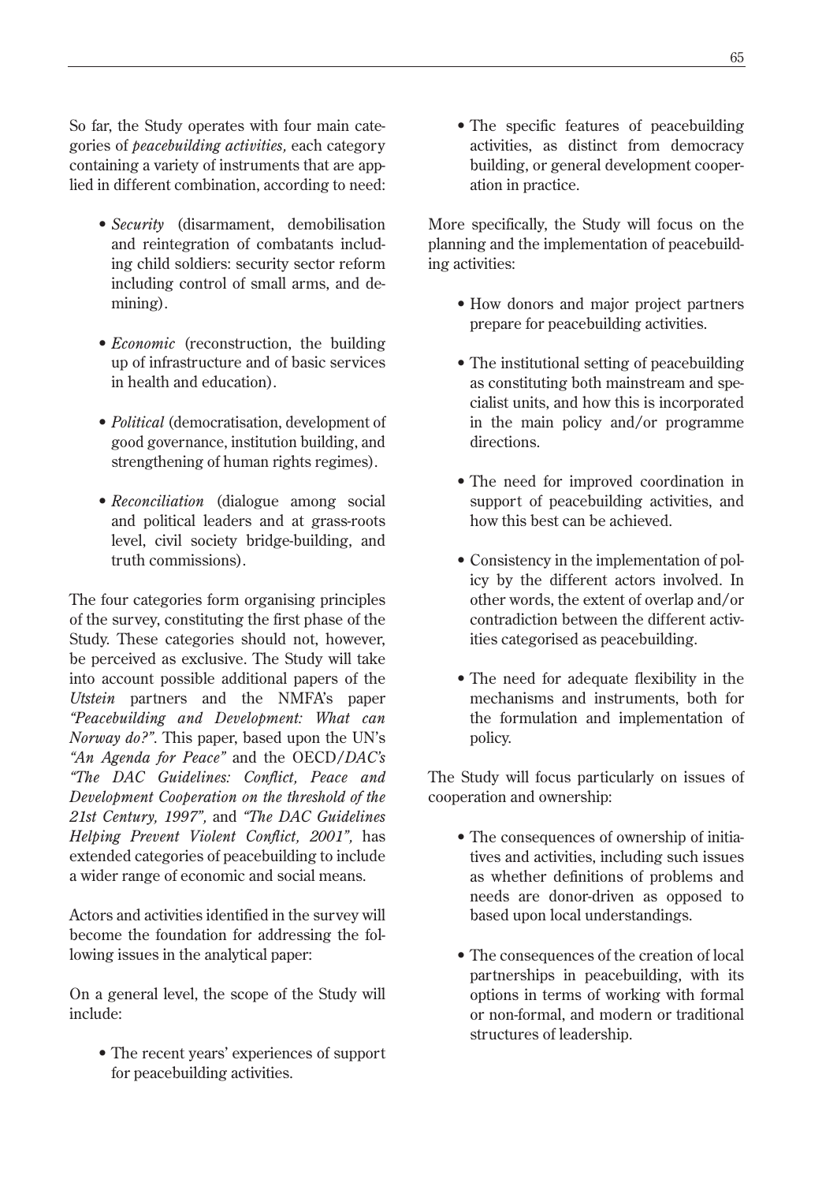So far, the Study operates with four main categories of *peacebuilding activities,* each category containing a variety of instruments that are applied in different combination, according to need:

- *Security* (disarmament, demobilisation and reintegration of combatants including child soldiers: security sector reform including control of small arms, and demining).
- *Economic* (reconstruction, the building up of infrastructure and of basic services in health and education).
- *Political* (democratisation, development of good governance, institution building, and strengthening of human rights regimes).
- *Reconciliation* (dialogue among social and political leaders and at grass-roots level, civil society bridge-building, and truth commissions).

The four categories form organising principles of the survey, constituting the first phase of the Study. These categories should not, however, be perceived as exclusive. The Study will take into account possible additional papers of the *Utstein* partners and the NMFA's paper *"Peacebuilding and Development: What can Norway do?"*. This paper, based upon the UN's *"An Agenda for Peace"* and the OECD/*DAC's "The DAC Guidelines: Conflict, Peace and Development Cooperation on the threshold of the 21st Century, 1997",* and *"The DAC Guidelines Helping Prevent Violent Conflict, 2001",* has extended categories of peacebuilding to include a wider range of economic and social means.

Actors and activities identified in the survey will become the foundation for addressing the following issues in the analytical paper:

On a general level, the scope of the Study will include:

- The recent years' experiences of support for peacebuilding activities.
- The specific features of peacebuilding activities, as distinct from democracy building, or general development cooperation in practice.

More specifically, the Study will focus on the planning and the implementation of peacebuilding activities:

- How donors and major project partners prepare for peacebuilding activities.
- The institutional setting of peacebuilding as constituting both mainstream and specialist units, and how this is incorporated in the main policy and/or programme directions.
- The need for improved coordination in support of peacebuilding activities, and how this best can be achieved.
- Consistency in the implementation of policy by the different actors involved. In other words, the extent of overlap and/or contradiction between the different activities categorised as peacebuilding.
- The need for adequate flexibility in the mechanisms and instruments, both for the formulation and implementation of policy.

The Study will focus particularly on issues of cooperation and ownership:

- The consequences of ownership of initiatives and activities, including such issues as whether definitions of problems and needs are donor-driven as opposed to based upon local understandings.
- The consequences of the creation of local partnerships in peacebuilding, with its options in terms of working with formal or non-formal, and modern or traditional structures of leadership.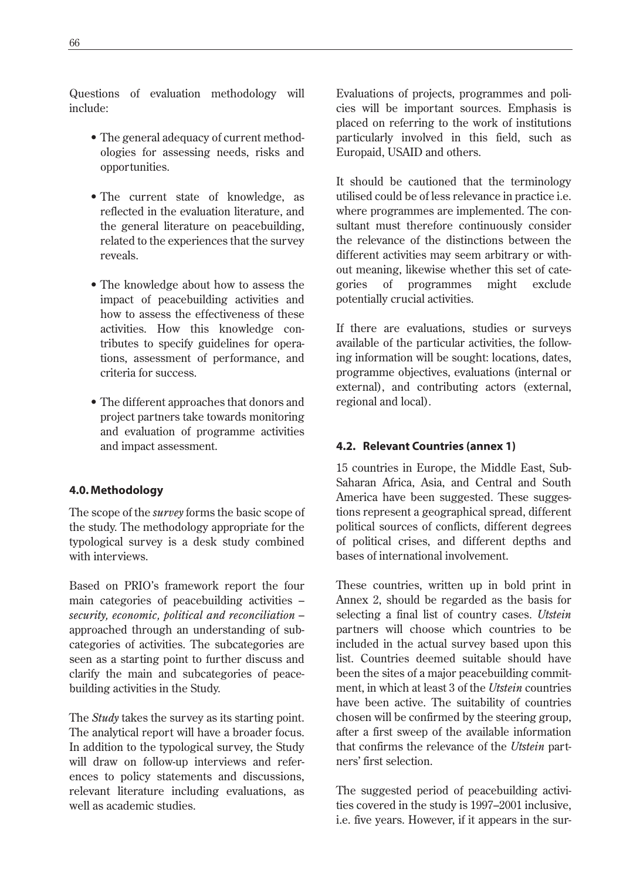Questions of evaluation methodology will include:

- The general adequacy of current methodologies for assessing needs, risks and opportunities.
- The current state of knowledge, as reflected in the evaluation literature, and the general literature on peacebuilding, related to the experiences that the survey reveals.
- The knowledge about how to assess the impact of peacebuilding activities and how to assess the effectiveness of these activities. How this knowledge contributes to specify guidelines for operations, assessment of performance, and criteria for success.
- The different approaches that donors and project partners take towards monitoring and evaluation of programme activities and impact assessment.

#### 4.0. Methodology

The scope of the *survey* forms the basic scope of the study. The methodology appropriate for the typological survey is a desk study combined with interviews.

Based on PRIO's framework report the four main categories of peacebuilding activities – *security, economic, political and reconciliation* – approached through an understanding of subcategories of activities. The subcategories are seen as a starting point to further discuss and clarify the main and subcategories of peacebuilding activities in the Study.

The *Study* takes the survey as its starting point. The analytical report will have a broader focus. In addition to the typological survey, the Study will draw on follow-up interviews and references to policy statements and discussions, relevant literature including evaluations, as well as academic studies.

Evaluations of projects, programmes and policies will be important sources. Emphasis is placed on referring to the work of institutions particularly involved in this field, such as Europaid, USAID and others.

It should be cautioned that the terminology utilised could be of less relevance in practice i.e. where programmes are implemented. The consultant must therefore continuously consider the relevance of the distinctions between the different activities may seem arbitrary or without meaning, likewise whether this set of categories of programmes might exclude potentially crucial activities.

If there are evaluations, studies or surveys available of the particular activities, the following information will be sought: locations, dates, programme objectives, evaluations (internal or external), and contributing actors (external, regional and local).

#### 4.2. Relevant Countries (annex 1)

15 countries in Europe, the Middle East, Sub-Saharan Africa, Asia, and Central and South America have been suggested. These suggestions represent a geographical spread, different political sources of conflicts, different degrees of political crises, and different depths and bases of international involvement.

These countries, written up in bold print in Annex 2, should be regarded as the basis for selecting a final list of country cases. *Utstein* partners will choose which countries to be included in the actual survey based upon this list. Countries deemed suitable should have been the sites of a major peacebuilding commitment, in which at least 3 of the *Utstein* countries have been active. The suitability of countries chosen will be confirmed by the steering group, after a first sweep of the available information that confirms the relevance of the *Utstein* partners' first selection.

The suggested period of peacebuilding activities covered in the study is 1997–2001 inclusive, i.e. five years. However, if it appears in the sur-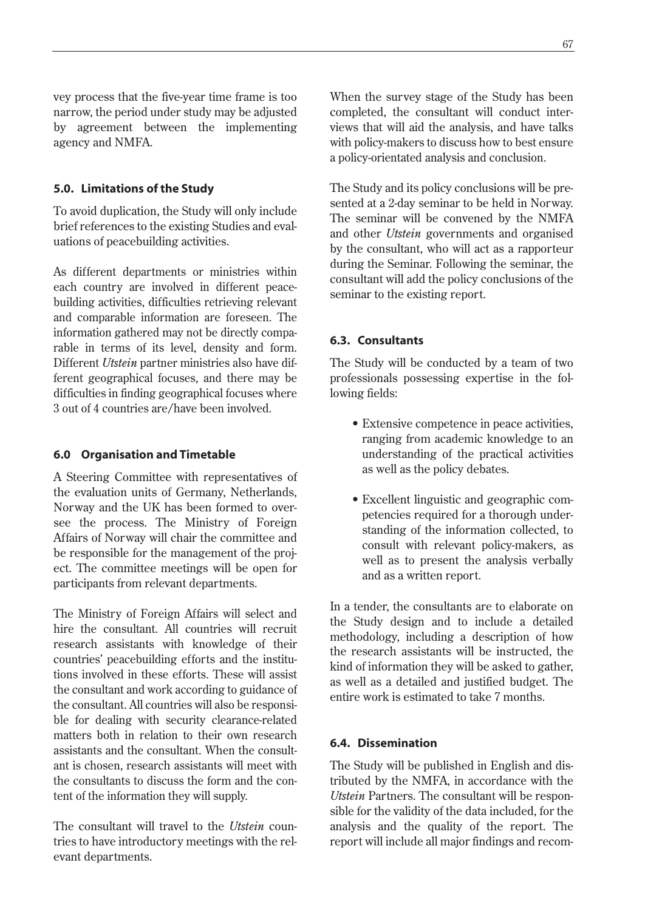vey process that the five-year time frame is too narrow, the period under study may be adjusted by agreement between the implementing agency and NMFA.

### 5.0. Limitations of the Study

To avoid duplication, the Study will only include brief references to the existing Studies and evaluations of peacebuilding activities.

As different departments or ministries within each country are involved in different peacebuilding activities, difficulties retrieving relevant and comparable information are foreseen. The information gathered may not be directly comparable in terms of its level, density and form. Different *Utstein* partner ministries also have different geographical focuses, and there may be difficulties in finding geographical focuses where 3 out of 4 countries are/have been involved.

### 6.0 Organisation and Timetable

A Steering Committee with representatives of the evaluation units of Germany, Netherlands, Norway and the UK has been formed to oversee the process. The Ministry of Foreign Affairs of Norway will chair the committee and be responsible for the management of the project. The committee meetings will be open for participants from relevant departments.

The Ministry of Foreign Affairs will select and hire the consultant. All countries will recruit research assistants with knowledge of their countries' peacebuilding efforts and the institutions involved in these efforts. These will assist the consultant and work according to guidance of the consultant. All countries will also be responsible for dealing with security clearance-related matters both in relation to their own research assistants and the consultant. When the consultant is chosen, research assistants will meet with the consultants to discuss the form and the content of the information they will supply.

The consultant will travel to the *Utstein* countries to have introductory meetings with the relevant departments.

When the survey stage of the Study has been completed, the consultant will conduct interviews that will aid the analysis, and have talks with policy-makers to discuss how to best ensure a policy-orientated analysis and conclusion.

The Study and its policy conclusions will be presented at a 2-day seminar to be held in Norway. The seminar will be convened by the NMFA and other *Utstein* governments and organised by the consultant, who will act as a rapporteur during the Seminar. Following the seminar, the consultant will add the policy conclusions of the seminar to the existing report.

### 6.3. Consultants

The Study will be conducted by a team of two professionals possessing expertise in the following fields:

- Extensive competence in peace activities, ranging from academic knowledge to an understanding of the practical activities as well as the policy debates.
- Excellent linguistic and geographic competencies required for a thorough understanding of the information collected, to consult with relevant policy-makers, as well as to present the analysis verbally and as a written report.

In a tender, the consultants are to elaborate on the Study design and to include a detailed methodology, including a description of how the research assistants will be instructed, the kind of information they will be asked to gather, as well as a detailed and justified budget. The entire work is estimated to take 7 months.

### 6.4. Dissemination

The Study will be published in English and distributed by the NMFA, in accordance with the *Utstein* Partners. The consultant will be responsible for the validity of the data included, for the analysis and the quality of the report. The report will include all major findings and recom-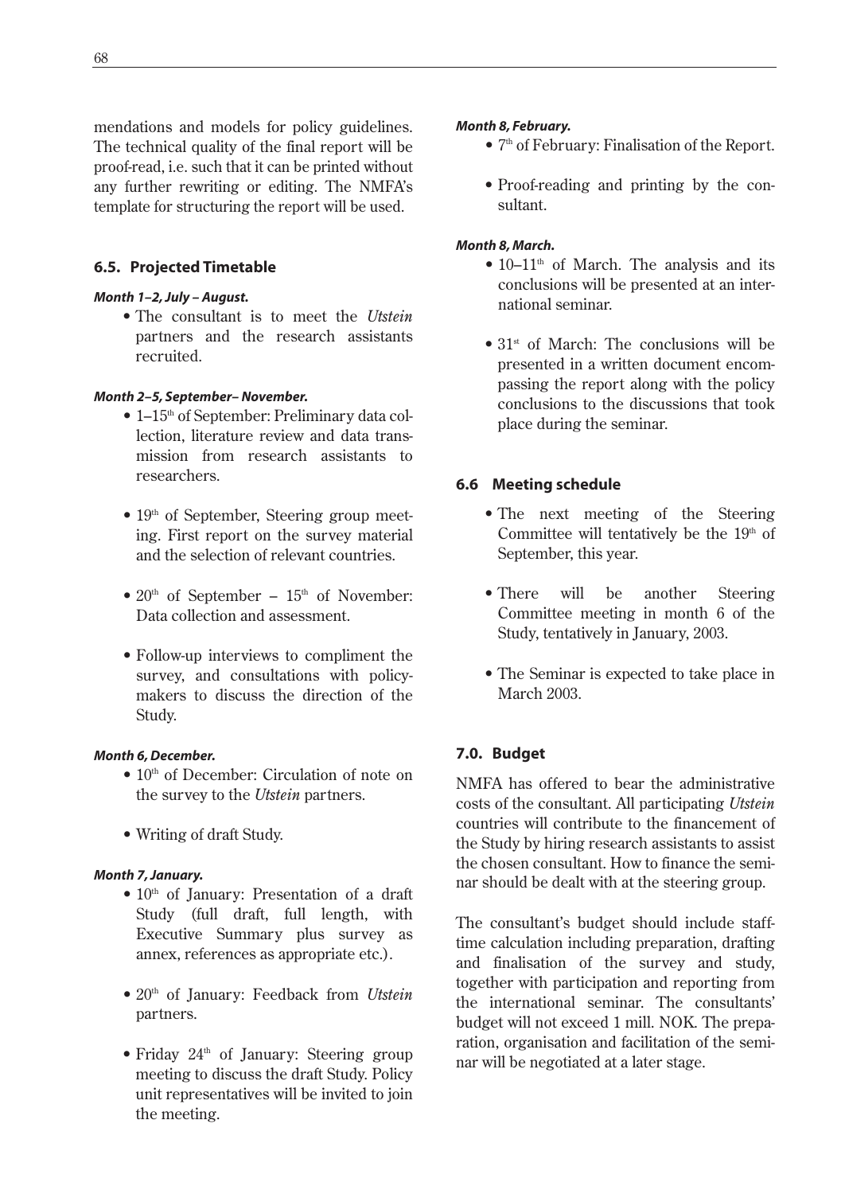mendations and models for policy guidelines. The technical quality of the final report will be proof-read, i.e. such that it can be printed without any further rewriting or editing. The NMFA's template for structuring the report will be used.

## 6.5. Projected Timetable

***Month 1–2, July – August.***

- The consultant is to meet the *Utstein* partners and the research assistants recruited.

***Month 2–5, September– November.***

- 1–15th of September: Preliminary data collection, literature review and data transmission from research assistants to researchers.
- 19th of September, Steering group meeting. First report on the survey material and the selection of relevant countries.
- 20th of September – 15th of November: Data collection and assessment.
- Follow-up interviews to compliment the survey, and consultations with policy-makers to discuss the direction of the Study.

***Month 6, December.***

- 10th of December: Circulation of note on the survey to the *Utstein* partners.
- Writing of draft Study.

***Month 7, January.***

- 10th of January: Presentation of a draft Study (full draft, full length, with Executive Summary plus survey as annex, references as appropriate etc.).
- 20th of January: Feedback from *Utstein* partners.
- Friday 24th of January: Steering group meeting to discuss the draft Study. Policy unit representatives will be invited to join the meeting.

***Month 8, February.***

- 7th of February: Finalisation of the Report.
- Proof-reading and printing by the consultant.

***Month 8, March.***

- 10–11th of March. The analysis and its conclusions will be presented at an international seminar.
- 31st of March: The conclusions will be presented in a written document encompassing the report along with the policy conclusions to the discussions that took place during the seminar.

## 6.6 Meeting schedule

- The next meeting of the Steering Committee will tentatively be the 19th of September, this year.
- There will be another Steering Committee meeting in month 6 of the Study, tentatively in January, 2003.
- The Seminar is expected to take place in March 2003.

## 7.0. Budget

NMFA has offered to bear the administrative costs of the consultant. All participating *Utstein* countries will contribute to the financement of the Study by hiring research assistants to assist the chosen consultant. How to finance the seminar should be dealt with at the steering group.

The consultant's budget should include staff-time calculation including preparation, drafting and finalisation of the survey and study, together with participation and reporting from the international seminar. The consultants' budget will not exceed 1 mill. NOK. The preparation, organisation and facilitation of the seminar will be negotiated at a later stage.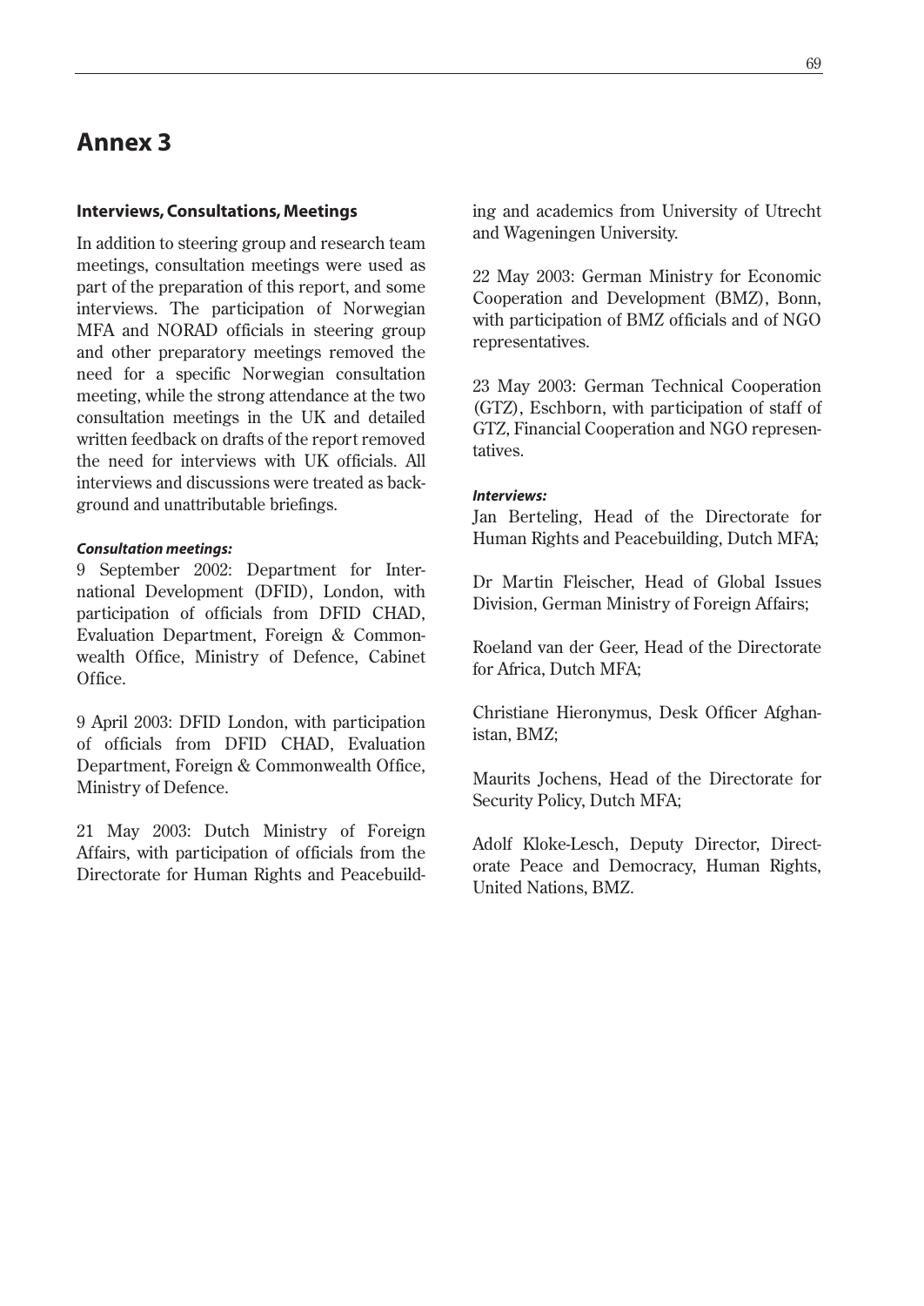# Annex 3

### Interviews, Consultations, Meetings

In addition to steering group and research team meetings, consultation meetings were used as part of the preparation of this report, and some interviews. The participation of Norwegian MFA and NORAD officials in steering group and other preparatory meetings removed the need for a specific Norwegian consultation meeting, while the strong attendance at the two consultation meetings in the UK and detailed written feedback on drafts of the report removed the need for interviews with UK officials. All interviews and discussions were treated as background and unattributable briefings.

***Consultation meetings:***

9 September 2002: Department for International Development (DFID), London, with participation of officials from DFID CHAD, Evaluation Department, Foreign & Commonwealth Office, Ministry of Defence, Cabinet Office.

9 April 2003: DFID London, with participation of officials from DFID CHAD, Evaluation Department, Foreign & Commonwealth Office, Ministry of Defence.

21 May 2003: Dutch Ministry of Foreign Affairs, with participation of officials from the Directorate for Human Rights and Peacebuilding and academics from University of Utrecht and Wageningen University.

22 May 2003: German Ministry for Economic Cooperation and Development (BMZ), Bonn, with participation of BMZ officials and of NGO representatives.

23 May 2003: German Technical Cooperation (GTZ), Eschborn, with participation of staff of GTZ, Financial Cooperation and NGO representatives.

***Interviews:***

Jan Berteling, Head of the Directorate for Human Rights and Peacebuilding, Dutch MFA;

Dr Martin Fleischer, Head of Global Issues Division, German Ministry of Foreign Affairs;

Roeland van der Geer, Head of the Directorate for Africa, Dutch MFA;

Christiane Hieronymus, Desk Officer Afghanistan, BMZ;

Maurits Jochens, Head of the Directorate for Security Policy, Dutch MFA;

Adolf Kloke-Lesch, Deputy Director, Directorate Peace and Democracy, Human Rights, United Nations, BMZ.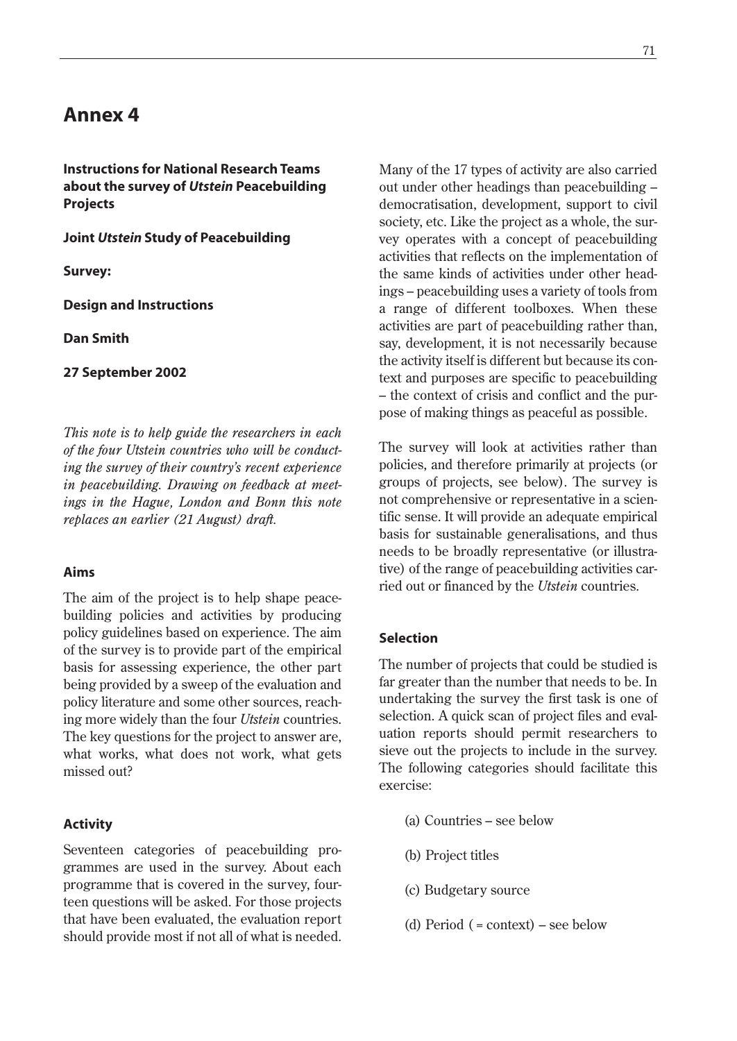# Annex 4

**Instructions for National Research Teams about the survey of *Utstein* Peacebuilding Projects**

**Joint *Utstein* Study of Peacebuilding**

**Survey:**

**Design and Instructions**

**Dan Smith**

**27 September 2002**

*This note is to help guide the researchers in each of the four Utstein countries who will be conducting the survey of their country's recent experience in peacebuilding. Drawing on feedback at meetings in the Hague, London and Bonn this note replaces an earlier (21 August) draft.*

#### Aims

The aim of the project is to help shape peacebuilding policies and activities by producing policy guidelines based on experience. The aim of the survey is to provide part of the empirical basis for assessing experience, the other part being provided by a sweep of the evaluation and policy literature and some other sources, reaching more widely than the four *Utstein* countries. The key questions for the project to answer are, what works, what does not work, what gets missed out?

#### Activity

Seventeen categories of peacebuilding programmes are used in the survey. About each programme that is covered in the survey, fourteen questions will be asked. For those projects that have been evaluated, the evaluation report should provide most if not all of what is needed.

Many of the 17 types of activity are also carried out under other headings than peacebuilding – democratisation, development, support to civil society, etc. Like the project as a whole, the survey operates with a concept of peacebuilding activities that reflects on the implementation of the same kinds of activities under other headings – peacebuilding uses a variety of tools from a range of different toolboxes. When these activities are part of peacebuilding rather than, say, development, it is not necessarily because the activity itself is different but because its context and purposes are specific to peacebuilding – the context of crisis and conflict and the purpose of making things as peaceful as possible.

The survey will look at activities rather than policies, and therefore primarily at projects (or groups of projects, see below). The survey is not comprehensive or representative in a scientific sense. It will provide an adequate empirical basis for sustainable generalisations, and thus needs to be broadly representative (or illustrative) of the range of peacebuilding activities carried out or financed by the *Utstein* countries.

#### Selection

The number of projects that could be studied is far greater than the number that needs to be. In undertaking the survey the first task is one of selection. A quick scan of project files and evaluation reports should permit researchers to sieve out the projects to include in the survey. The following categories should facilitate this exercise:

(a) Countries – see below

(b) Project titles

(c) Budgetary source

(d) Period ( = context) – see below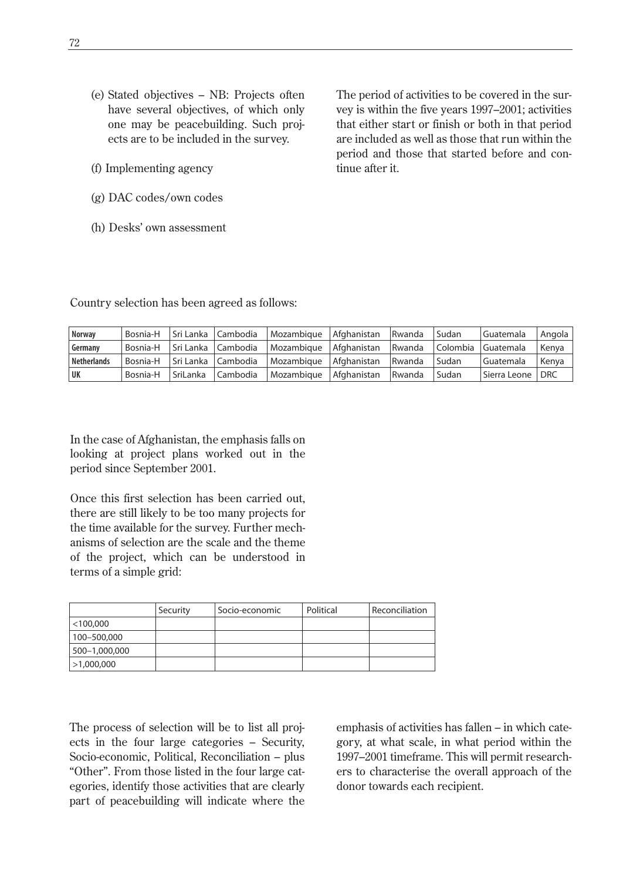(e) Stated objectives – NB: Projects often have several objectives, of which only one may be peacebuilding. Such projects are to be included in the survey.

(f) Implementing agency

(g) DAC codes/own codes

(h) Desks' own assessment

The period of activities to be covered in the survey is within the five years 1997–2001; activities that either start or finish or both in that period are included as well as those that run within the period and those that started before and continue after it.

Country selection has been agreed as follows:

| **Norway** | Bosnia-H | Sri Lanka | Cambodia | Mozambique | Afghanistan | Rwanda | Sudan | Guatemala | Angola |
|---|---|---|---|---|---|---|---|---|---|
| **Germany** | Bosnia-H | Sri Lanka | Cambodia | Mozambique | Afghanistan | Rwanda | Colombia | Guatemala | Kenya |
| **Netherlands** | Bosnia-H | Sri Lanka | Cambodia | Mozambique | Afghanistan | Rwanda | Sudan | Guatemala | Kenya |
| **UK** | Bosnia-H | SriLanka | Cambodia | Mozambique | Afghanistan | Rwanda | Sudan | Sierra Leone | DRC |

In the case of Afghanistan, the emphasis falls on looking at project plans worked out in the period since September 2001.

Once this first selection has been carried out, there are still likely to be too many projects for the time available for the survey. Further mechanisms of selection are the scale and the theme of the project, which can be understood in terms of a simple grid:

| | Security | Socio-economic | Political | Reconciliation |
|---|---|---|---|---|
| <100,000 | | | | |
| 100–500,000 | | | | |
| 500–1,000,000 | | | | |
| >1,000,000 | | | | |

The process of selection will be to list all projects in the four large categories – Security, Socio-economic, Political, Reconciliation – plus "Other". From those listed in the four large categories, identify those activities that are clearly part of peacebuilding will indicate where the emphasis of activities has fallen – in which category, at what scale, in what period within the 1997–2001 timeframe. This will permit researchers to characterise the overall approach of the donor towards each recipient.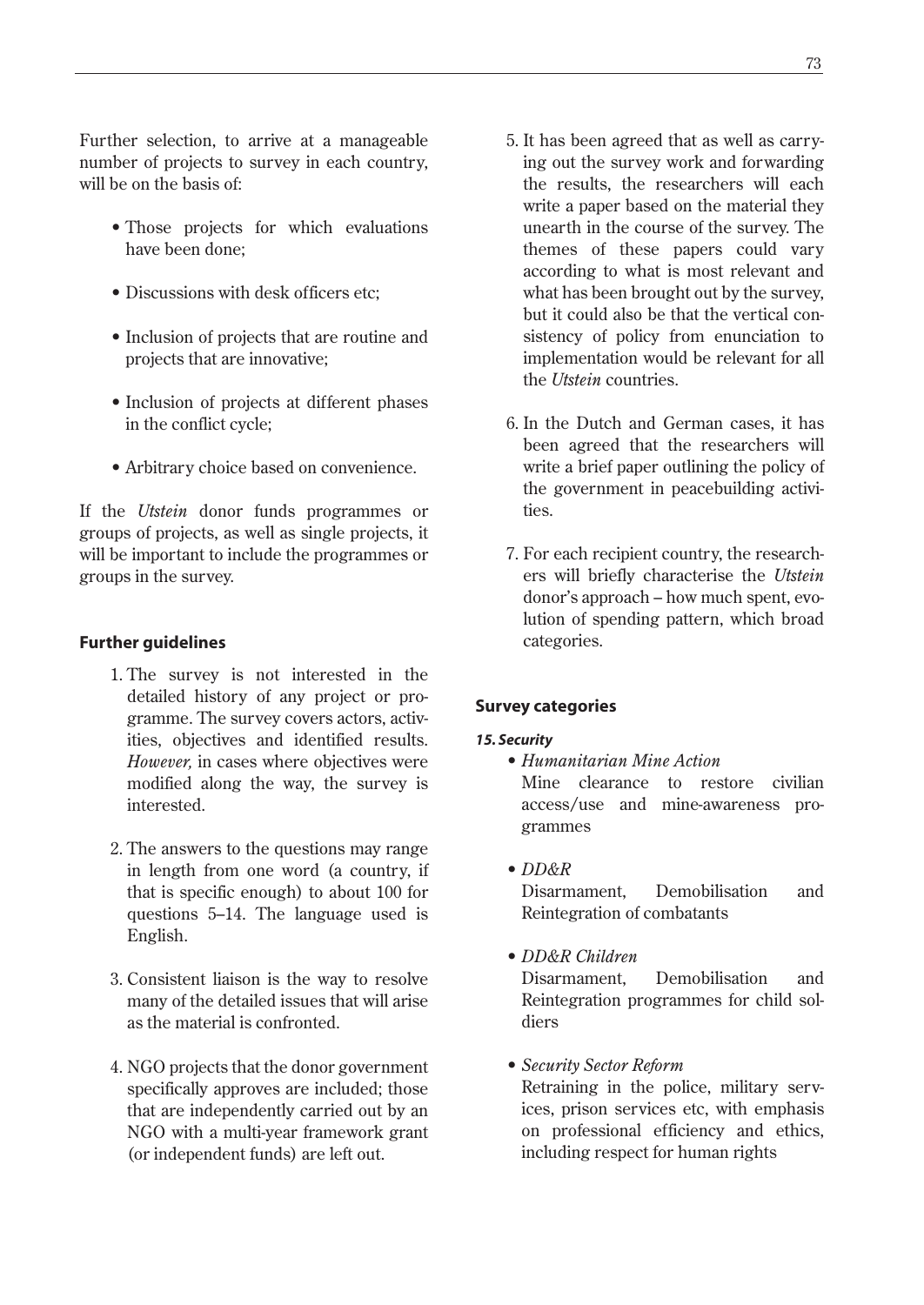Further selection, to arrive at a manageable number of projects to survey in each country, will be on the basis of:

- Those projects for which evaluations have been done;
- Discussions with desk officers etc;
- Inclusion of projects that are routine and projects that are innovative;
- Inclusion of projects at different phases in the conflict cycle;
- Arbitrary choice based on convenience.

If the *Utstein* donor funds programmes or groups of projects, as well as single projects, it will be important to include the programmes or groups in the survey.

### Further guidelines

1. The survey is not interested in the detailed history of any project or programme. The survey covers actors, activities, objectives and identified results. *However,* in cases where objectives were modified along the way, the survey is interested.

2. The answers to the questions may range in length from one word (a country, if that is specific enough) to about 100 for questions 5–14. The language used is English.

3. Consistent liaison is the way to resolve many of the detailed issues that will arise as the material is confronted.

4. NGO projects that the donor government specifically approves are included; those that are independently carried out by an NGO with a multi-year framework grant (or independent funds) are left out.

5. It has been agreed that as well as carrying out the survey work and forwarding the results, the researchers will each write a paper based on the material they unearth in the course of the survey. The themes of these papers could vary according to what is most relevant and what has been brought out by the survey, but it could also be that the vertical consistency of policy from enunciation to implementation would be relevant for all the *Utstein* countries.

6. In the Dutch and German cases, it has been agreed that the researchers will write a brief paper outlining the policy of the government in peacebuilding activities.

7. For each recipient country, the researchers will briefly characterise the *Utstein* donor's approach – how much spent, evolution of spending pattern, which broad categories.

### Survey categories

#### *15. Security*

- *Humanitarian Mine Action*
  Mine clearance to restore civilian access/use and mine-awareness programmes

- *DD&R*
  Disarmament, Demobilisation and Reintegration of combatants

- *DD&R Children*
  Disarmament, Demobilisation and Reintegration programmes for child soldiers

- *Security Sector Reform*
  Retraining in the police, military services, prison services etc, with emphasis on professional efficiency and ethics, including respect for human rights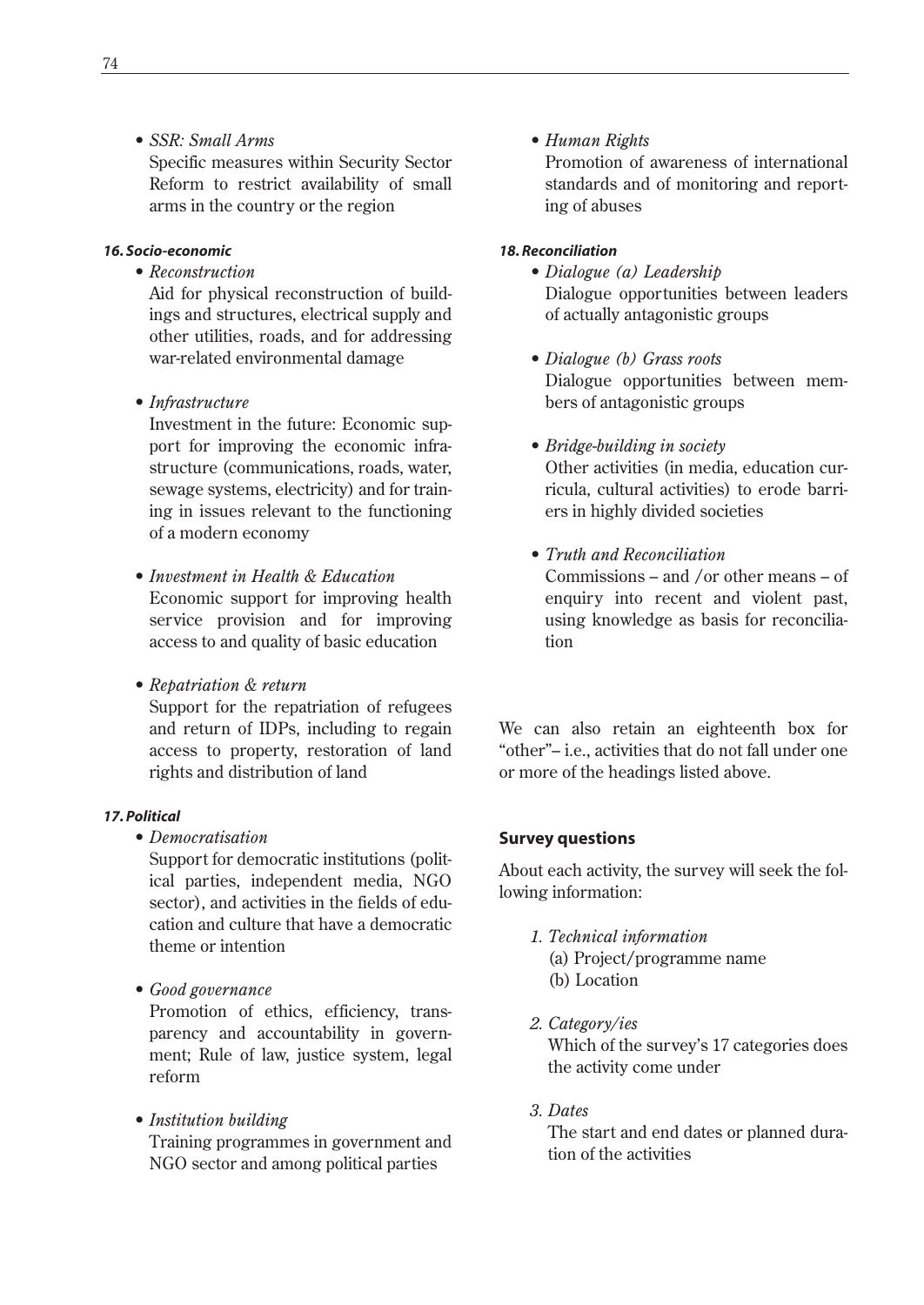- *SSR: Small Arms*
  Specific measures within Security Sector Reform to restrict availability of small arms in the country or the region

***16. Socio-economic***

- *Reconstruction*
  Aid for physical reconstruction of buildings and structures, electrical supply and other utilities, roads, and for addressing war-related environmental damage

- *Infrastructure*
  Investment in the future: Economic support for improving the economic infrastructure (communications, roads, water, sewage systems, electricity) and for training in issues relevant to the functioning of a modern economy

- *Investment in Health & Education*
  Economic support for improving health service provision and for improving access to and quality of basic education

- *Repatriation & return*
  Support for the repatriation of refugees and return of IDPs, including to regain access to property, restoration of land rights and distribution of land

***17. Political***

- *Democratisation*
  Support for democratic institutions (political parties, independent media, NGO sector), and activities in the fields of education and culture that have a democratic theme or intention

- *Good governance*
  Promotion of ethics, efficiency, transparency and accountability in government; Rule of law, justice system, legal reform

- *Institution building*
  Training programmes in government and NGO sector and among political parties

- *Human Rights*
  Promotion of awareness of international standards and of monitoring and reporting of abuses

***18. Reconciliation***

- *Dialogue (a) Leadership*
  Dialogue opportunities between leaders of actually antagonistic groups

- *Dialogue (b) Grass roots*
  Dialogue opportunities between members of antagonistic groups

- *Bridge-building in society*
  Other activities (in media, education curricula, cultural activities) to erode barriers in highly divided societies

- *Truth and Reconciliation*
  Commissions – and /or other means – of enquiry into recent and violent past, using knowledge as basis for reconciliation

We can also retain an eighteenth box for "other"– i.e., activities that do not fall under one or more of the headings listed above.

**Survey questions**

About each activity, the survey will seek the following information:

1. *Technical information*
   (a) Project/programme name
   (b) Location

2. *Category/ies*
   Which of the survey's 17 categories does the activity come under

3. *Dates*
   The start and end dates or planned duration of the activities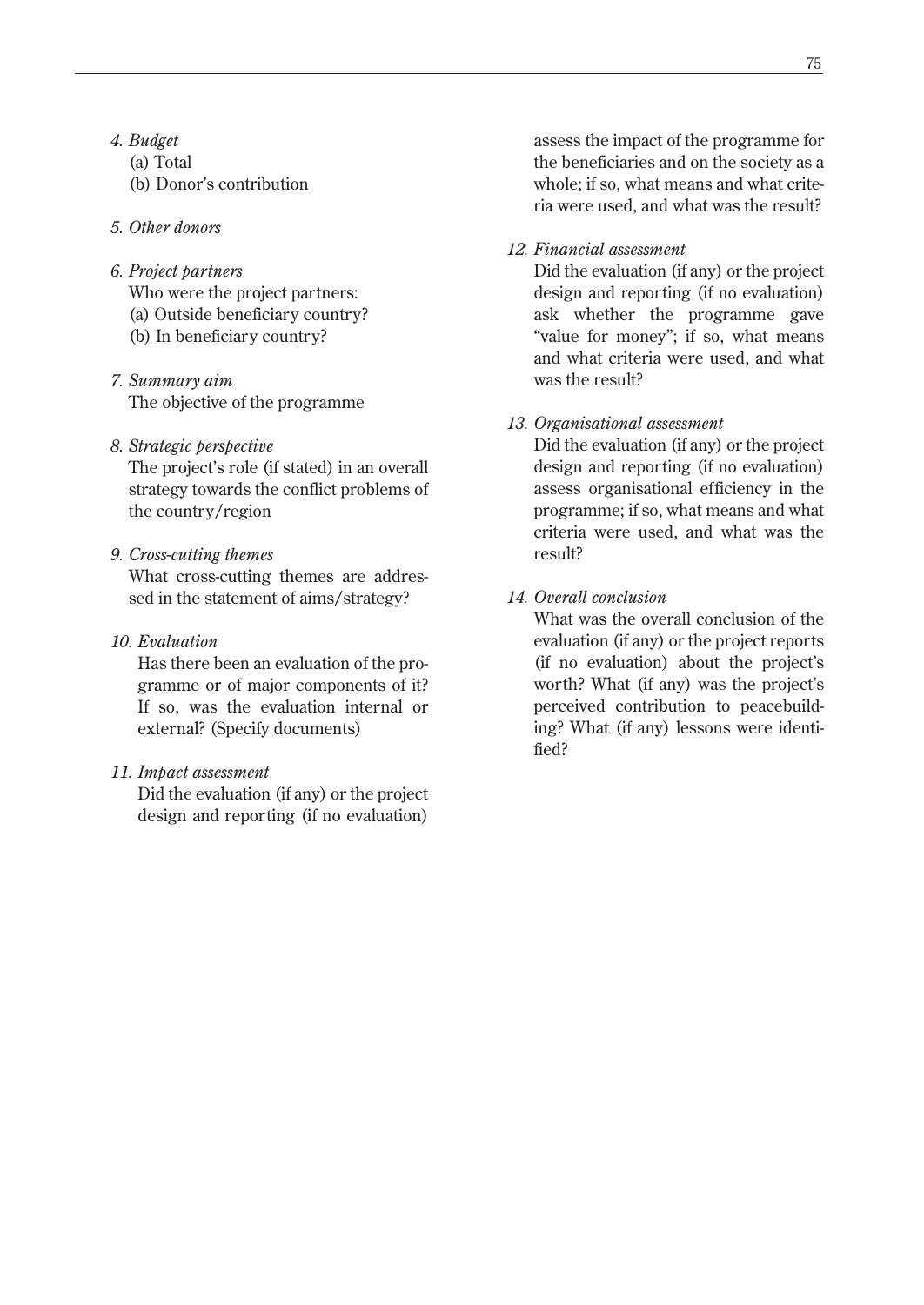*4. Budget*

(a) Total

(b) Donor's contribution

*5. Other donors*

*6. Project partners*

Who were the project partners:

(a) Outside beneficiary country?

(b) In beneficiary country?

*7. Summary aim*

The objective of the programme

*8. Strategic perspective*

The project's role (if stated) in an overall strategy towards the conflict problems of the country/region

*9. Cross-cutting themes*

What cross-cutting themes are addressed in the statement of aims/strategy?

*10. Evaluation*

Has there been an evaluation of the programme or of major components of it? If so, was the evaluation internal or external? (Specify documents)

*11. Impact assessment*

Did the evaluation (if any) or the project design and reporting (if no evaluation) assess the impact of the programme for the beneficiaries and on the society as a whole; if so, what means and what criteria were used, and what was the result?

*12. Financial assessment*

Did the evaluation (if any) or the project design and reporting (if no evaluation) ask whether the programme gave "value for money"; if so, what means and what criteria were used, and what was the result?

*13. Organisational assessment*

Did the evaluation (if any) or the project design and reporting (if no evaluation) assess organisational efficiency in the programme; if so, what means and what criteria were used, and what was the result?

*14. Overall conclusion*

What was the overall conclusion of the evaluation (if any) or the project reports (if no evaluation) about the project's worth? What (if any) was the project's perceived contribution to peacebuilding? What (if any) lessons were identified?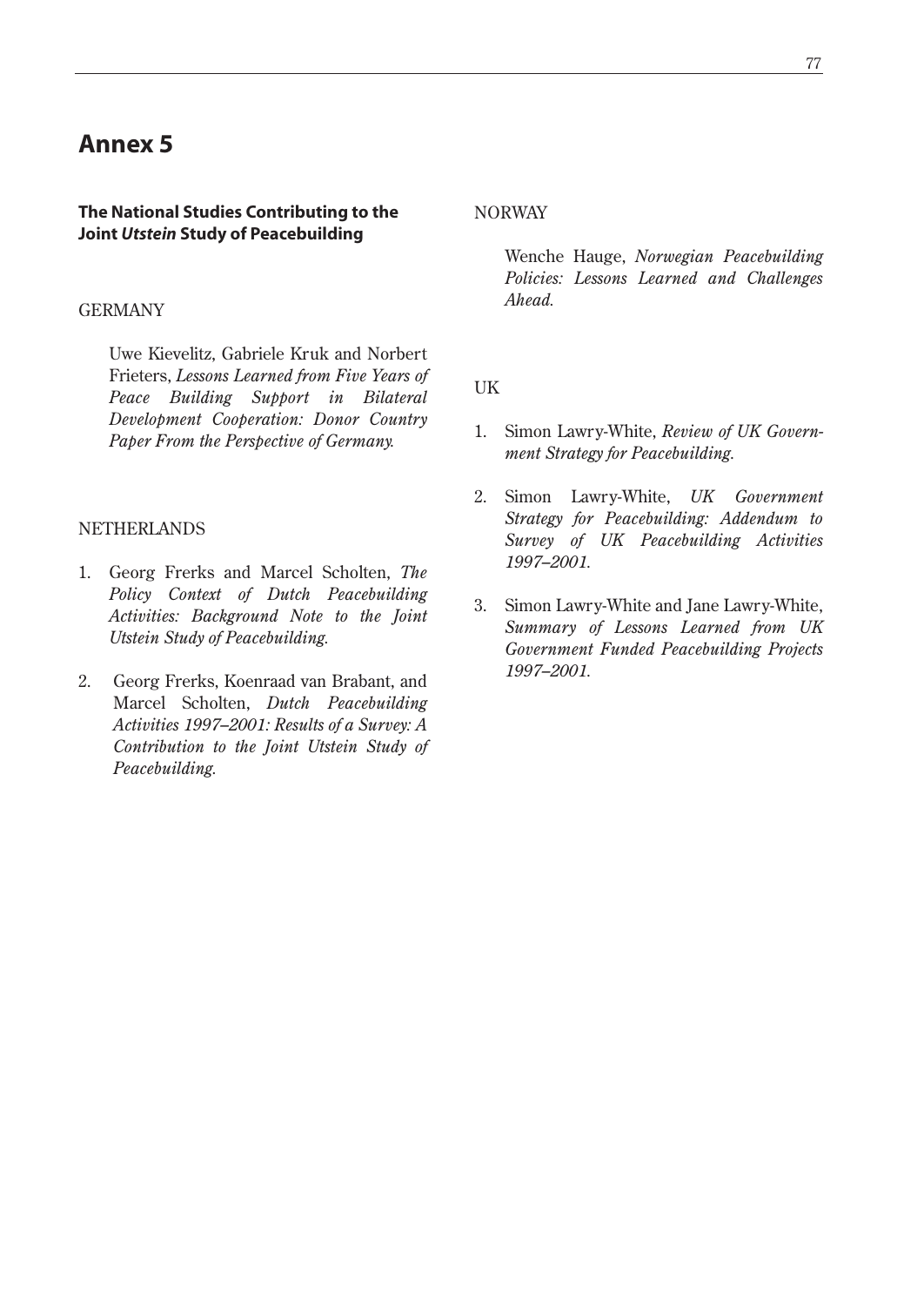# Annex 5

**The National Studies Contributing to the Joint *Utstein* Study of Peacebuilding**

GERMANY

Uwe Kievelitz, Gabriele Kruk and Norbert Frieters, *Lessons Learned from Five Years of Peace Building Support in Bilateral Development Cooperation: Donor Country Paper From the Perspective of Germany.*

NETHERLANDS

1. Georg Frerks and Marcel Scholten, *The Policy Context of Dutch Peacebuilding Activities: Background Note to the Joint Utstein Study of Peacebuilding.*

2. Georg Frerks, Koenraad van Brabant, and Marcel Scholten, *Dutch Peacebuilding Activities 1997–2001: Results of a Survey: A Contribution to the Joint Utstein Study of Peacebuilding.*

NORWAY

Wenche Hauge, *Norwegian Peacebuilding Policies: Lessons Learned and Challenges Ahead.*

UK

1. Simon Lawry-White, *Review of UK Government Strategy for Peacebuilding.*

2. Simon Lawry-White, *UK Government Strategy for Peacebuilding: Addendum to Survey of UK Peacebuilding Activities 1997–2001.*

3. Simon Lawry-White and Jane Lawry-White, *Summary of Lessons Learned from UK Government Funded Peacebuilding Projects 1997–2001.*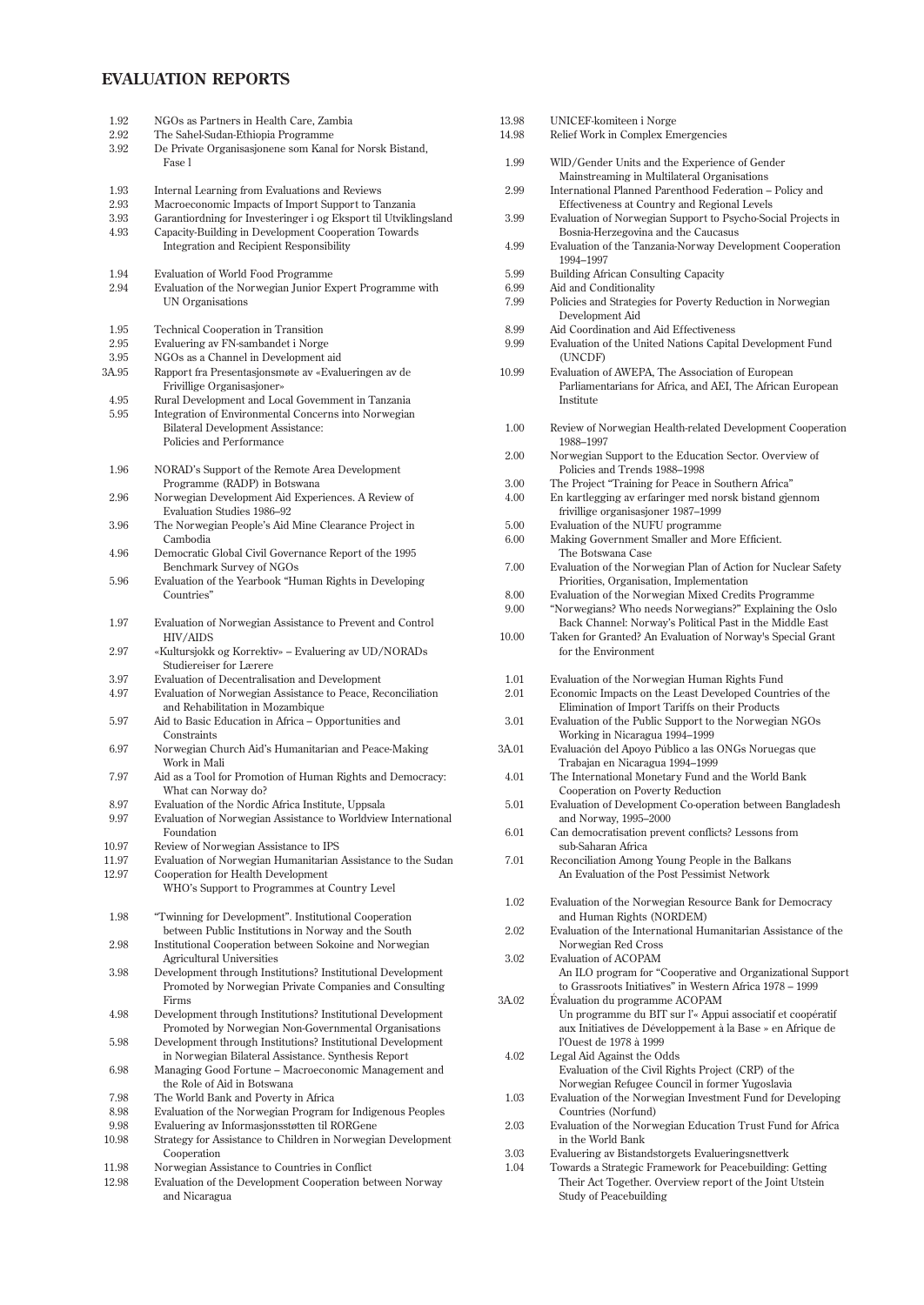# EVALUATION REPORTS

| | |
|---|---|
| 1.92 | NGOs as Partners in Health Care, Zambia |
| 2.92 | The Sahel-Sudan-Ethiopia Programme |
| 3.92 | De Private Organisasjonene som Kanal for Norsk Bistand, Fase l |
| 1.93 | Internal Learning from Evaluations and Reviews |
| 2.93 | Macroeconomic Impacts of Import Support to Tanzania |
| 3.93 | Garantiordning for Investeringer i og Eksport til Utviklingsland |
| 4.93 | Capacity-Building in Development Cooperation Towards Integration and Recipient Responsibility |
| 1.94 | Evaluation of World Food Programme |
| 2.94 | Evaluation of the Norwegian Junior Expert Programme with UN Organisations |
| 1.95 | Technical Cooperation in Transition |
| 2.95 | Evaluering av FN-sambandet i Norge |
| 3.95 | NGOs as a Channel in Development aid |
| 3A.95 | Rapport fra Presentasjonsmøte av «Evalueringen av de Frivillige Organisasjoner» |
| 4.95 | Rural Development and Local Govemment in Tanzania |
| 5.95 | Integration of Environmental Concerns into Norwegian Bilateral Development Assistance: Policies and Performance |
| 1.96 | NORAD's Support of the Remote Area Development Programme (RADP) in Botswana |
| 2.96 | Norwegian Development Aid Experiences. A Review of Evaluation Studies 1986–92 |
| 3.96 | The Norwegian People's Aid Mine Clearance Project in Cambodia |
| 4.96 | Democratic Global Civil Governance Report of the 1995 Benchmark Survey of NGOs |
| 5.96 | Evaluation of the Yearbook "Human Rights in Developing Countries" |
| 1.97 | Evaluation of Norwegian Assistance to Prevent and Control HIV/AIDS |
| 2.97 | «Kultursjokk og Korrektiv» – Evaluering av UD/NORADs Studiereiser for Lærere |
| 3.97 | Evaluation of Decentralisation and Development |
| 4.97 | Evaluation of Norwegian Assistance to Peace, Reconciliation and Rehabilitation in Mozambique |
| 5.97 | Aid to Basic Education in Africa – Opportunities and Constraints |
| 6.97 | Norwegian Church Aid's Humanitarian and Peace-Making Work in Mali |
| 7.97 | Aid as a Tool for Promotion of Human Rights and Democracy: What can Norway do? |
| 8.97 | Evaluation of the Nordic Africa Institute, Uppsala |
| 9.97 | Evaluation of Norwegian Assistance to Worldview International Foundation |
| 10.97 | Review of Norwegian Assistance to IPS |
| 11.97 | Evaluation of Norwegian Humanitarian Assistance to the Sudan |
| 12.97 | Cooperation for Health Development WHO's Support to Programmes at Country Level |
| 1.98 | "Twinning for Development". Institutional Cooperation between Public Institutions in Norway and the South |
| 2.98 | Institutional Cooperation between Sokoine and Norwegian Agricultural Universities |
| 3.98 | Development through Institutions? Institutional Development Promoted by Norwegian Private Companies and Consulting Firms |
| 4.98 | Development through Institutions? Institutional Development Promoted by Norwegian Non-Governmental Organisations |
| 5.98 | Development through Institutions? Institutional Development in Norwegian Bilateral Assistance. Synthesis Report |
| 6.98 | Managing Good Fortune – Macroeconomic Management and the Role of Aid in Botswana |
| 7.98 | The World Bank and Poverty in Africa |
| 8.98 | Evaluation of the Norwegian Program for Indigenous Peoples |
| 9.98 | Evaluering av Informasjonsstøtten til RORGene |
| 10.98 | Strategy for Assistance to Children in Norwegian Development Cooperation |
| 11.98 | Norwegian Assistance to Countries in Conflict |
| 12.98 | Evaluation of the Development Cooperation between Norway and Nicaragua |
| 13.98 | UNICEF-komiteen i Norge |
| 14.98 | Relief Work in Complex Emergencies |
| 1.99 | WID/Gender Units and the Experience of Gender Mainstreaming in Multilateral Organisations |
| 2.99 | International Planned Parenthood Federation – Policy and Effectiveness at Country and Regional Levels |
| 3.99 | Evaluation of Norwegian Support to Psycho-Social Projects in Bosnia-Herzegovina and the Caucasus |
| 4.99 | Evaluation of the Tanzania-Norway Development Cooperation 1994–1997 |
| 5.99 | Building African Consulting Capacity |
| 6.99 | Aid and Conditionality |
| 7.99 | Policies and Strategies for Poverty Reduction in Norwegian Development Aid |
| 8.99 | Aid Coordination and Aid Effectiveness |
| 9.99 | Evaluation of the United Nations Capital Development Fund (UNCDF) |
| 10.99 | Evaluation of AWEPA, The Association of European Parliamentarians for Africa, and AEI, The African European Institute |
| 1.00 | Review of Norwegian Health-related Development Cooperation 1988–1997 |
| 2.00 | Norwegian Support to the Education Sector. Overview of Policies and Trends 1988–1998 |
| 3.00 | The Project "Training for Peace in Southern Africa" |
| 4.00 | En kartlegging av erfaringer med norsk bistand gjennom frivillige organisasjoner 1987–1999 |
| 5.00 | Evaluation of the NUFU programme |
| 6.00 | Making Government Smaller and More Efficient. The Botswana Case |
| 7.00 | Evaluation of the Norwegian Plan of Action for Nuclear Safety Priorities, Organisation, Implementation |
| 8.00 | Evaluation of the Norwegian Mixed Credits Programme |
| 9.00 | "Norwegians? Who needs Norwegians?" Explaining the Oslo Back Channel: Norway's Political Past in the Middle East |
| 10.00 | Taken for Granted? An Evaluation of Norway's Special Grant for the Environment |
| 1.01 | Evaluation of the Norwegian Human Rights Fund |
| 2.01 | Economic Impacts on the Least Developed Countries of the Elimination of Import Tariffs on their Products |
| 3.01 | Evaluation of the Public Support to the Norwegian NGOs Working in Nicaragua 1994–1999 |
| 3A.01 | Evaluación del Apoyo Público a las ONGs Noruegas que Trabajan en Nicaragua 1994–1999 |
| 4.01 | The International Monetary Fund and the World Bank Cooperation on Poverty Reduction |
| 5.01 | Evaluation of Development Co-operation between Bangladesh and Norway, 1995–2000 |
| 6.01 | Can democratisation prevent conflicts? Lessons from sub-Saharan Africa |
| 7.01 | Reconciliation Among Young People in the Balkans An Evaluation of the Post Pessimist Network |
| 1.02 | Evaluation of the Norwegian Resource Bank for Democracy and Human Rights (NORDEM) |
| 2.02 | Evaluation of the International Humanitarian Assistance of the Norwegian Red Cross |
| 3.02 | Evaluation of ACOPAM An ILO program for "Cooperative and Organizational Support to Grassroots Initiatives" in Western Africa 1978 – 1999 |
| 3A.02 | Évaluation du programme ACOPAM Un programme du BIT sur l'« Appui associatif et coopératif aux Initiatives de Développement à la Base » en Afrique de l'Ouest de 1978 à 1999 |
| 4.02 | Legal Aid Against the Odds Evaluation of the Civil Rights Project (CRP) of the Norwegian Refugee Council in former Yugoslavia |
| 1.03 | Evaluation of the Norwegian Investment Fund for Developing Countries (Norfund) |
| 2.03 | Evaluation of the Norwegian Education Trust Fund for Africa in the World Bank |
| 3.03 | Evaluering av Bistandstorgets Evalueringsnettverk |
| 1.04 | Towards a Strategic Framework for Peacebuilding: Getting Their Act Together. Overview report of the Joint Utstein Study of Peacebuilding |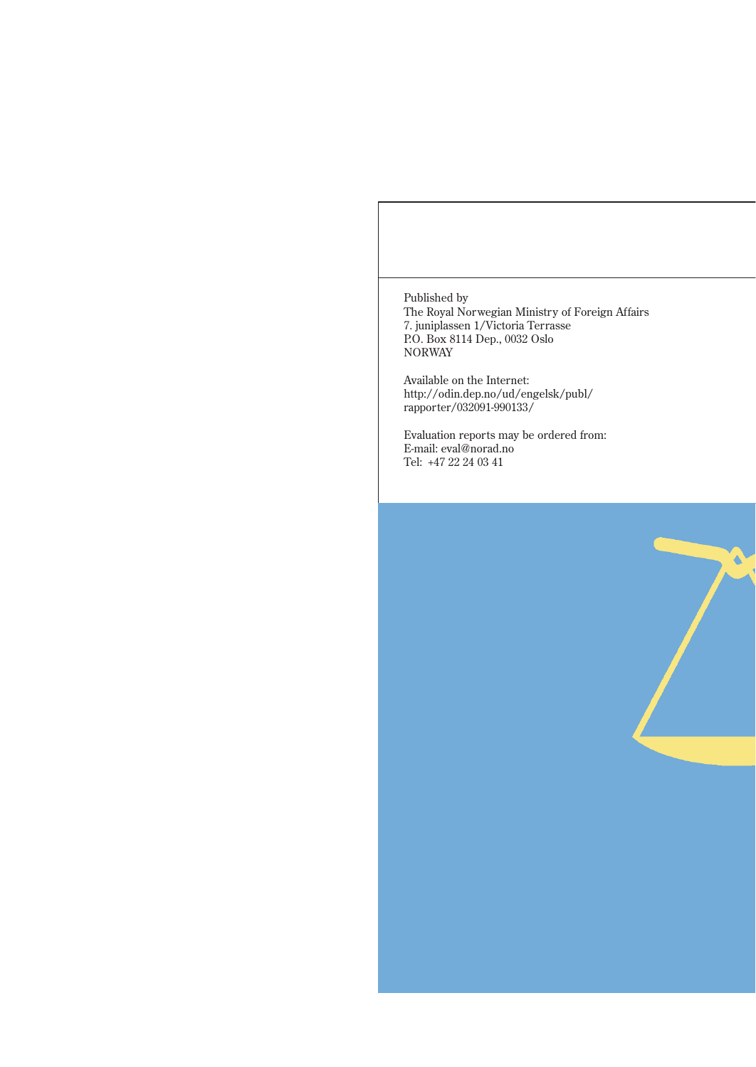Published by
The Royal Norwegian Ministry of Foreign Affairs
7. juniplassen 1/Victoria Terrasse
P.O. Box 8114 Dep., 0032 Oslo
NORWAY

Available on the Internet:
http://odin.dep.no/ud/engelsk/publ/rapporter/032091-990133/

Evaluation reports may be ordered from:
E-mail: eval@norad.no
Tel: +47 22 24 03 41